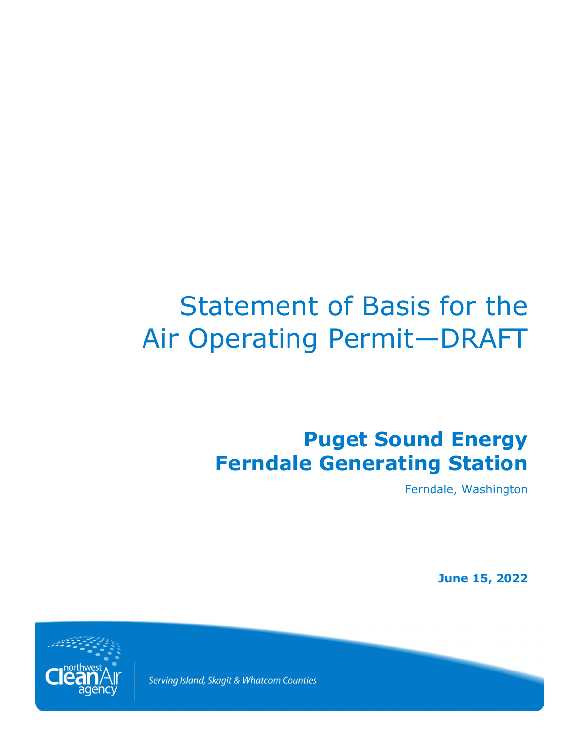# Statement of Basis for the Air Operating Permit—DRAFT

## Puget Sound Energy Ferndale Generating Station

Ferndale, Washington

**June 15, 2022**

northwest Clean Air agency

*Serving Island, Skagit & Whatcom Counties*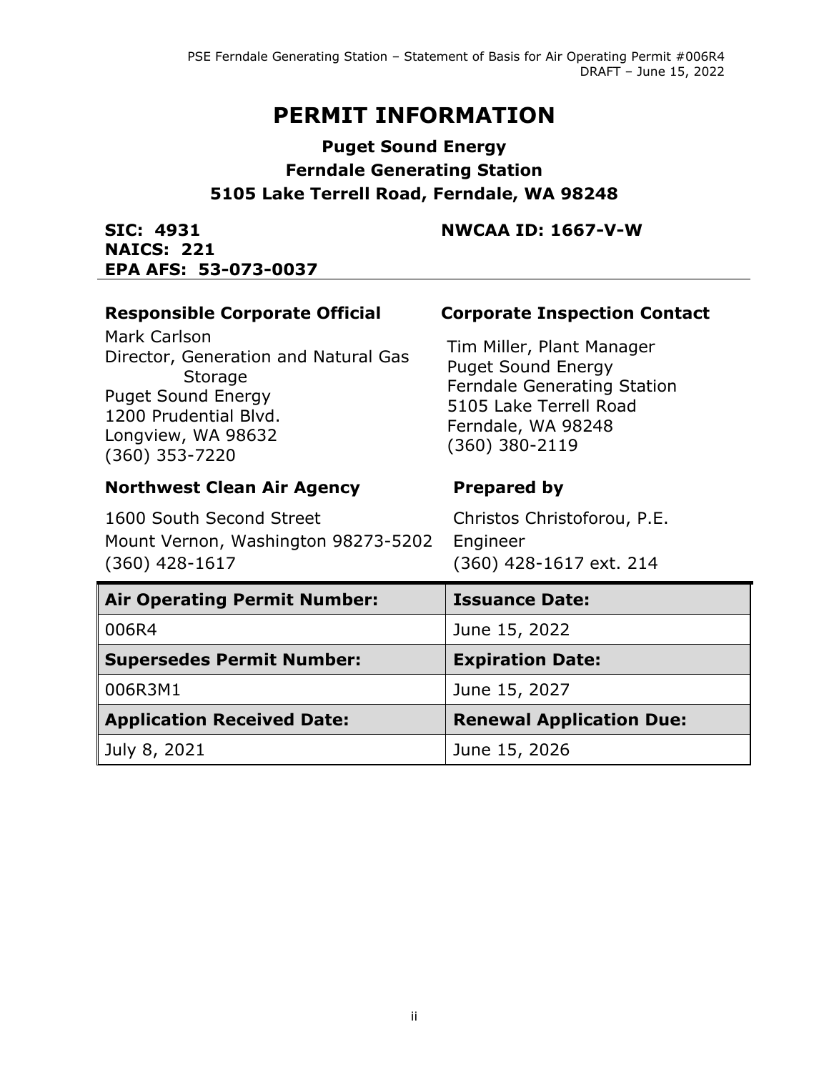# PERMIT INFORMATION

## Puget Sound Energy
## Ferndale Generating Station
## 5105 Lake Terrell Road, Ferndale, WA 98248

**SIC: 4931**
**NAICS: 221**
**EPA AFS: 53-073-0037**

**NWCAA ID: 1667-V-W**

---

**Responsible Corporate Official**

Mark Carlson
Director, Generation and Natural Gas Storage
Puget Sound Energy
1200 Prudential Blvd.
Longview, WA 98632
(360) 353-7220

**Corporate Inspection Contact**

Tim Miller, Plant Manager
Puget Sound Energy
Ferndale Generating Station
5105 Lake Terrell Road
Ferndale, WA 98248
(360) 380-2119

**Northwest Clean Air Agency**

1600 South Second Street
Mount Vernon, Washington 98273-5202
(360) 428-1617

**Prepared by**

Christos Christoforou, P.E.
Engineer
(360) 428-1617 ext. 214

| Air Operating Permit Number: | Issuance Date: |
|---|---|
| 006R4 | June 15, 2022 |
| **Supersedes Permit Number:** | **Expiration Date:** |
| 006R3M1 | June 15, 2027 |
| **Application Received Date:** | **Renewal Application Due:** |
| July 8, 2021 | June 15, 2026 |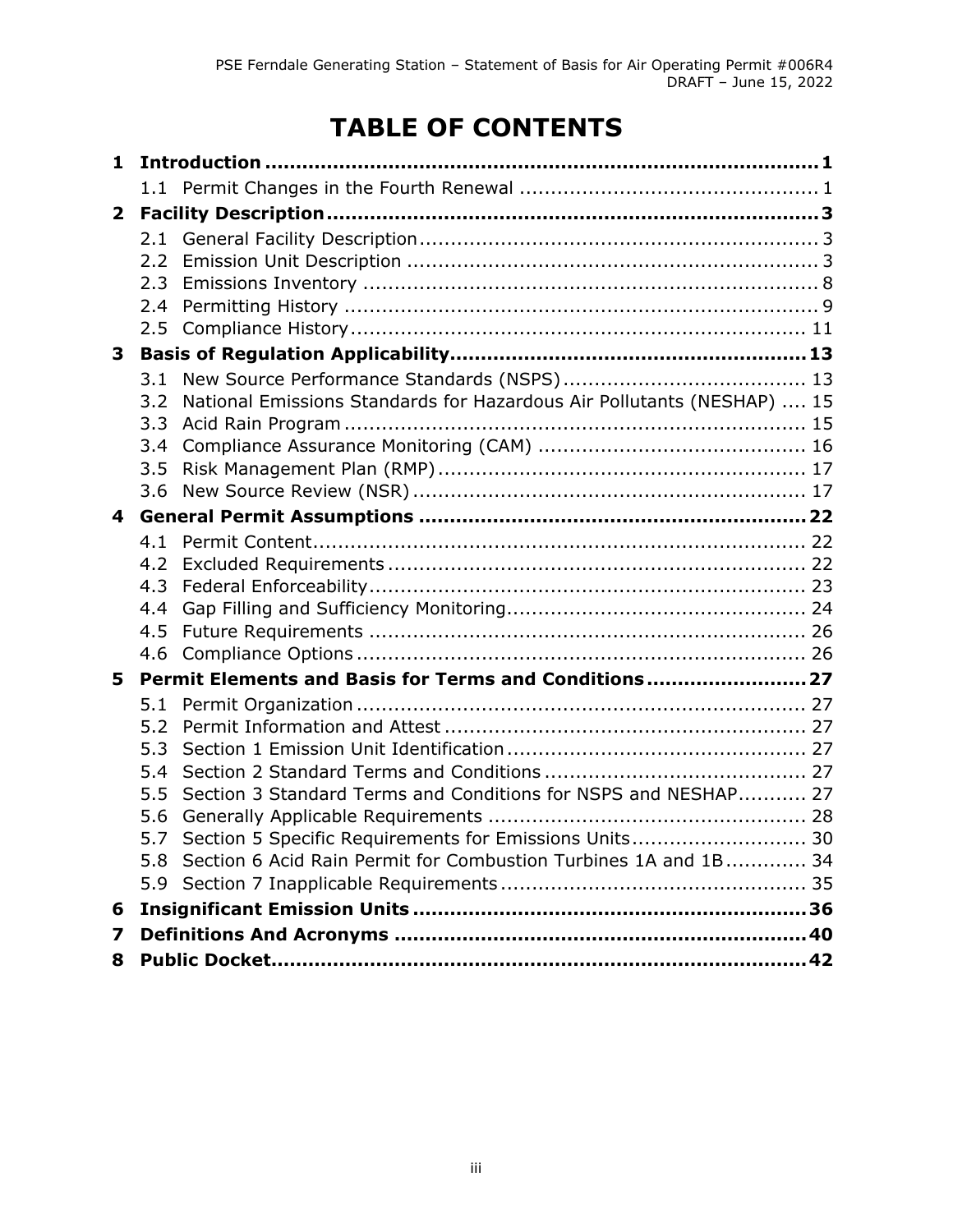# TABLE OF CONTENTS

**1 Introduction ... 1**

- 1.1 Permit Changes in the Fourth Renewal ... 1

**2 Facility Description ... 3**

- 2.1 General Facility Description ... 3
- 2.2 Emission Unit Description ... 3
- 2.3 Emissions Inventory ... 8
- 2.4 Permitting History ... 9
- 2.5 Compliance History ... 11

**3 Basis of Regulation Applicability ... 13**

- 3.1 New Source Performance Standards (NSPS) ... 13
- 3.2 National Emissions Standards for Hazardous Air Pollutants (NESHAP) ... 15
- 3.3 Acid Rain Program ... 15
- 3.4 Compliance Assurance Monitoring (CAM) ... 16
- 3.5 Risk Management Plan (RMP) ... 17
- 3.6 New Source Review (NSR) ... 17

**4 General Permit Assumptions ... 22**

- 4.1 Permit Content ... 22
- 4.2 Excluded Requirements ... 22
- 4.3 Federal Enforceability ... 23
- 4.4 Gap Filling and Sufficiency Monitoring ... 24
- 4.5 Future Requirements ... 26
- 4.6 Compliance Options ... 26

**5 Permit Elements and Basis for Terms and Conditions ... 27**

- 5.1 Permit Organization ... 27
- 5.2 Permit Information and Attest ... 27
- 5.3 Section 1 Emission Unit Identification ... 27
- 5.4 Section 2 Standard Terms and Conditions ... 27
- 5.5 Section 3 Standard Terms and Conditions for NSPS and NESHAP ... 27
- 5.6 Generally Applicable Requirements ... 28
- 5.7 Section 5 Specific Requirements for Emissions Units ... 30
- 5.8 Section 6 Acid Rain Permit for Combustion Turbines 1A and 1B ... 34
- 5.9 Section 7 Inapplicable Requirements ... 35

**6 Insignificant Emission Units ... 36**

**7 Definitions And Acronyms ... 40**

**8 Public Docket ... 42**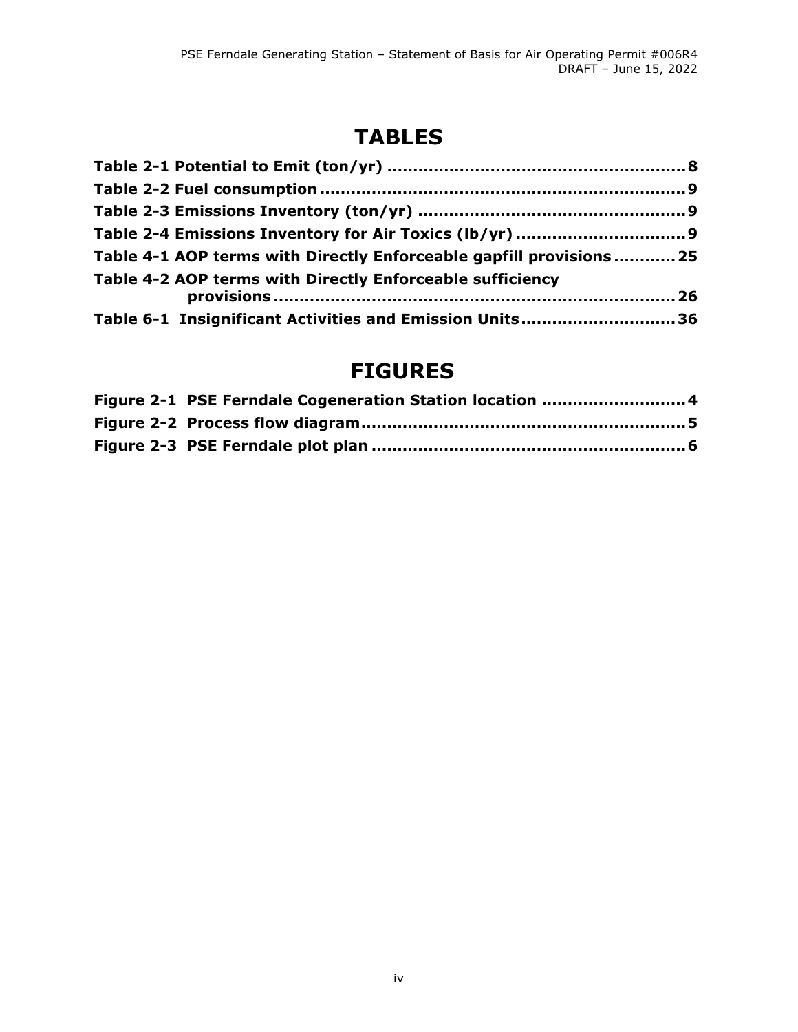# TABLES

**Table 2-1 Potential to Emit (ton/yr) ........................................................ 8**
**Table 2-2 Fuel consumption ..................................................................... 9**
**Table 2-3 Emissions Inventory (ton/yr) .................................................. 9**
**Table 2-4 Emissions Inventory for Air Toxics (lb/yr) ................................ 9**
**Table 4-1 AOP terms with Directly Enforceable gapfill provisions ........... 25**
**Table 4-2 AOP terms with Directly Enforceable sufficiency provisions ............................................................................ 26**
**Table 6-1 Insignificant Activities and Emission Units ............................. 36**

# FIGURES

**Figure 2-1 PSE Ferndale Cogeneration Station location ........................... 4**
**Figure 2-2 Process flow diagram ............................................................. 5**
**Figure 2-3 PSE Ferndale plot plan ............................................................ 6**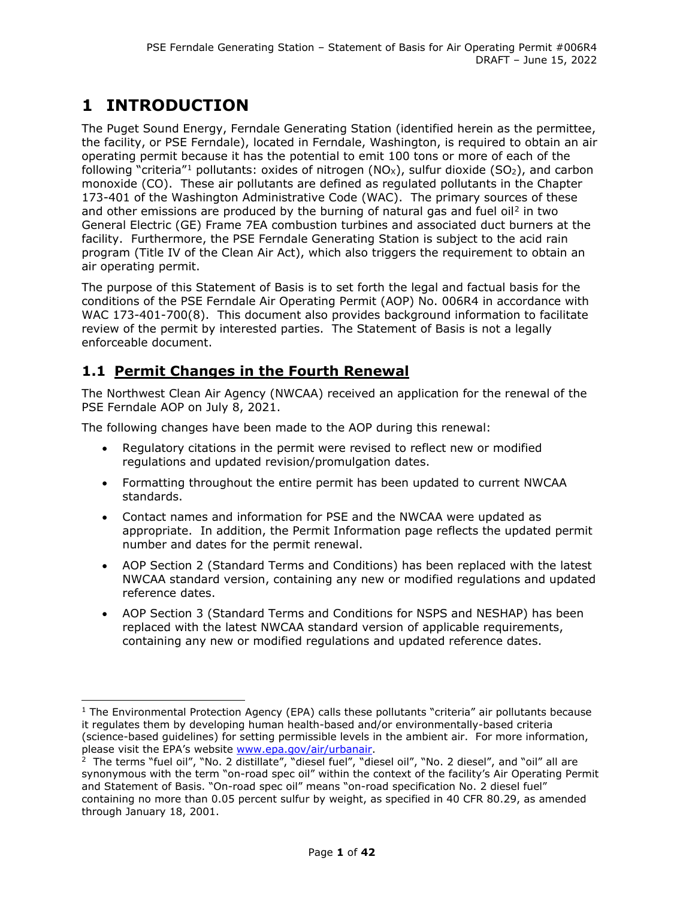# 1 INTRODUCTION

The Puget Sound Energy, Ferndale Generating Station (identified herein as the permittee, the facility, or PSE Ferndale), located in Ferndale, Washington, is required to obtain an air operating permit because it has the potential to emit 100 tons or more of each of the following "criteria"[1] pollutants: oxides of nitrogen ($NO_X$), sulfur dioxide ($SO_2$), and carbon monoxide (CO). These air pollutants are defined as regulated pollutants in the Chapter 173-401 of the Washington Administrative Code (WAC). The primary sources of these and other emissions are produced by the burning of natural gas and fuel oil[2] in two General Electric (GE) Frame 7EA combustion turbines and associated duct burners at the facility. Furthermore, the PSE Ferndale Generating Station is subject to the acid rain program (Title IV of the Clean Air Act), which also triggers the requirement to obtain an air operating permit.

The purpose of this Statement of Basis is to set forth the legal and factual basis for the conditions of the PSE Ferndale Air Operating Permit (AOP) No. 006R4 in accordance with WAC 173-401-700(8). This document also provides background information to facilitate review of the permit by interested parties. The Statement of Basis is not a legally enforceable document.

## 1.1 Permit Changes in the Fourth Renewal

The Northwest Clean Air Agency (NWCAA) received an application for the renewal of the PSE Ferndale AOP on July 8, 2021.

The following changes have been made to the AOP during this renewal:

- Regulatory citations in the permit were revised to reflect new or modified regulations and updated revision/promulgation dates.
- Formatting throughout the entire permit has been updated to current NWCAA standards.
- Contact names and information for PSE and the NWCAA were updated as appropriate. In addition, the Permit Information page reflects the updated permit number and dates for the permit renewal.
- AOP Section 2 (Standard Terms and Conditions) has been replaced with the latest NWCAA standard version, containing any new or modified regulations and updated reference dates.
- AOP Section 3 (Standard Terms and Conditions for NSPS and NESHAP) has been replaced with the latest NWCAA standard version of applicable requirements, containing any new or modified regulations and updated reference dates.

---

[1] The Environmental Protection Agency (EPA) calls these pollutants "criteria" air pollutants because it regulates them by developing human health-based and/or environmentally-based criteria (science-based guidelines) for setting permissible levels in the ambient air. For more information, please visit the EPA's website www.epa.gov/air/urbanair.

[2] The terms "fuel oil", "No. 2 distillate", "diesel fuel", "diesel oil", "No. 2 diesel", and "oil" all are synonymous with the term "on-road spec oil" within the context of the facility's Air Operating Permit and Statement of Basis. "On-road spec oil" means "on-road specification No. 2 diesel fuel" containing no more than 0.05 percent sulfur by weight, as specified in 40 CFR 80.29, as amended through January 18, 2001.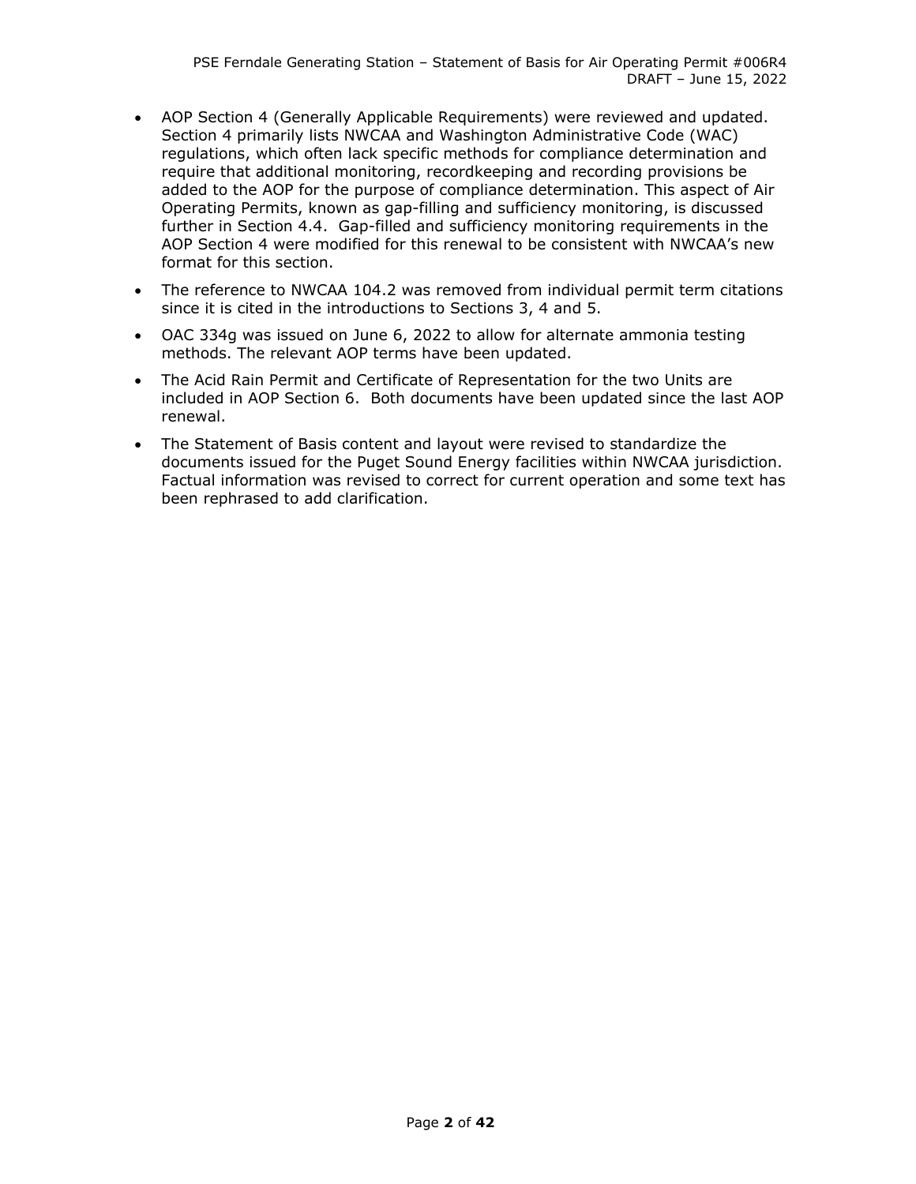- AOP Section 4 (Generally Applicable Requirements) were reviewed and updated. Section 4 primarily lists NWCAA and Washington Administrative Code (WAC) regulations, which often lack specific methods for compliance determination and require that additional monitoring, recordkeeping and recording provisions be added to the AOP for the purpose of compliance determination. This aspect of Air Operating Permits, known as gap-filling and sufficiency monitoring, is discussed further in Section 4.4. Gap-filled and sufficiency monitoring requirements in the AOP Section 4 were modified for this renewal to be consistent with NWCAA's new format for this section.
- The reference to NWCAA 104.2 was removed from individual permit term citations since it is cited in the introductions to Sections 3, 4 and 5.
- OAC 334g was issued on June 6, 2022 to allow for alternate ammonia testing methods. The relevant AOP terms have been updated.
- The Acid Rain Permit and Certificate of Representation for the two Units are included in AOP Section 6. Both documents have been updated since the last AOP renewal.
- The Statement of Basis content and layout were revised to standardize the documents issued for the Puget Sound Energy facilities within NWCAA jurisdiction. Factual information was revised to correct for current operation and some text has been rephrased to add clarification.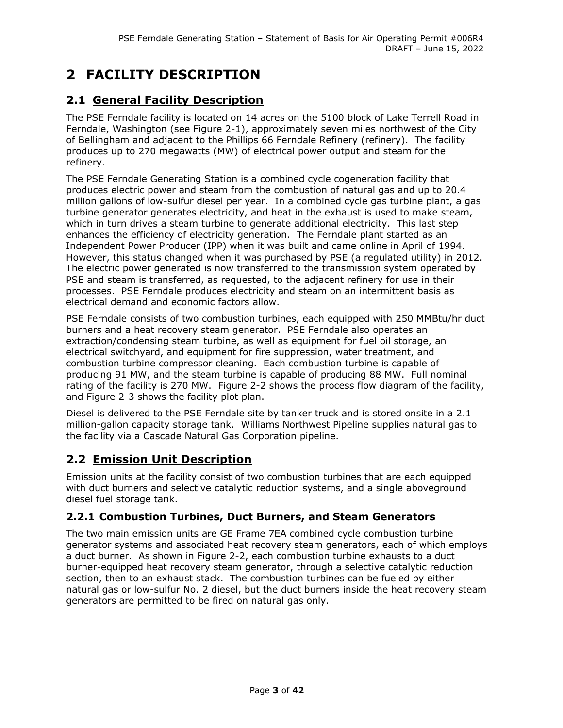# 2 FACILITY DESCRIPTION

## 2.1 General Facility Description

The PSE Ferndale facility is located on 14 acres on the 5100 block of Lake Terrell Road in Ferndale, Washington (see Figure 2-1), approximately seven miles northwest of the City of Bellingham and adjacent to the Phillips 66 Ferndale Refinery (refinery). The facility produces up to 270 megawatts (MW) of electrical power output and steam for the refinery.

The PSE Ferndale Generating Station is a combined cycle cogeneration facility that produces electric power and steam from the combustion of natural gas and up to 20.4 million gallons of low-sulfur diesel per year. In a combined cycle gas turbine plant, a gas turbine generator generates electricity, and heat in the exhaust is used to make steam, which in turn drives a steam turbine to generate additional electricity. This last step enhances the efficiency of electricity generation. The Ferndale plant started as an Independent Power Producer (IPP) when it was built and came online in April of 1994. However, this status changed when it was purchased by PSE (a regulated utility) in 2012. The electric power generated is now transferred to the transmission system operated by PSE and steam is transferred, as requested, to the adjacent refinery for use in their processes. PSE Ferndale produces electricity and steam on an intermittent basis as electrical demand and economic factors allow.

PSE Ferndale consists of two combustion turbines, each equipped with 250 MMBtu/hr duct burners and a heat recovery steam generator. PSE Ferndale also operates an extraction/condensing steam turbine, as well as equipment for fuel oil storage, an electrical switchyard, and equipment for fire suppression, water treatment, and combustion turbine compressor cleaning. Each combustion turbine is capable of producing 91 MW, and the steam turbine is capable of producing 88 MW. Full nominal rating of the facility is 270 MW. Figure 2-2 shows the process flow diagram of the facility, and Figure 2-3 shows the facility plot plan.

Diesel is delivered to the PSE Ferndale site by tanker truck and is stored onsite in a 2.1 million-gallon capacity storage tank. Williams Northwest Pipeline supplies natural gas to the facility via a Cascade Natural Gas Corporation pipeline.

## 2.2 Emission Unit Description

Emission units at the facility consist of two combustion turbines that are each equipped with duct burners and selective catalytic reduction systems, and a single aboveground diesel fuel storage tank.

### 2.2.1 Combustion Turbines, Duct Burners, and Steam Generators

The two main emission units are GE Frame 7EA combined cycle combustion turbine generator systems and associated heat recovery steam generators, each of which employs a duct burner. As shown in Figure 2-2, each combustion turbine exhausts to a duct burner-equipped heat recovery steam generator, through a selective catalytic reduction section, then to an exhaust stack. The combustion turbines can be fueled by either natural gas or low-sulfur No. 2 diesel, but the duct burners inside the heat recovery steam generators are permitted to be fired on natural gas only.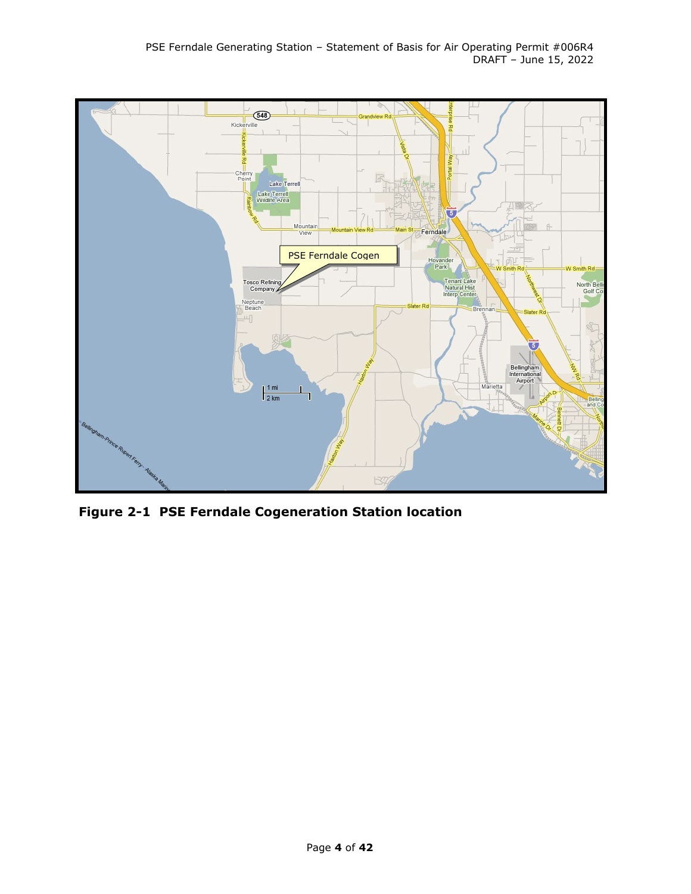**Figure 2-1  PSE Ferndale Cogeneration Station location**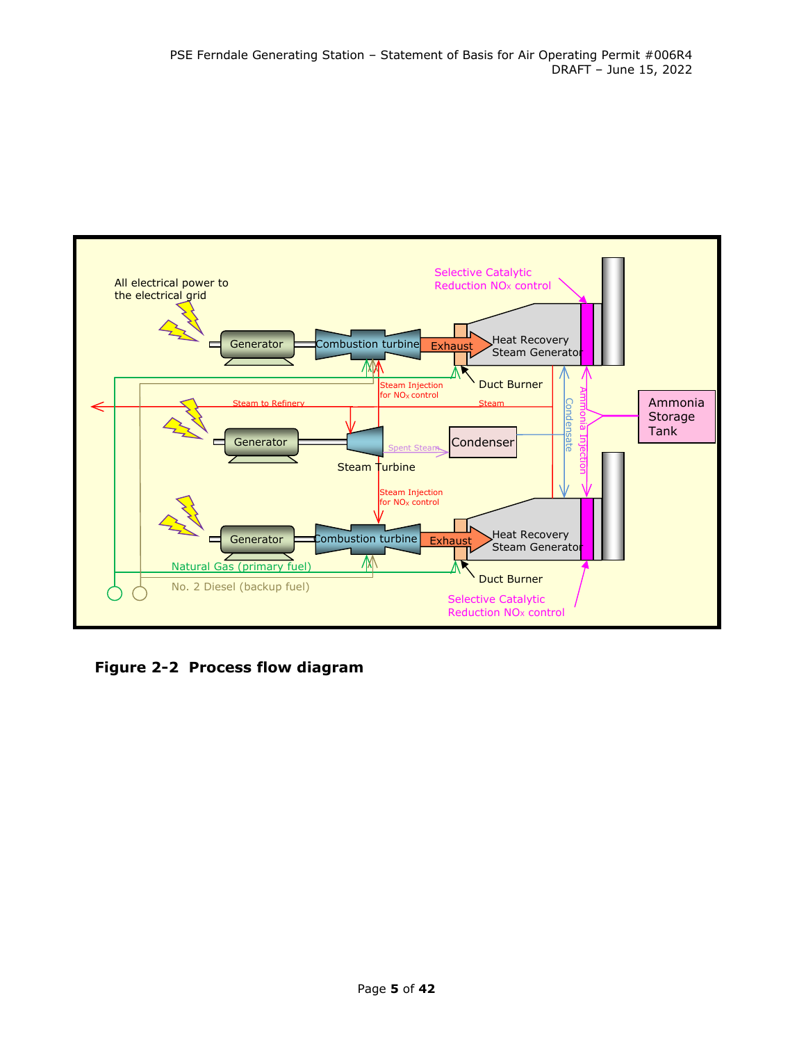**Figure 2-2 Process flow diagram**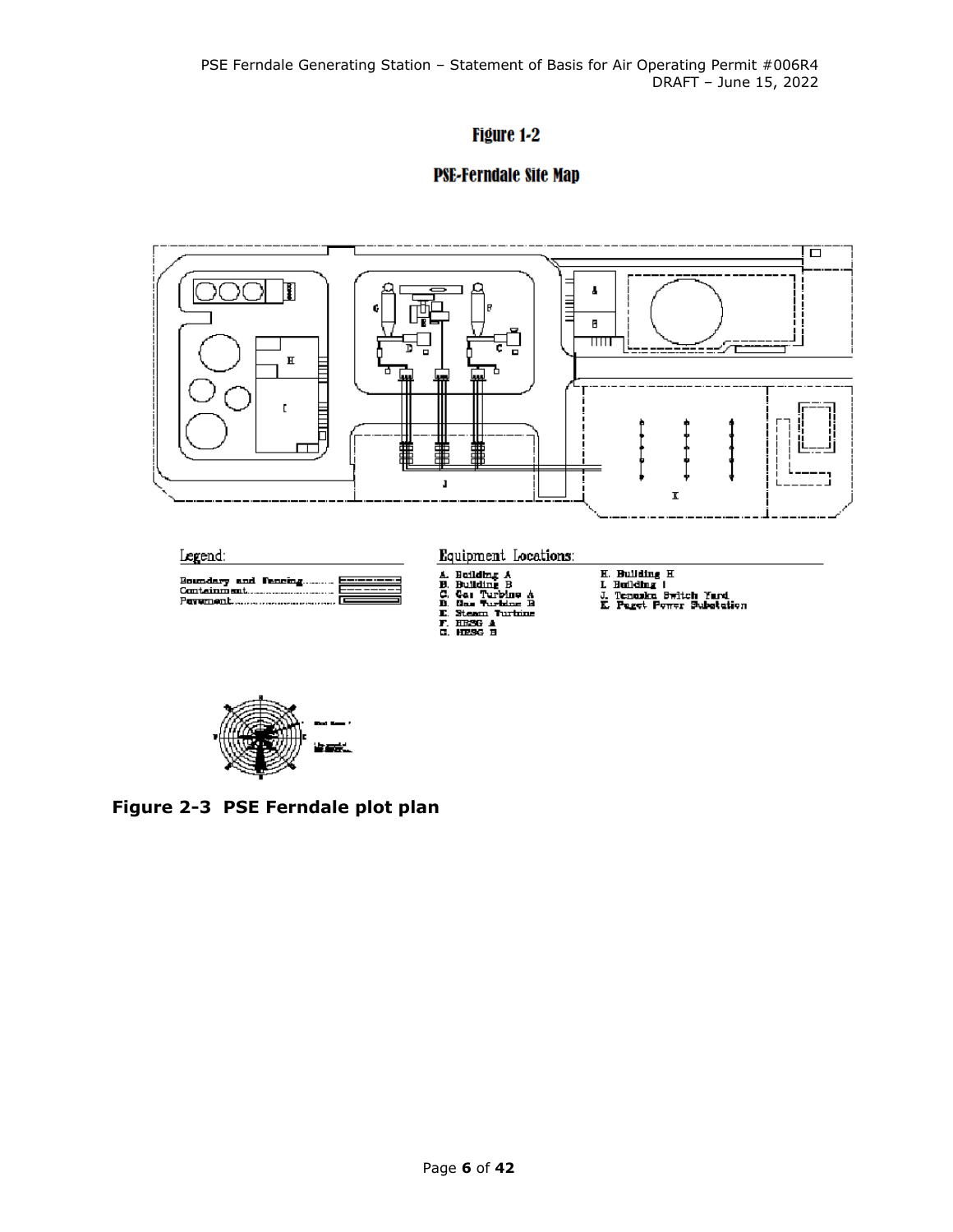**Figure 1-2**

**PSE-Ferndale Site Map**

Legend:

Boundary and Fencing
Containment
Pavement

Equipment Locations:

A. Building A
B. Building B
C. Gas Turbine A
D. Gas Turbine B
E. Steam Turbine
F. HRSG A
G. HRSG B
H. Building H
I. Building I
J. Tenaska Switch Yard
K. Puget Power Substation

**Figure 2-3 PSE Ferndale plot plan**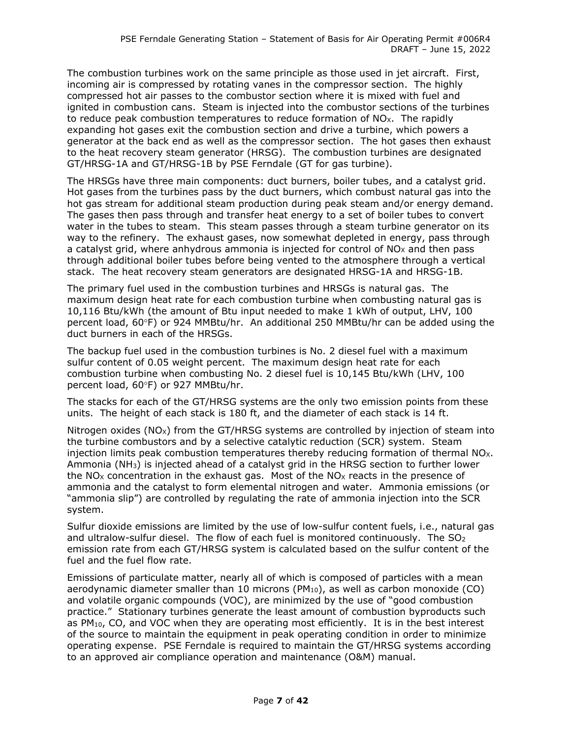The combustion turbines work on the same principle as those used in jet aircraft. First, incoming air is compressed by rotating vanes in the compressor section. The highly compressed hot air passes to the combustor section where it is mixed with fuel and ignited in combustion cans. Steam is injected into the combustor sections of the turbines to reduce peak combustion temperatures to reduce formation of $NO_X$. The rapidly expanding hot gases exit the combustion section and drive a turbine, which powers a generator at the back end as well as the compressor section. The hot gases then exhaust to the heat recovery steam generator (HRSG). The combustion turbines are designated GT/HRSG-1A and GT/HRSG-1B by PSE Ferndale (GT for gas turbine).

The HRSGs have three main components: duct burners, boiler tubes, and a catalyst grid. Hot gases from the turbines pass by the duct burners, which combust natural gas into the hot gas stream for additional steam production during peak steam and/or energy demand. The gases then pass through and transfer heat energy to a set of boiler tubes to convert water in the tubes to steam. This steam passes through a steam turbine generator on its way to the refinery. The exhaust gases, now somewhat depleted in energy, pass through a catalyst grid, where anhydrous ammonia is injected for control of $NO_X$ and then pass through additional boiler tubes before being vented to the atmosphere through a vertical stack. The heat recovery steam generators are designated HRSG-1A and HRSG-1B.

The primary fuel used in the combustion turbines and HRSGs is natural gas. The maximum design heat rate for each combustion turbine when combusting natural gas is 10,116 Btu/kWh (the amount of Btu input needed to make 1 kWh of output, LHV, 100 percent load, 60°F) or 924 MMBtu/hr. An additional 250 MMBtu/hr can be added using the duct burners in each of the HRSGs.

The backup fuel used in the combustion turbines is No. 2 diesel fuel with a maximum sulfur content of 0.05 weight percent. The maximum design heat rate for each combustion turbine when combusting No. 2 diesel fuel is 10,145 Btu/kWh (LHV, 100 percent load, 60°F) or 927 MMBtu/hr.

The stacks for each of the GT/HRSG systems are the only two emission points from these units. The height of each stack is 180 ft, and the diameter of each stack is 14 ft.

Nitrogen oxides ($NO_X$) from the GT/HRSG systems are controlled by injection of steam into the turbine combustors and by a selective catalytic reduction (SCR) system. Steam injection limits peak combustion temperatures thereby reducing formation of thermal $NO_X$. Ammonia ($NH_3$) is injected ahead of a catalyst grid in the HRSG section to further lower the $NO_X$ concentration in the exhaust gas. Most of the $NO_X$ reacts in the presence of ammonia and the catalyst to form elemental nitrogen and water. Ammonia emissions (or "ammonia slip") are controlled by regulating the rate of ammonia injection into the SCR system.

Sulfur dioxide emissions are limited by the use of low-sulfur content fuels, i.e., natural gas and ultralow-sulfur diesel. The flow of each fuel is monitored continuously. The $SO_2$ emission rate from each GT/HRSG system is calculated based on the sulfur content of the fuel and the fuel flow rate.

Emissions of particulate matter, nearly all of which is composed of particles with a mean aerodynamic diameter smaller than 10 microns ($PM_{10}$), as well as carbon monoxide (CO) and volatile organic compounds (VOC), are minimized by the use of "good combustion practice." Stationary turbines generate the least amount of combustion byproducts such as $PM_{10}$, CO, and VOC when they are operating most efficiently. It is in the best interest of the source to maintain the equipment in peak operating condition in order to minimize operating expense. PSE Ferndale is required to maintain the GT/HRSG systems according to an approved air compliance operation and maintenance (O&M) manual.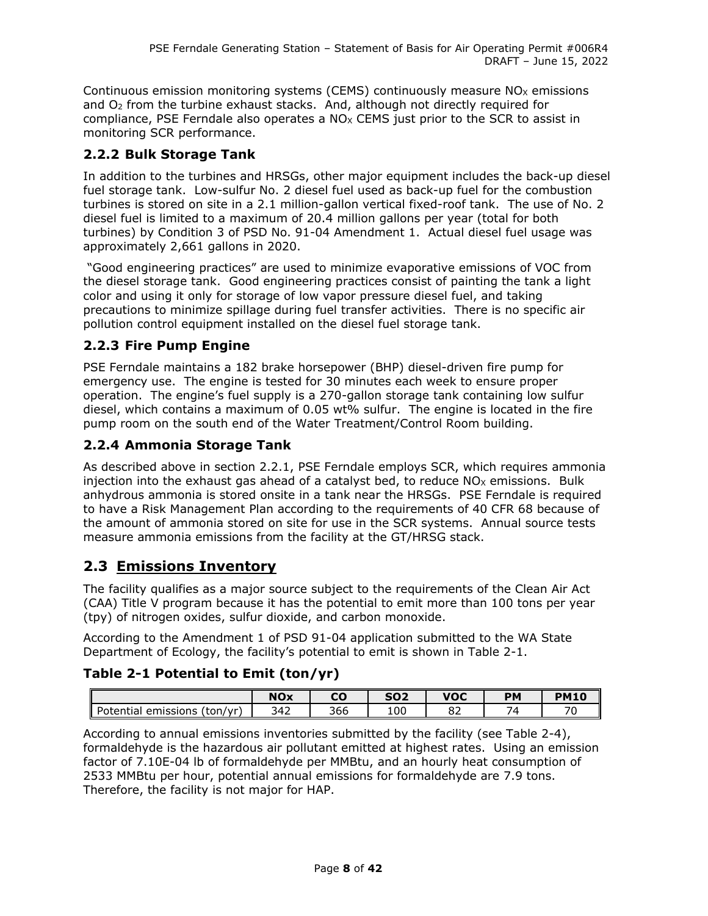Continuous emission monitoring systems (CEMS) continuously measure $NO_X$ emissions and $O_2$ from the turbine exhaust stacks. And, although not directly required for compliance, PSE Ferndale also operates a $NO_X$ CEMS just prior to the SCR to assist in monitoring SCR performance.

### 2.2.2 Bulk Storage Tank

In addition to the turbines and HRSGs, other major equipment includes the back-up diesel fuel storage tank. Low-sulfur No. 2 diesel fuel used as back-up fuel for the combustion turbines is stored on site in a 2.1 million-gallon vertical fixed-roof tank. The use of No. 2 diesel fuel is limited to a maximum of 20.4 million gallons per year (total for both turbines) by Condition 3 of PSD No. 91-04 Amendment 1. Actual diesel fuel usage was approximately 2,661 gallons in 2020.

"Good engineering practices" are used to minimize evaporative emissions of VOC from the diesel storage tank. Good engineering practices consist of painting the tank a light color and using it only for storage of low vapor pressure diesel fuel, and taking precautions to minimize spillage during fuel transfer activities. There is no specific air pollution control equipment installed on the diesel fuel storage tank.

### 2.2.3 Fire Pump Engine

PSE Ferndale maintains a 182 brake horsepower (BHP) diesel-driven fire pump for emergency use. The engine is tested for 30 minutes each week to ensure proper operation. The engine's fuel supply is a 270-gallon storage tank containing low sulfur diesel, which contains a maximum of 0.05 wt% sulfur. The engine is located in the fire pump room on the south end of the Water Treatment/Control Room building.

### 2.2.4 Ammonia Storage Tank

As described above in section 2.2.1, PSE Ferndale employs SCR, which requires ammonia injection into the exhaust gas ahead of a catalyst bed, to reduce $NO_X$ emissions. Bulk anhydrous ammonia is stored onsite in a tank near the HRSGs. PSE Ferndale is required to have a Risk Management Plan according to the requirements of 40 CFR 68 because of the amount of ammonia stored on site for use in the SCR systems. Annual source tests measure ammonia emissions from the facility at the GT/HRSG stack.

## 2.3 Emissions Inventory

The facility qualifies as a major source subject to the requirements of the Clean Air Act (CAA) Title V program because it has the potential to emit more than 100 tons per year (tpy) of nitrogen oxides, sulfur dioxide, and carbon monoxide.

According to the Amendment 1 of PSD 91-04 application submitted to the WA State Department of Ecology, the facility's potential to emit is shown in Table 2-1.

### Table 2-1 Potential to Emit (ton/yr)

| | NOx | CO | SO2 | VOC | PM | PM10 |
|---|---|---|---|---|---|---|
| Potential emissions (ton/yr) | 342 | 366 | 100 | 82 | 74 | 70 |

According to annual emissions inventories submitted by the facility (see Table 2-4), formaldehyde is the hazardous air pollutant emitted at highest rates. Using an emission factor of 7.10E-04 lb of formaldehyde per MMBtu, and an hourly heat consumption of 2533 MMBtu per hour, potential annual emissions for formaldehyde are 7.9 tons. Therefore, the facility is not major for HAP.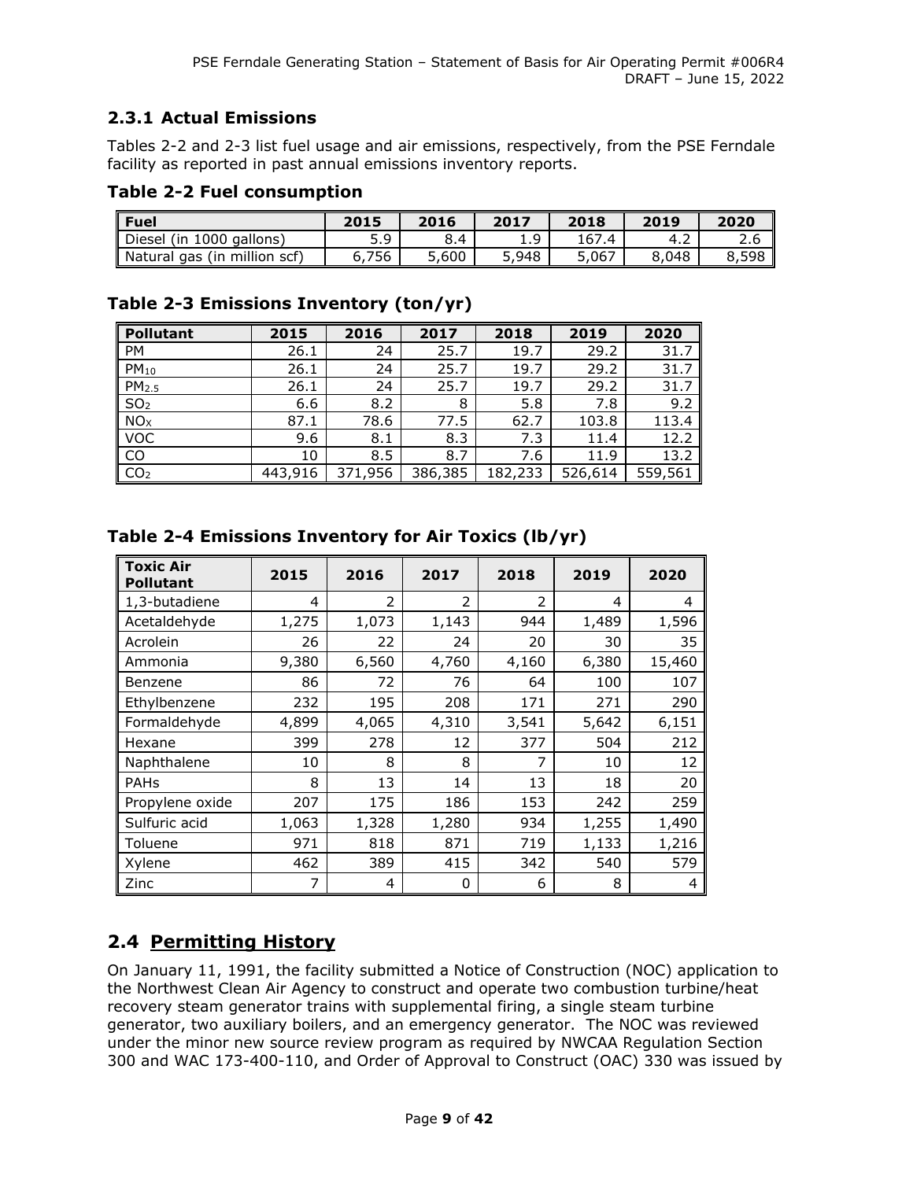### 2.3.1 Actual Emissions

Tables 2-2 and 2-3 list fuel usage and air emissions, respectively, from the PSE Ferndale facility as reported in past annual emissions inventory reports.

**Table 2-2 Fuel consumption**

| Fuel | 2015 | 2016 | 2017 | 2018 | 2019 | 2020 |
|---|---|---|---|---|---|---|
| Diesel (in 1000 gallons) | 5.9 | 8.4 | 1.9 | 167.4 | 4.2 | 2.6 |
| Natural gas (in million scf) | 6,756 | 5,600 | 5,948 | 5,067 | 8,048 | 8,598 |

**Table 2-3 Emissions Inventory (ton/yr)**

| Pollutant | 2015 | 2016 | 2017 | 2018 | 2019 | 2020 |
|---|---|---|---|---|---|---|
| PM | 26.1 | 24 | 25.7 | 19.7 | 29.2 | 31.7 |
| $PM_{10}$ | 26.1 | 24 | 25.7 | 19.7 | 29.2 | 31.7 |
| $PM_{2.5}$ | 26.1 | 24 | 25.7 | 19.7 | 29.2 | 31.7 |
| $SO_2$ | 6.6 | 8.2 | 8 | 5.8 | 7.8 | 9.2 |
| $NO_X$ | 87.1 | 78.6 | 77.5 | 62.7 | 103.8 | 113.4 |
| VOC | 9.6 | 8.1 | 8.3 | 7.3 | 11.4 | 12.2 |
| CO | 10 | 8.5 | 8.7 | 7.6 | 11.9 | 13.2 |
| $CO_2$ | 443,916 | 371,956 | 386,385 | 182,233 | 526,614 | 559,561 |

**Table 2-4 Emissions Inventory for Air Toxics (lb/yr)**

| Toxic Air Pollutant | 2015 | 2016 | 2017 | 2018 | 2019 | 2020 |
|---|---|---|---|---|---|---|
| 1,3-butadiene | 4 | 2 | 2 | 2 | 4 | 4 |
| Acetaldehyde | 1,275 | 1,073 | 1,143 | 944 | 1,489 | 1,596 |
| Acrolein | 26 | 22 | 24 | 20 | 30 | 35 |
| Ammonia | 9,380 | 6,560 | 4,760 | 4,160 | 6,380 | 15,460 |
| Benzene | 86 | 72 | 76 | 64 | 100 | 107 |
| Ethylbenzene | 232 | 195 | 208 | 171 | 271 | 290 |
| Formaldehyde | 4,899 | 4,065 | 4,310 | 3,541 | 5,642 | 6,151 |
| Hexane | 399 | 278 | 12 | 377 | 504 | 212 |
| Naphthalene | 10 | 8 | 8 | 7 | 10 | 12 |
| PAHs | 8 | 13 | 14 | 13 | 18 | 20 |
| Propylene oxide | 207 | 175 | 186 | 153 | 242 | 259 |
| Sulfuric acid | 1,063 | 1,328 | 1,280 | 934 | 1,255 | 1,490 |
| Toluene | 971 | 818 | 871 | 719 | 1,133 | 1,216 |
| Xylene | 462 | 389 | 415 | 342 | 540 | 579 |
| Zinc | 7 | 4 | 0 | 6 | 8 | 4 |

## 2.4 Permitting History

On January 11, 1991, the facility submitted a Notice of Construction (NOC) application to the Northwest Clean Air Agency to construct and operate two combustion turbine/heat recovery steam generator trains with supplemental firing, a single steam turbine generator, two auxiliary boilers, and an emergency generator. The NOC was reviewed under the minor new source review program as required by NWCAA Regulation Section 300 and WAC 173-400-110, and Order of Approval to Construct (OAC) 330 was issued by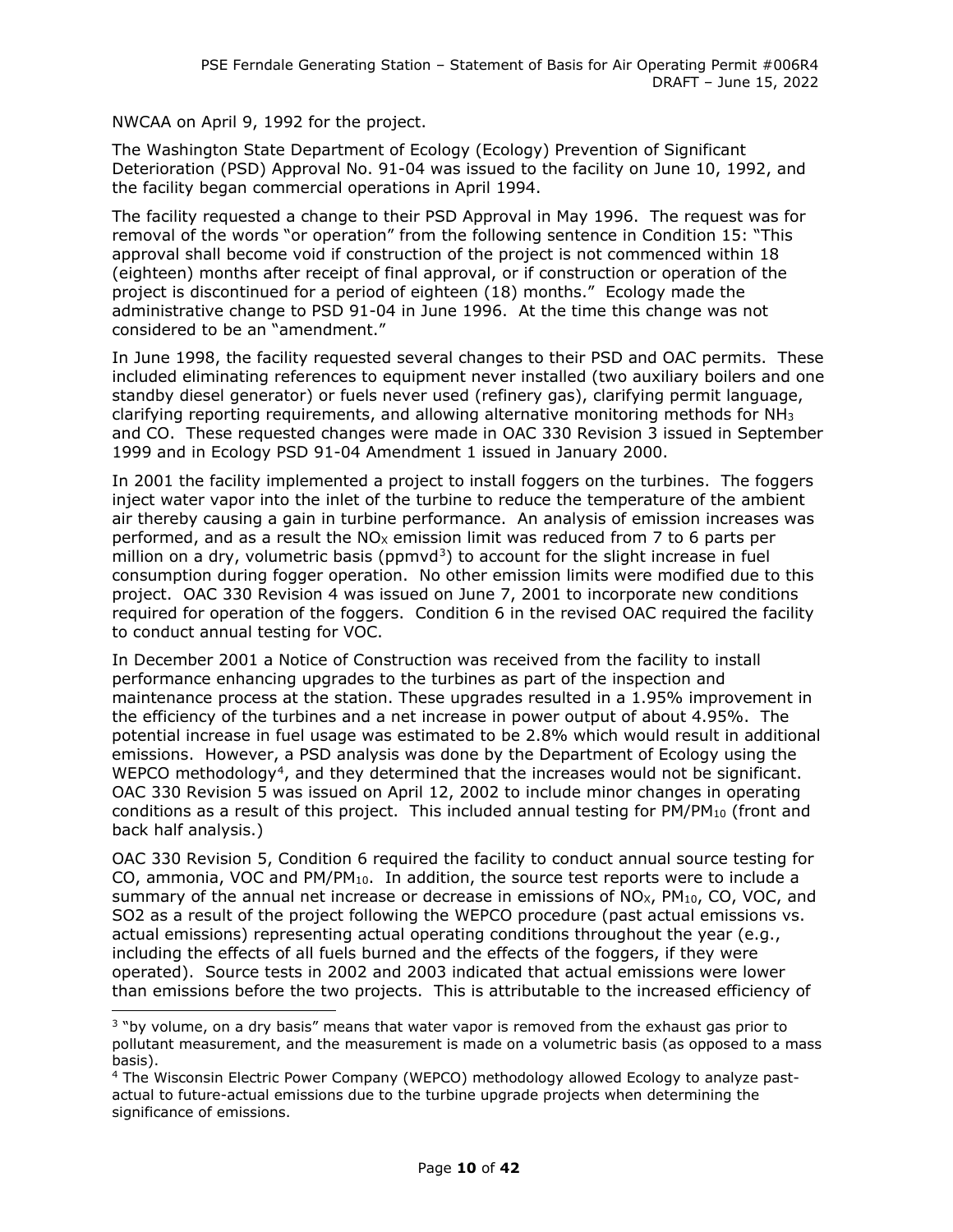NWCAA on April 9, 1992 for the project.

The Washington State Department of Ecology (Ecology) Prevention of Significant Deterioration (PSD) Approval No. 91-04 was issued to the facility on June 10, 1992, and the facility began commercial operations in April 1994.

The facility requested a change to their PSD Approval in May 1996. The request was for removal of the words "or operation" from the following sentence in Condition 15: "This approval shall become void if construction of the project is not commenced within 18 (eighteen) months after receipt of final approval, or if construction or operation of the project is discontinued for a period of eighteen (18) months." Ecology made the administrative change to PSD 91-04 in June 1996. At the time this change was not considered to be an "amendment."

In June 1998, the facility requested several changes to their PSD and OAC permits. These included eliminating references to equipment never installed (two auxiliary boilers and one standby diesel generator) or fuels never used (refinery gas), clarifying permit language, clarifying reporting requirements, and allowing alternative monitoring methods for $NH_3$ and CO. These requested changes were made in OAC 330 Revision 3 issued in September 1999 and in Ecology PSD 91-04 Amendment 1 issued in January 2000.

In 2001 the facility implemented a project to install foggers on the turbines. The foggers inject water vapor into the inlet of the turbine to reduce the temperature of the ambient air thereby causing a gain in turbine performance. An analysis of emission increases was performed, and as a result the $NO_X$ emission limit was reduced from 7 to 6 parts per million on a dry, volumetric basis (ppmvd[3]) to account for the slight increase in fuel consumption during fogger operation. No other emission limits were modified due to this project. OAC 330 Revision 4 was issued on June 7, 2001 to incorporate new conditions required for operation of the foggers. Condition 6 in the revised OAC required the facility to conduct annual testing for VOC.

In December 2001 a Notice of Construction was received from the facility to install performance enhancing upgrades to the turbines as part of the inspection and maintenance process at the station. These upgrades resulted in a 1.95% improvement in the efficiency of the turbines and a net increase in power output of about 4.95%. The potential increase in fuel usage was estimated to be 2.8% which would result in additional emissions. However, a PSD analysis was done by the Department of Ecology using the WEPCO methodology[4], and they determined that the increases would not be significant. OAC 330 Revision 5 was issued on April 12, 2002 to include minor changes in operating conditions as a result of this project. This included annual testing for $PM/PM_{10}$ (front and back half analysis.)

OAC 330 Revision 5, Condition 6 required the facility to conduct annual source testing for CO, ammonia, VOC and $PM/PM_{10}$. In addition, the source test reports were to include a summary of the annual net increase or decrease in emissions of $NO_X$, $PM_{10}$, CO, VOC, and SO2 as a result of the project following the WEPCO procedure (past actual emissions vs. actual emissions) representing actual operating conditions throughout the year (e.g., including the effects of all fuels burned and the effects of the foggers, if they were operated). Source tests in 2002 and 2003 indicated that actual emissions were lower than emissions before the two projects. This is attributable to the increased efficiency of

[3] "by volume, on a dry basis" means that water vapor is removed from the exhaust gas prior to pollutant measurement, and the measurement is made on a volumetric basis (as opposed to a mass basis).

[4] The Wisconsin Electric Power Company (WEPCO) methodology allowed Ecology to analyze past-actual to future-actual emissions due to the turbine upgrade projects when determining the significance of emissions.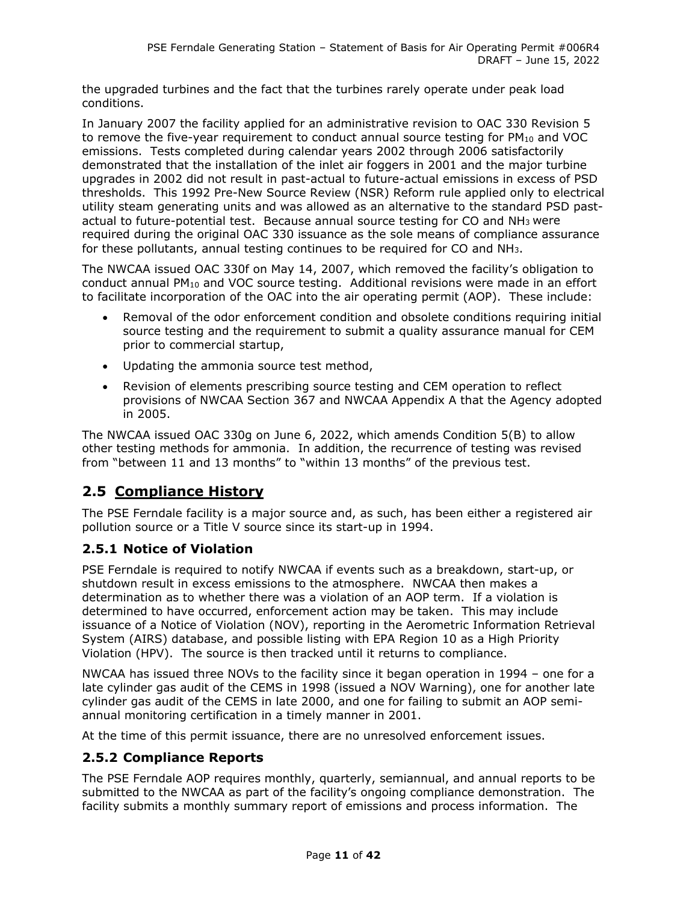the upgraded turbines and the fact that the turbines rarely operate under peak load conditions.

In January 2007 the facility applied for an administrative revision to OAC 330 Revision 5 to remove the five-year requirement to conduct annual source testing for $PM_{10}$ and VOC emissions. Tests completed during calendar years 2002 through 2006 satisfactorily demonstrated that the installation of the inlet air foggers in 2001 and the major turbine upgrades in 2002 did not result in past-actual to future-actual emissions in excess of PSD thresholds. This 1992 Pre-New Source Review (NSR) Reform rule applied only to electrical utility steam generating units and was allowed as an alternative to the standard PSD past-actual to future-potential test. Because annual source testing for CO and $NH_3$ were required during the original OAC 330 issuance as the sole means of compliance assurance for these pollutants, annual testing continues to be required for CO and $NH_3$.

The NWCAA issued OAC 330f on May 14, 2007, which removed the facility's obligation to conduct annual $PM_{10}$ and VOC source testing. Additional revisions were made in an effort to facilitate incorporation of the OAC into the air operating permit (AOP). These include:

- Removal of the odor enforcement condition and obsolete conditions requiring initial source testing and the requirement to submit a quality assurance manual for CEM prior to commercial startup,
- Updating the ammonia source test method,
- Revision of elements prescribing source testing and CEM operation to reflect provisions of NWCAA Section 367 and NWCAA Appendix A that the Agency adopted in 2005.

The NWCAA issued OAC 330g on June 6, 2022, which amends Condition 5(B) to allow other testing methods for ammonia. In addition, the recurrence of testing was revised from "between 11 and 13 months" to "within 13 months" of the previous test.

## 2.5 Compliance History

The PSE Ferndale facility is a major source and, as such, has been either a registered air pollution source or a Title V source since its start-up in 1994.

### 2.5.1 Notice of Violation

PSE Ferndale is required to notify NWCAA if events such as a breakdown, start-up, or shutdown result in excess emissions to the atmosphere. NWCAA then makes a determination as to whether there was a violation of an AOP term. If a violation is determined to have occurred, enforcement action may be taken. This may include issuance of a Notice of Violation (NOV), reporting in the Aerometric Information Retrieval System (AIRS) database, and possible listing with EPA Region 10 as a High Priority Violation (HPV). The source is then tracked until it returns to compliance.

NWCAA has issued three NOVs to the facility since it began operation in 1994 – one for a late cylinder gas audit of the CEMS in 1998 (issued a NOV Warning), one for another late cylinder gas audit of the CEMS in late 2000, and one for failing to submit an AOP semi-annual monitoring certification in a timely manner in 2001.

At the time of this permit issuance, there are no unresolved enforcement issues.

### 2.5.2 Compliance Reports

The PSE Ferndale AOP requires monthly, quarterly, semiannual, and annual reports to be submitted to the NWCAA as part of the facility's ongoing compliance demonstration. The facility submits a monthly summary report of emissions and process information. The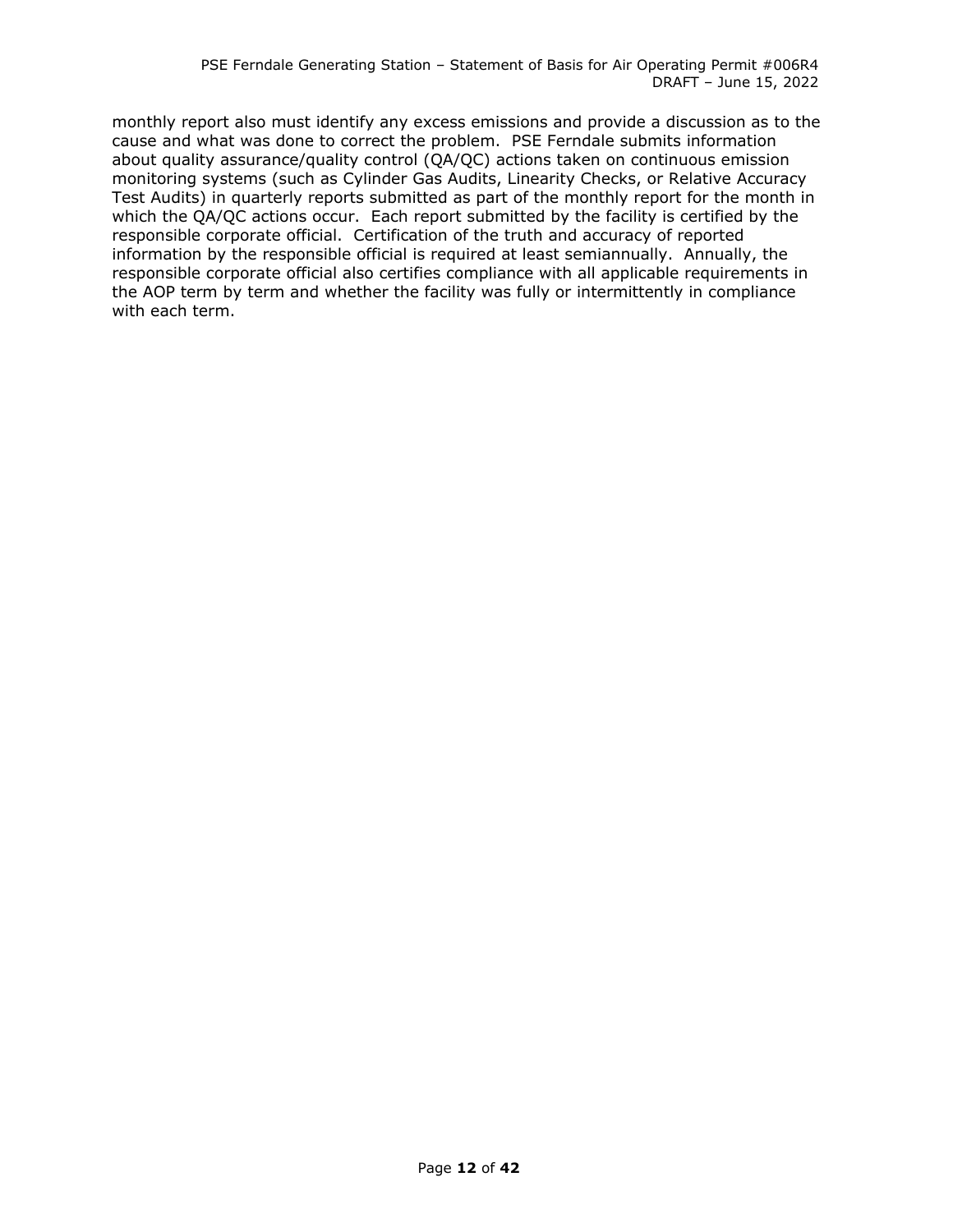monthly report also must identify any excess emissions and provide a discussion as to the cause and what was done to correct the problem. PSE Ferndale submits information about quality assurance/quality control (QA/QC) actions taken on continuous emission monitoring systems (such as Cylinder Gas Audits, Linearity Checks, or Relative Accuracy Test Audits) in quarterly reports submitted as part of the monthly report for the month in which the QA/QC actions occur. Each report submitted by the facility is certified by the responsible corporate official. Certification of the truth and accuracy of reported information by the responsible official is required at least semiannually. Annually, the responsible corporate official also certifies compliance with all applicable requirements in the AOP term by term and whether the facility was fully or intermittently in compliance with each term.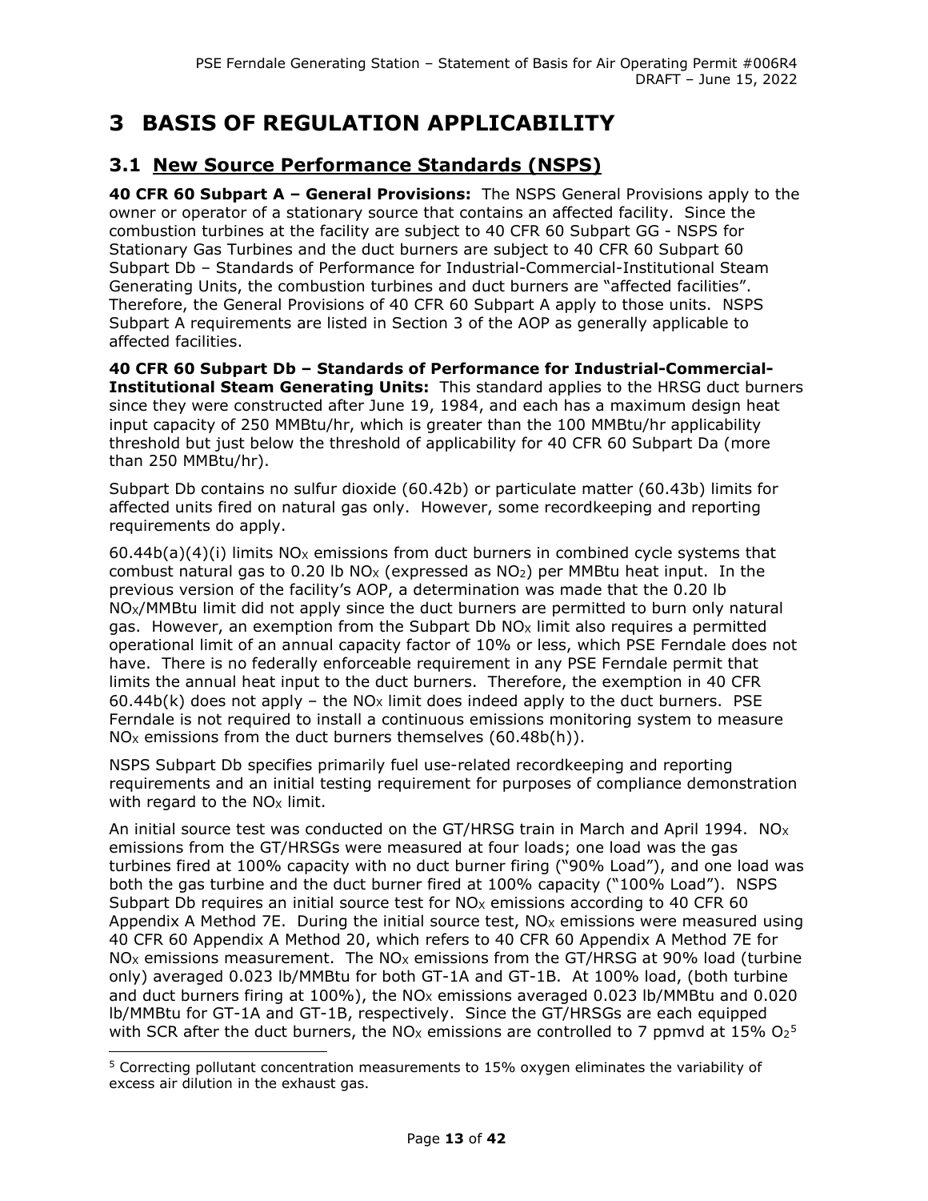# 3 BASIS OF REGULATION APPLICABILITY

## 3.1 New Source Performance Standards (NSPS)

**40 CFR 60 Subpart A – General Provisions:** The NSPS General Provisions apply to the owner or operator of a stationary source that contains an affected facility. Since the combustion turbines at the facility are subject to 40 CFR 60 Subpart GG - NSPS for Stationary Gas Turbines and the duct burners are subject to 40 CFR 60 Subpart 60 Subpart Db – Standards of Performance for Industrial-Commercial-Institutional Steam Generating Units, the combustion turbines and duct burners are "affected facilities". Therefore, the General Provisions of 40 CFR 60 Subpart A apply to those units. NSPS Subpart A requirements are listed in Section 3 of the AOP as generally applicable to affected facilities.

**40 CFR 60 Subpart Db – Standards of Performance for Industrial-Commercial-Institutional Steam Generating Units:** This standard applies to the HRSG duct burners since they were constructed after June 19, 1984, and each has a maximum design heat input capacity of 250 MMBtu/hr, which is greater than the 100 MMBtu/hr applicability threshold but just below the threshold of applicability for 40 CFR 60 Subpart Da (more than 250 MMBtu/hr).

Subpart Db contains no sulfur dioxide (60.42b) or particulate matter (60.43b) limits for affected units fired on natural gas only. However, some recordkeeping and reporting requirements do apply.

60.44b(a)(4)(i) limits $NO_X$ emissions from duct burners in combined cycle systems that combust natural gas to 0.20 lb $NO_X$ (expressed as $NO_2$) per MMBtu heat input. In the previous version of the facility's AOP, a determination was made that the 0.20 lb $NO_X$/MMBtu limit did not apply since the duct burners are permitted to burn only natural gas. However, an exemption from the Subpart Db $NO_X$ limit also requires a permitted operational limit of an annual capacity factor of 10% or less, which PSE Ferndale does not have. There is no federally enforceable requirement in any PSE Ferndale permit that limits the annual heat input to the duct burners. Therefore, the exemption in 40 CFR 60.44b(k) does not apply – the $NO_X$ limit does indeed apply to the duct burners. PSE Ferndale is not required to install a continuous emissions monitoring system to measure $NO_X$ emissions from the duct burners themselves (60.48b(h)).

NSPS Subpart Db specifies primarily fuel use-related recordkeeping and reporting requirements and an initial testing requirement for purposes of compliance demonstration with regard to the $NO_X$ limit.

An initial source test was conducted on the GT/HRSG train in March and April 1994. $NO_X$ emissions from the GT/HRSGs were measured at four loads; one load was the gas turbines fired at 100% capacity with no duct burner firing ("90% Load"), and one load was both the gas turbine and the duct burner fired at 100% capacity ("100% Load"). NSPS Subpart Db requires an initial source test for $NO_X$ emissions according to 40 CFR 60 Appendix A Method 7E. During the initial source test, $NO_X$ emissions were measured using 40 CFR 60 Appendix A Method 20, which refers to 40 CFR 60 Appendix A Method 7E for $NO_X$ emissions measurement. The $NO_X$ emissions from the GT/HRSG at 90% load (turbine only) averaged 0.023 lb/MMBtu for both GT-1A and GT-1B. At 100% load, (both turbine and duct burners firing at 100%), the $NO_X$ emissions averaged 0.023 lb/MMBtu and 0.020 lb/MMBtu for GT-1A and GT-1B, respectively. Since the GT/HRSGs are each equipped with SCR after the duct burners, the $NO_X$ emissions are controlled to 7 ppmvd at 15% $O_2$[5]

[5] Correcting pollutant concentration measurements to 15% oxygen eliminates the variability of excess air dilution in the exhaust gas.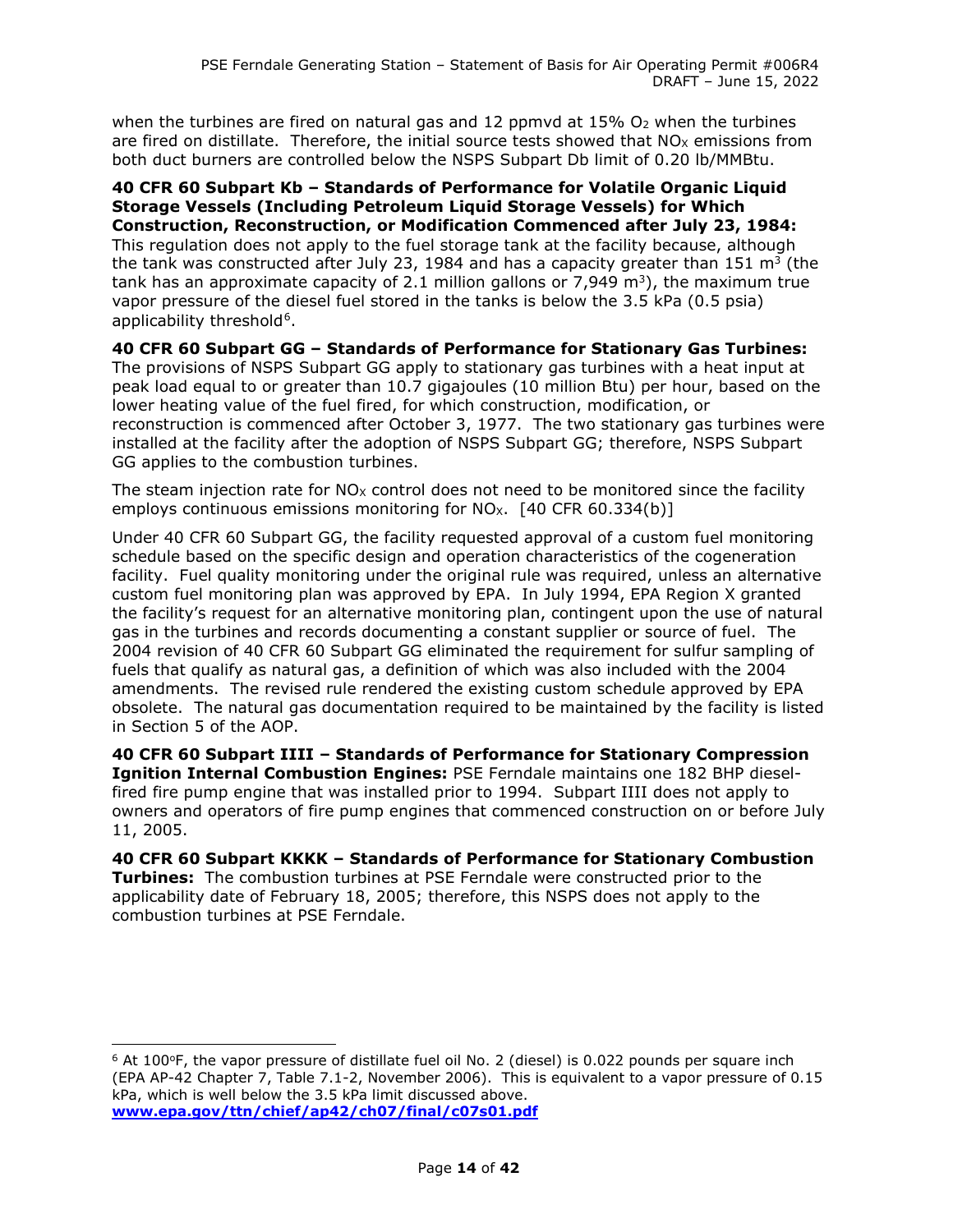when the turbines are fired on natural gas and 12 ppmvd at 15% $O_2$ when the turbines are fired on distillate. Therefore, the initial source tests showed that $NO_X$ emissions from both duct burners are controlled below the NSPS Subpart Db limit of 0.20 lb/MMBtu.

**40 CFR 60 Subpart Kb – Standards of Performance for Volatile Organic Liquid Storage Vessels (Including Petroleum Liquid Storage Vessels) for Which Construction, Reconstruction, or Modification Commenced after July 23, 1984:** This regulation does not apply to the fuel storage tank at the facility because, although the tank was constructed after July 23, 1984 and has a capacity greater than 151 $m^3$ (the tank has an approximate capacity of 2.1 million gallons or 7,949 $m^3$), the maximum true vapor pressure of the diesel fuel stored in the tanks is below the 3.5 kPa (0.5 psia) applicability threshold[6].

**40 CFR 60 Subpart GG – Standards of Performance for Stationary Gas Turbines:** The provisions of NSPS Subpart GG apply to stationary gas turbines with a heat input at peak load equal to or greater than 10.7 gigajoules (10 million Btu) per hour, based on the lower heating value of the fuel fired, for which construction, modification, or reconstruction is commenced after October 3, 1977. The two stationary gas turbines were installed at the facility after the adoption of NSPS Subpart GG; therefore, NSPS Subpart GG applies to the combustion turbines.

The steam injection rate for $NO_X$ control does not need to be monitored since the facility employs continuous emissions monitoring for $NO_X$. [40 CFR 60.334(b)]

Under 40 CFR 60 Subpart GG, the facility requested approval of a custom fuel monitoring schedule based on the specific design and operation characteristics of the cogeneration facility. Fuel quality monitoring under the original rule was required, unless an alternative custom fuel monitoring plan was approved by EPA. In July 1994, EPA Region X granted the facility's request for an alternative monitoring plan, contingent upon the use of natural gas in the turbines and records documenting a constant supplier or source of fuel. The 2004 revision of 40 CFR 60 Subpart GG eliminated the requirement for sulfur sampling of fuels that qualify as natural gas, a definition of which was also included with the 2004 amendments. The revised rule rendered the existing custom schedule approved by EPA obsolete. The natural gas documentation required to be maintained by the facility is listed in Section 5 of the AOP.

**40 CFR 60 Subpart IIII – Standards of Performance for Stationary Compression Ignition Internal Combustion Engines:** PSE Ferndale maintains one 182 BHP diesel-fired fire pump engine that was installed prior to 1994. Subpart IIII does not apply to owners and operators of fire pump engines that commenced construction on or before July 11, 2005.

**40 CFR 60 Subpart KKKK – Standards of Performance for Stationary Combustion Turbines:** The combustion turbines at PSE Ferndale were constructed prior to the applicability date of February 18, 2005; therefore, this NSPS does not apply to the combustion turbines at PSE Ferndale.

---

[6] At 100°F, the vapor pressure of distillate fuel oil No. 2 (diesel) is 0.022 pounds per square inch (EPA AP-42 Chapter 7, Table 7.1-2, November 2006). This is equivalent to a vapor pressure of 0.15 kPa, which is well below the 3.5 kPa limit discussed above. **www.epa.gov/ttn/chief/ap42/ch07/final/c07s01.pdf**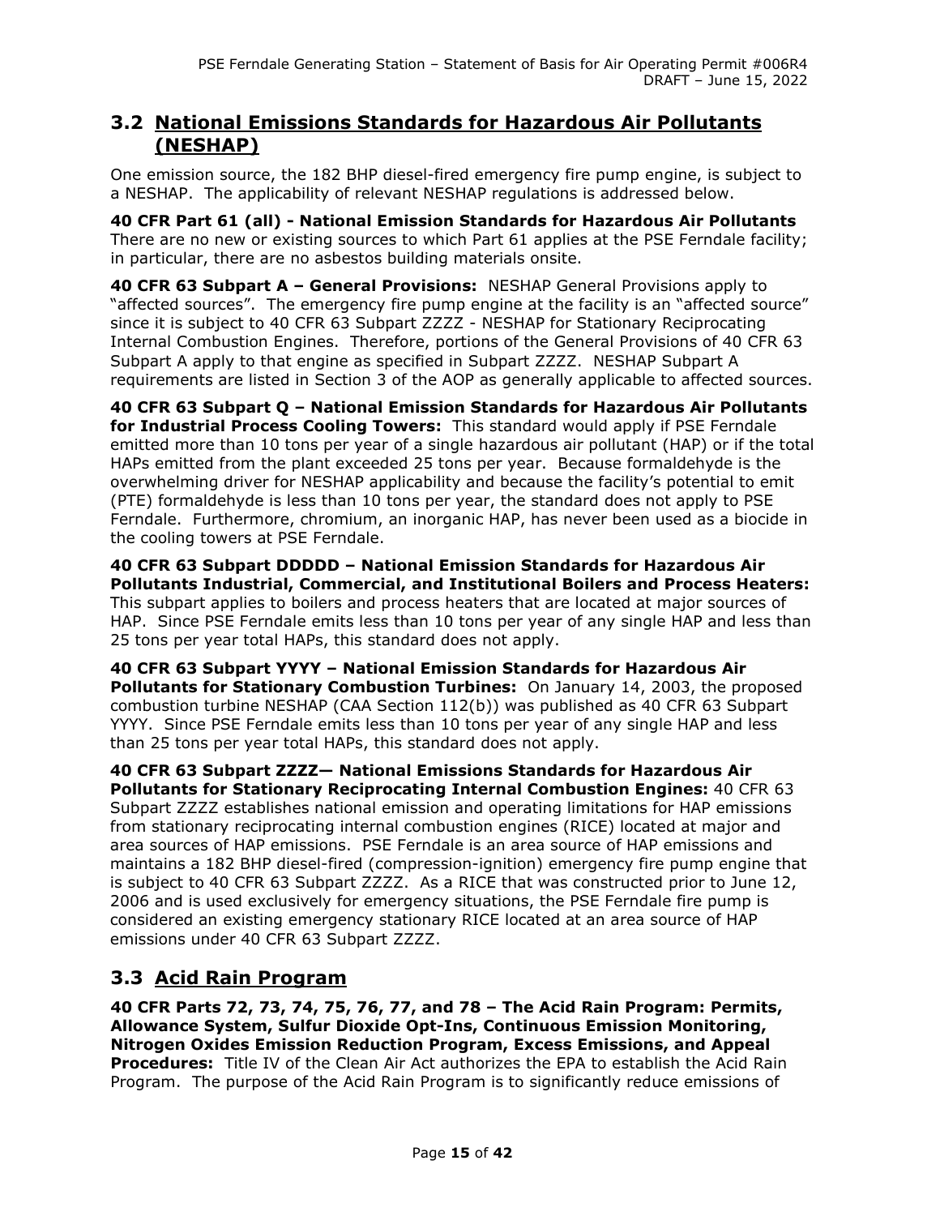## 3.2 National Emissions Standards for Hazardous Air Pollutants (NESHAP)

One emission source, the 182 BHP diesel-fired emergency fire pump engine, is subject to a NESHAP. The applicability of relevant NESHAP regulations is addressed below.

**40 CFR Part 61 (all) - National Emission Standards for Hazardous Air Pollutants**
There are no new or existing sources to which Part 61 applies at the PSE Ferndale facility; in particular, there are no asbestos building materials onsite.

**40 CFR 63 Subpart A – General Provisions:** NESHAP General Provisions apply to "affected sources". The emergency fire pump engine at the facility is an "affected source" since it is subject to 40 CFR 63 Subpart ZZZZ - NESHAP for Stationary Reciprocating Internal Combustion Engines. Therefore, portions of the General Provisions of 40 CFR 63 Subpart A apply to that engine as specified in Subpart ZZZZ. NESHAP Subpart A requirements are listed in Section 3 of the AOP as generally applicable to affected sources.

**40 CFR 63 Subpart Q – National Emission Standards for Hazardous Air Pollutants for Industrial Process Cooling Towers:** This standard would apply if PSE Ferndale emitted more than 10 tons per year of a single hazardous air pollutant (HAP) or if the total HAPs emitted from the plant exceeded 25 tons per year. Because formaldehyde is the overwhelming driver for NESHAP applicability and because the facility's potential to emit (PTE) formaldehyde is less than 10 tons per year, the standard does not apply to PSE Ferndale. Furthermore, chromium, an inorganic HAP, has never been used as a biocide in the cooling towers at PSE Ferndale.

**40 CFR 63 Subpart DDDDD – National Emission Standards for Hazardous Air Pollutants Industrial, Commercial, and Institutional Boilers and Process Heaters:** This subpart applies to boilers and process heaters that are located at major sources of HAP. Since PSE Ferndale emits less than 10 tons per year of any single HAP and less than 25 tons per year total HAPs, this standard does not apply.

**40 CFR 63 Subpart YYYY – National Emission Standards for Hazardous Air Pollutants for Stationary Combustion Turbines:** On January 14, 2003, the proposed combustion turbine NESHAP (CAA Section 112(b)) was published as 40 CFR 63 Subpart YYYY. Since PSE Ferndale emits less than 10 tons per year of any single HAP and less than 25 tons per year total HAPs, this standard does not apply.

**40 CFR 63 Subpart ZZZZ— National Emissions Standards for Hazardous Air Pollutants for Stationary Reciprocating Internal Combustion Engines:** 40 CFR 63 Subpart ZZZZ establishes national emission and operating limitations for HAP emissions from stationary reciprocating internal combustion engines (RICE) located at major and area sources of HAP emissions. PSE Ferndale is an area source of HAP emissions and maintains a 182 BHP diesel-fired (compression-ignition) emergency fire pump engine that is subject to 40 CFR 63 Subpart ZZZZ. As a RICE that was constructed prior to June 12, 2006 and is used exclusively for emergency situations, the PSE Ferndale fire pump is considered an existing emergency stationary RICE located at an area source of HAP emissions under 40 CFR 63 Subpart ZZZZ.

## 3.3 Acid Rain Program

**40 CFR Parts 72, 73, 74, 75, 76, 77, and 78 – The Acid Rain Program: Permits, Allowance System, Sulfur Dioxide Opt-Ins, Continuous Emission Monitoring, Nitrogen Oxides Emission Reduction Program, Excess Emissions, and Appeal Procedures:** Title IV of the Clean Air Act authorizes the EPA to establish the Acid Rain Program. The purpose of the Acid Rain Program is to significantly reduce emissions of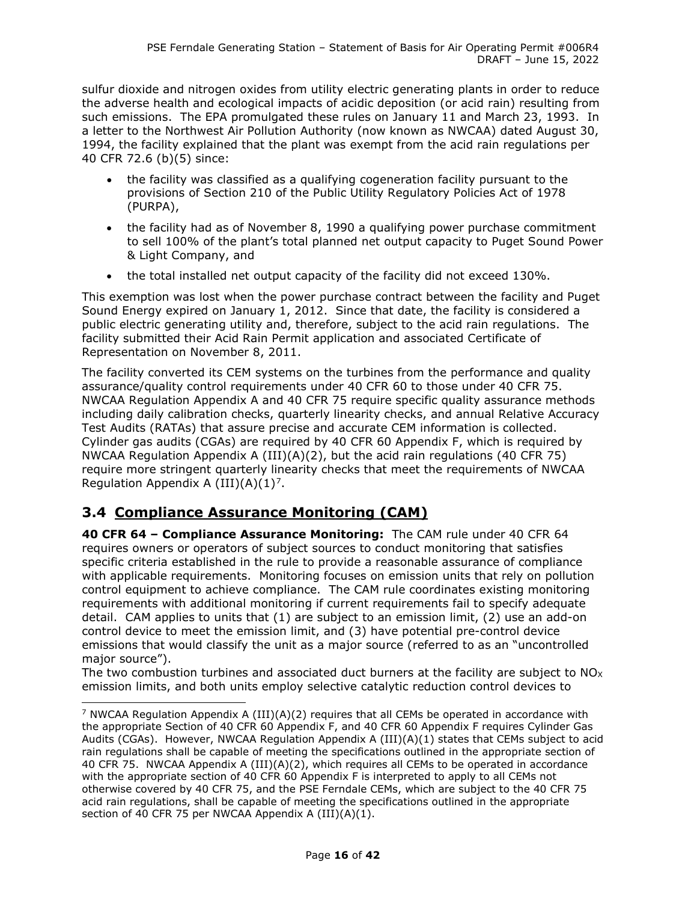sulfur dioxide and nitrogen oxides from utility electric generating plants in order to reduce the adverse health and ecological impacts of acidic deposition (or acid rain) resulting from such emissions. The EPA promulgated these rules on January 11 and March 23, 1993. In a letter to the Northwest Air Pollution Authority (now known as NWCAA) dated August 30, 1994, the facility explained that the plant was exempt from the acid rain regulations per 40 CFR 72.6 (b)(5) since:

- the facility was classified as a qualifying cogeneration facility pursuant to the provisions of Section 210 of the Public Utility Regulatory Policies Act of 1978 (PURPA),
- the facility had as of November 8, 1990 a qualifying power purchase commitment to sell 100% of the plant's total planned net output capacity to Puget Sound Power & Light Company, and
- the total installed net output capacity of the facility did not exceed 130%.

This exemption was lost when the power purchase contract between the facility and Puget Sound Energy expired on January 1, 2012. Since that date, the facility is considered a public electric generating utility and, therefore, subject to the acid rain regulations. The facility submitted their Acid Rain Permit application and associated Certificate of Representation on November 8, 2011.

The facility converted its CEM systems on the turbines from the performance and quality assurance/quality control requirements under 40 CFR 60 to those under 40 CFR 75. NWCAA Regulation Appendix A and 40 CFR 75 require specific quality assurance methods including daily calibration checks, quarterly linearity checks, and annual Relative Accuracy Test Audits (RATAs) that assure precise and accurate CEM information is collected. Cylinder gas audits (CGAs) are required by 40 CFR 60 Appendix F, which is required by NWCAA Regulation Appendix A (III)(A)(2), but the acid rain regulations (40 CFR 75) require more stringent quarterly linearity checks that meet the requirements of NWCAA Regulation Appendix A (III)(A)(1)[7].

## 3.4 Compliance Assurance Monitoring (CAM)

**40 CFR 64 – Compliance Assurance Monitoring:** The CAM rule under 40 CFR 64 requires owners or operators of subject sources to conduct monitoring that satisfies specific criteria established in the rule to provide a reasonable assurance of compliance with applicable requirements. Monitoring focuses on emission units that rely on pollution control equipment to achieve compliance. The CAM rule coordinates existing monitoring requirements with additional monitoring if current requirements fail to specify adequate detail. CAM applies to units that (1) are subject to an emission limit, (2) use an add-on control device to meet the emission limit, and (3) have potential pre-control device emissions that would classify the unit as a major source (referred to as an "uncontrolled major source").

The two combustion turbines and associated duct burners at the facility are subject to $NO_X$ emission limits, and both units employ selective catalytic reduction control devices to

[7] NWCAA Regulation Appendix A (III)(A)(2) requires that all CEMs be operated in accordance with the appropriate Section of 40 CFR 60 Appendix F, and 40 CFR 60 Appendix F requires Cylinder Gas Audits (CGAs). However, NWCAA Regulation Appendix A (III)(A)(1) states that CEMs subject to acid rain regulations shall be capable of meeting the specifications outlined in the appropriate section of 40 CFR 75. NWCAA Appendix A (III)(A)(2), which requires all CEMs to be operated in accordance with the appropriate section of 40 CFR 60 Appendix F is interpreted to apply to all CEMs not otherwise covered by 40 CFR 75, and the PSE Ferndale CEMs, which are subject to the 40 CFR 75 acid rain regulations, shall be capable of meeting the specifications outlined in the appropriate section of 40 CFR 75 per NWCAA Appendix A (III)(A)(1).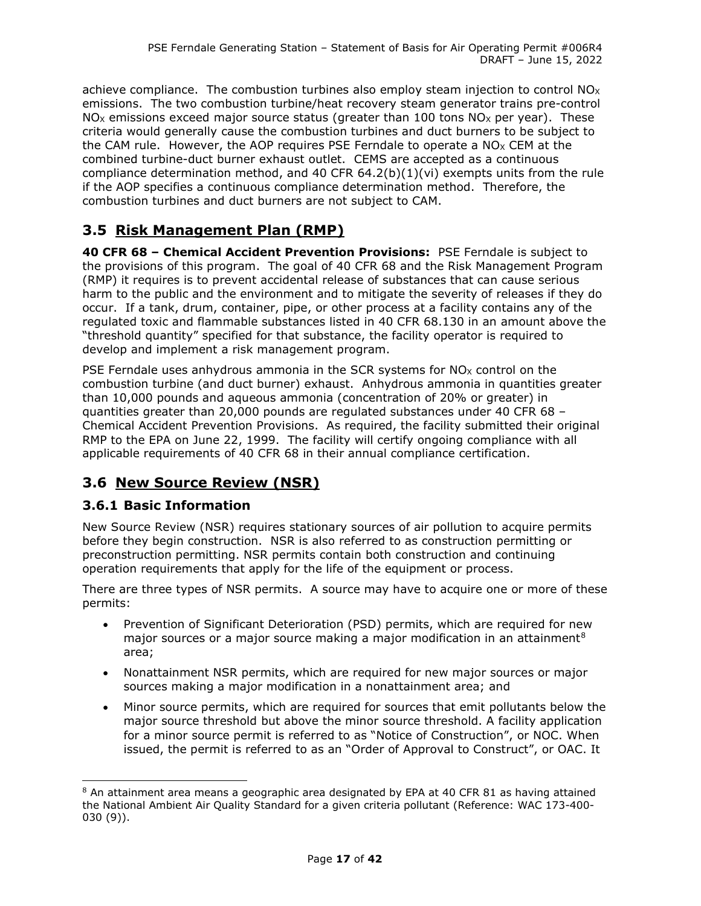achieve compliance. The combustion turbines also employ steam injection to control $NO_X$ emissions. The two combustion turbine/heat recovery steam generator trains pre-control $NO_X$ emissions exceed major source status (greater than 100 tons $NO_X$ per year). These criteria would generally cause the combustion turbines and duct burners to be subject to the CAM rule. However, the AOP requires PSE Ferndale to operate a $NO_X$ CEM at the combined turbine-duct burner exhaust outlet. CEMS are accepted as a continuous compliance determination method, and 40 CFR 64.2(b)(1)(vi) exempts units from the rule if the AOP specifies a continuous compliance determination method. Therefore, the combustion turbines and duct burners are not subject to CAM.

## 3.5 Risk Management Plan (RMP)

**40 CFR 68 – Chemical Accident Prevention Provisions:** PSE Ferndale is subject to the provisions of this program. The goal of 40 CFR 68 and the Risk Management Program (RMP) it requires is to prevent accidental release of substances that can cause serious harm to the public and the environment and to mitigate the severity of releases if they do occur. If a tank, drum, container, pipe, or other process at a facility contains any of the regulated toxic and flammable substances listed in 40 CFR 68.130 in an amount above the "threshold quantity" specified for that substance, the facility operator is required to develop and implement a risk management program.

PSE Ferndale uses anhydrous ammonia in the SCR systems for $NO_X$ control on the combustion turbine (and duct burner) exhaust. Anhydrous ammonia in quantities greater than 10,000 pounds and aqueous ammonia (concentration of 20% or greater) in quantities greater than 20,000 pounds are regulated substances under 40 CFR 68 – Chemical Accident Prevention Provisions. As required, the facility submitted their original RMP to the EPA on June 22, 1999. The facility will certify ongoing compliance with all applicable requirements of 40 CFR 68 in their annual compliance certification.

## 3.6 New Source Review (NSR)

### 3.6.1 Basic Information

New Source Review (NSR) requires stationary sources of air pollution to acquire permits before they begin construction. NSR is also referred to as construction permitting or preconstruction permitting. NSR permits contain both construction and continuing operation requirements that apply for the life of the equipment or process.

There are three types of NSR permits. A source may have to acquire one or more of these permits:

- Prevention of Significant Deterioration (PSD) permits, which are required for new major sources or a major source making a major modification in an attainment[8] area;
- Nonattainment NSR permits, which are required for new major sources or major sources making a major modification in a nonattainment area; and
- Minor source permits, which are required for sources that emit pollutants below the major source threshold but above the minor source threshold. A facility application for a minor source permit is referred to as "Notice of Construction", or NOC. When issued, the permit is referred to as an "Order of Approval to Construct", or OAC. It

[8] An attainment area means a geographic area designated by EPA at 40 CFR 81 as having attained the National Ambient Air Quality Standard for a given criteria pollutant (Reference: WAC 173-400-030 (9)).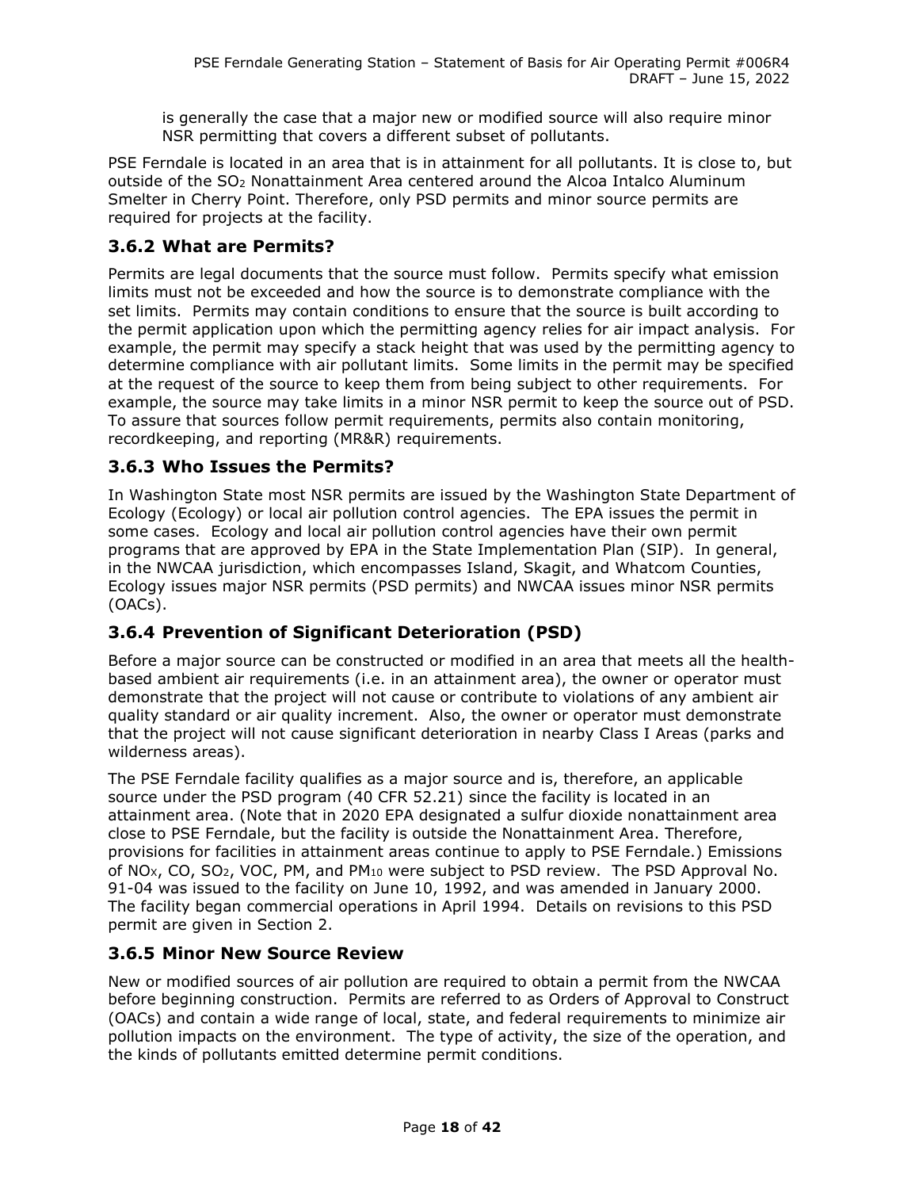is generally the case that a major new or modified source will also require minor NSR permitting that covers a different subset of pollutants.

PSE Ferndale is located in an area that is in attainment for all pollutants. It is close to, but outside of the $SO_2$ Nonattainment Area centered around the Alcoa Intalco Aluminum Smelter in Cherry Point. Therefore, only PSD permits and minor source permits are required for projects at the facility.

### 3.6.2 What are Permits?

Permits are legal documents that the source must follow. Permits specify what emission limits must not be exceeded and how the source is to demonstrate compliance with the set limits. Permits may contain conditions to ensure that the source is built according to the permit application upon which the permitting agency relies for air impact analysis. For example, the permit may specify a stack height that was used by the permitting agency to determine compliance with air pollutant limits. Some limits in the permit may be specified at the request of the source to keep them from being subject to other requirements. For example, the source may take limits in a minor NSR permit to keep the source out of PSD. To assure that sources follow permit requirements, permits also contain monitoring, recordkeeping, and reporting (MR&R) requirements.

### 3.6.3 Who Issues the Permits?

In Washington State most NSR permits are issued by the Washington State Department of Ecology (Ecology) or local air pollution control agencies. The EPA issues the permit in some cases. Ecology and local air pollution control agencies have their own permit programs that are approved by EPA in the State Implementation Plan (SIP). In general, in the NWCAA jurisdiction, which encompasses Island, Skagit, and Whatcom Counties, Ecology issues major NSR permits (PSD permits) and NWCAA issues minor NSR permits (OACs).

### 3.6.4 Prevention of Significant Deterioration (PSD)

Before a major source can be constructed or modified in an area that meets all the health-based ambient air requirements (i.e. in an attainment area), the owner or operator must demonstrate that the project will not cause or contribute to violations of any ambient air quality standard or air quality increment. Also, the owner or operator must demonstrate that the project will not cause significant deterioration in nearby Class I Areas (parks and wilderness areas).

The PSE Ferndale facility qualifies as a major source and is, therefore, an applicable source under the PSD program (40 CFR 52.21) since the facility is located in an attainment area. (Note that in 2020 EPA designated a sulfur dioxide nonattainment area close to PSE Ferndale, but the facility is outside the Nonattainment Area. Therefore, provisions for facilities in attainment areas continue to apply to PSE Ferndale.) Emissions of $NO_X$, CO, $SO_2$, VOC, PM, and $PM_{10}$ were subject to PSD review. The PSD Approval No. 91-04 was issued to the facility on June 10, 1992, and was amended in January 2000. The facility began commercial operations in April 1994. Details on revisions to this PSD permit are given in Section 2.

### 3.6.5 Minor New Source Review

New or modified sources of air pollution are required to obtain a permit from the NWCAA before beginning construction. Permits are referred to as Orders of Approval to Construct (OACs) and contain a wide range of local, state, and federal requirements to minimize air pollution impacts on the environment. The type of activity, the size of the operation, and the kinds of pollutants emitted determine permit conditions.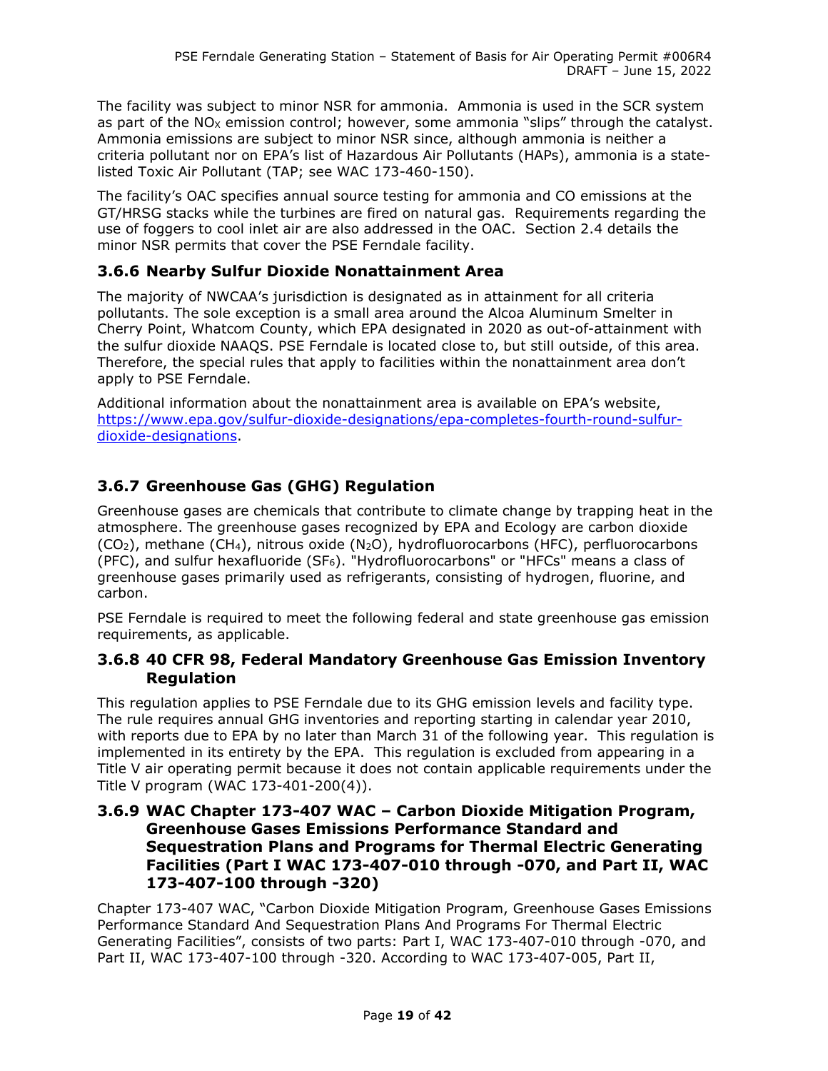The facility was subject to minor NSR for ammonia. Ammonia is used in the SCR system as part of the $NO_X$ emission control; however, some ammonia "slips" through the catalyst. Ammonia emissions are subject to minor NSR since, although ammonia is neither a criteria pollutant nor on EPA's list of Hazardous Air Pollutants (HAPs), ammonia is a state-listed Toxic Air Pollutant (TAP; see WAC 173-460-150).

The facility's OAC specifies annual source testing for ammonia and CO emissions at the GT/HRSG stacks while the turbines are fired on natural gas. Requirements regarding the use of foggers to cool inlet air are also addressed in the OAC. Section 2.4 details the minor NSR permits that cover the PSE Ferndale facility.

### 3.6.6 Nearby Sulfur Dioxide Nonattainment Area

The majority of NWCAA's jurisdiction is designated as in attainment for all criteria pollutants. The sole exception is a small area around the Alcoa Aluminum Smelter in Cherry Point, Whatcom County, which EPA designated in 2020 as out-of-attainment with the sulfur dioxide NAAQS. PSE Ferndale is located close to, but still outside, of this area. Therefore, the special rules that apply to facilities within the nonattainment area don't apply to PSE Ferndale.

Additional information about the nonattainment area is available on EPA's website, [https://www.epa.gov/sulfur-dioxide-designations/epa-completes-fourth-round-sulfur-dioxide-designations](https://www.epa.gov/sulfur-dioxide-designations/epa-completes-fourth-round-sulfur-dioxide-designations).

### 3.6.7 Greenhouse Gas (GHG) Regulation

Greenhouse gases are chemicals that contribute to climate change by trapping heat in the atmosphere. The greenhouse gases recognized by EPA and Ecology are carbon dioxide ($CO_2$), methane ($CH_4$), nitrous oxide ($N_2O$), hydrofluorocarbons (HFC), perfluorocarbons (PFC), and sulfur hexafluoride ($SF_6$). "Hydrofluorocarbons" or "HFCs" means a class of greenhouse gases primarily used as refrigerants, consisting of hydrogen, fluorine, and carbon.

PSE Ferndale is required to meet the following federal and state greenhouse gas emission requirements, as applicable.

### 3.6.8 40 CFR 98, Federal Mandatory Greenhouse Gas Emission Inventory Regulation

This regulation applies to PSE Ferndale due to its GHG emission levels and facility type. The rule requires annual GHG inventories and reporting starting in calendar year 2010, with reports due to EPA by no later than March 31 of the following year. This regulation is implemented in its entirety by the EPA. This regulation is excluded from appearing in a Title V air operating permit because it does not contain applicable requirements under the Title V program (WAC 173-401-200(4)).

### 3.6.9 WAC Chapter 173-407 WAC – Carbon Dioxide Mitigation Program, Greenhouse Gases Emissions Performance Standard and Sequestration Plans and Programs for Thermal Electric Generating Facilities (Part I WAC 173-407-010 through -070, and Part II, WAC 173-407-100 through -320)

Chapter 173-407 WAC, "Carbon Dioxide Mitigation Program, Greenhouse Gases Emissions Performance Standard And Sequestration Plans And Programs For Thermal Electric Generating Facilities", consists of two parts: Part I, WAC 173-407-010 through -070, and Part II, WAC 173-407-100 through -320. According to WAC 173-407-005, Part II,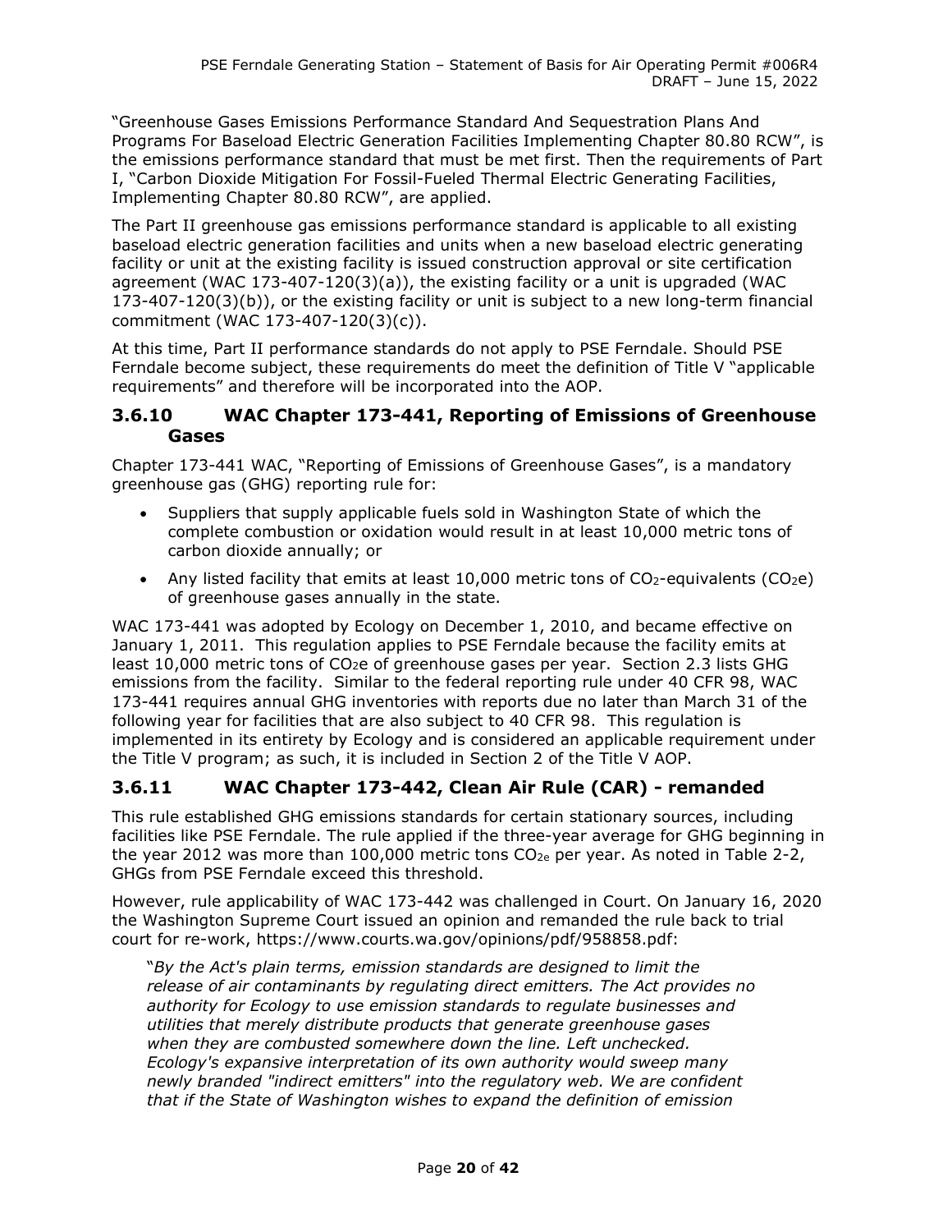"Greenhouse Gases Emissions Performance Standard And Sequestration Plans And Programs For Baseload Electric Generation Facilities Implementing Chapter 80.80 RCW", is the emissions performance standard that must be met first. Then the requirements of Part I, "Carbon Dioxide Mitigation For Fossil-Fueled Thermal Electric Generating Facilities, Implementing Chapter 80.80 RCW", are applied.

The Part II greenhouse gas emissions performance standard is applicable to all existing baseload electric generation facilities and units when a new baseload electric generating facility or unit at the existing facility is issued construction approval or site certification agreement (WAC 173-407-120(3)(a)), the existing facility or a unit is upgraded (WAC 173-407-120(3)(b)), or the existing facility or unit is subject to a new long-term financial commitment (WAC 173-407-120(3)(c)).

At this time, Part II performance standards do not apply to PSE Ferndale. Should PSE Ferndale become subject, these requirements do meet the definition of Title V "applicable requirements" and therefore will be incorporated into the AOP.

### 3.6.10 WAC Chapter 173-441, Reporting of Emissions of Greenhouse Gases

Chapter 173-441 WAC, "Reporting of Emissions of Greenhouse Gases", is a mandatory greenhouse gas (GHG) reporting rule for:

- Suppliers that supply applicable fuels sold in Washington State of which the complete combustion or oxidation would result in at least 10,000 metric tons of carbon dioxide annually; or
- Any listed facility that emits at least 10,000 metric tons of $CO_2$-equivalents ($CO_2e$) of greenhouse gases annually in the state.

WAC 173-441 was adopted by Ecology on December 1, 2010, and became effective on January 1, 2011. This regulation applies to PSE Ferndale because the facility emits at least 10,000 metric tons of $CO_2e$ of greenhouse gases per year. Section 2.3 lists GHG emissions from the facility. Similar to the federal reporting rule under 40 CFR 98, WAC 173-441 requires annual GHG inventories with reports due no later than March 31 of the following year for facilities that are also subject to 40 CFR 98. This regulation is implemented in its entirety by Ecology and is considered an applicable requirement under the Title V program; as such, it is included in Section 2 of the Title V AOP.

### 3.6.11 WAC Chapter 173-442, Clean Air Rule (CAR) - remanded

This rule established GHG emissions standards for certain stationary sources, including facilities like PSE Ferndale. The rule applied if the three-year average for GHG beginning in the year 2012 was more than 100,000 metric tons $CO_{2e}$ per year. As noted in Table 2-2, GHGs from PSE Ferndale exceed this threshold.

However, rule applicability of WAC 173-442 was challenged in Court. On January 16, 2020 the Washington Supreme Court issued an opinion and remanded the rule back to trial court for re-work, https://www.courts.wa.gov/opinions/pdf/958858.pdf:

> "*By the Act's plain terms, emission standards are designed to limit the release of air contaminants by regulating direct emitters. The Act provides no authority for Ecology to use emission standards to regulate businesses and utilities that merely distribute products that generate greenhouse gases when they are combusted somewhere down the line. Left unchecked. Ecology's expansive interpretation of its own authority would sweep many newly branded "indirect emitters" into the regulatory web. We are confident that if the State of Washington wishes to expand the definition of emission*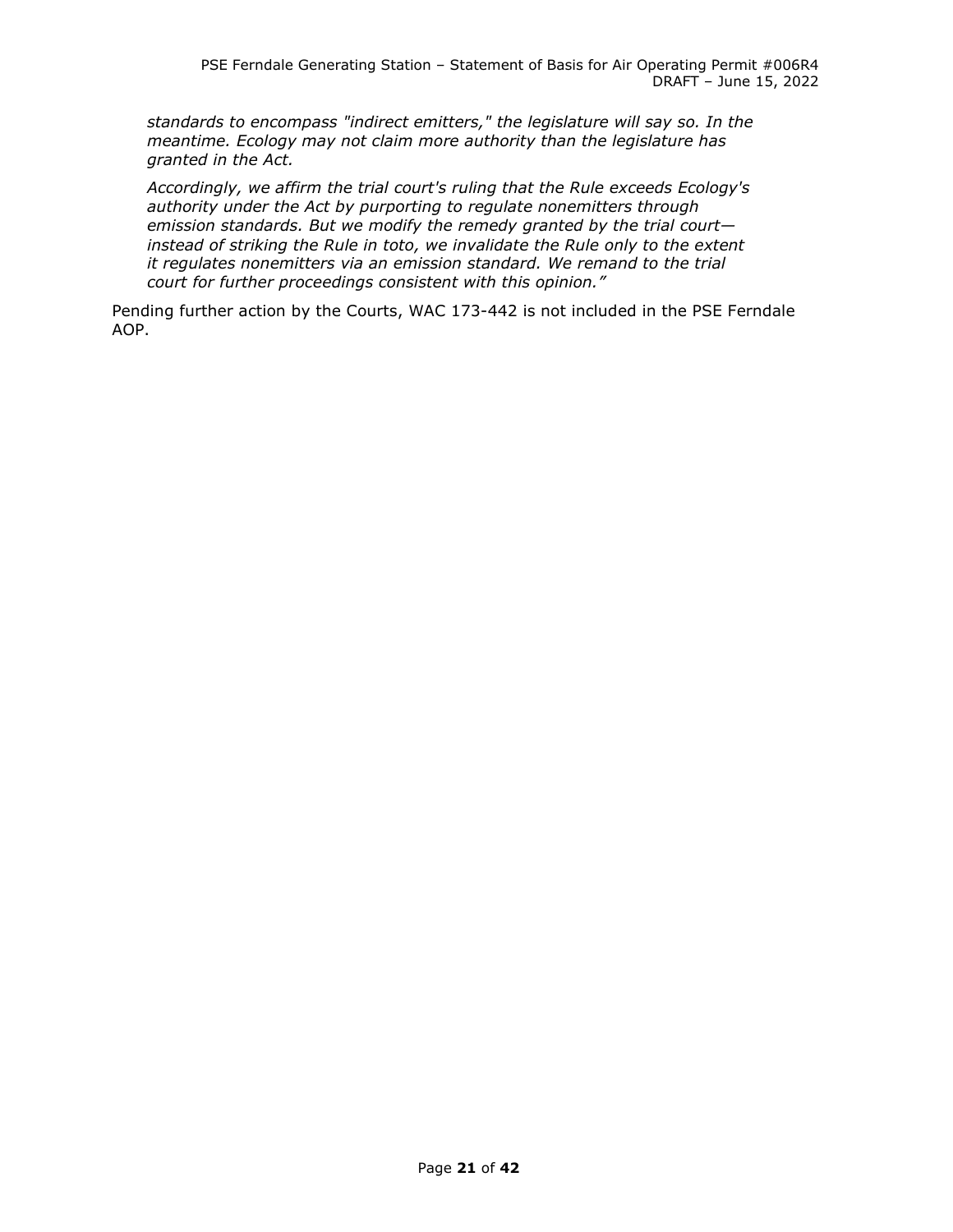> *standards to encompass "indirect emitters," the legislature will say so. In the meantime. Ecology may not claim more authority than the legislature has granted in the Act.*
>
> *Accordingly, we affirm the trial court's ruling that the Rule exceeds Ecology's authority under the Act by purporting to regulate nonemitters through emission standards. But we modify the remedy granted by the trial court—instead of striking the Rule in toto, we invalidate the Rule only to the extent it regulates nonemitters via an emission standard. We remand to the trial court for further proceedings consistent with this opinion."*

Pending further action by the Courts, WAC 173-442 is not included in the PSE Ferndale AOP.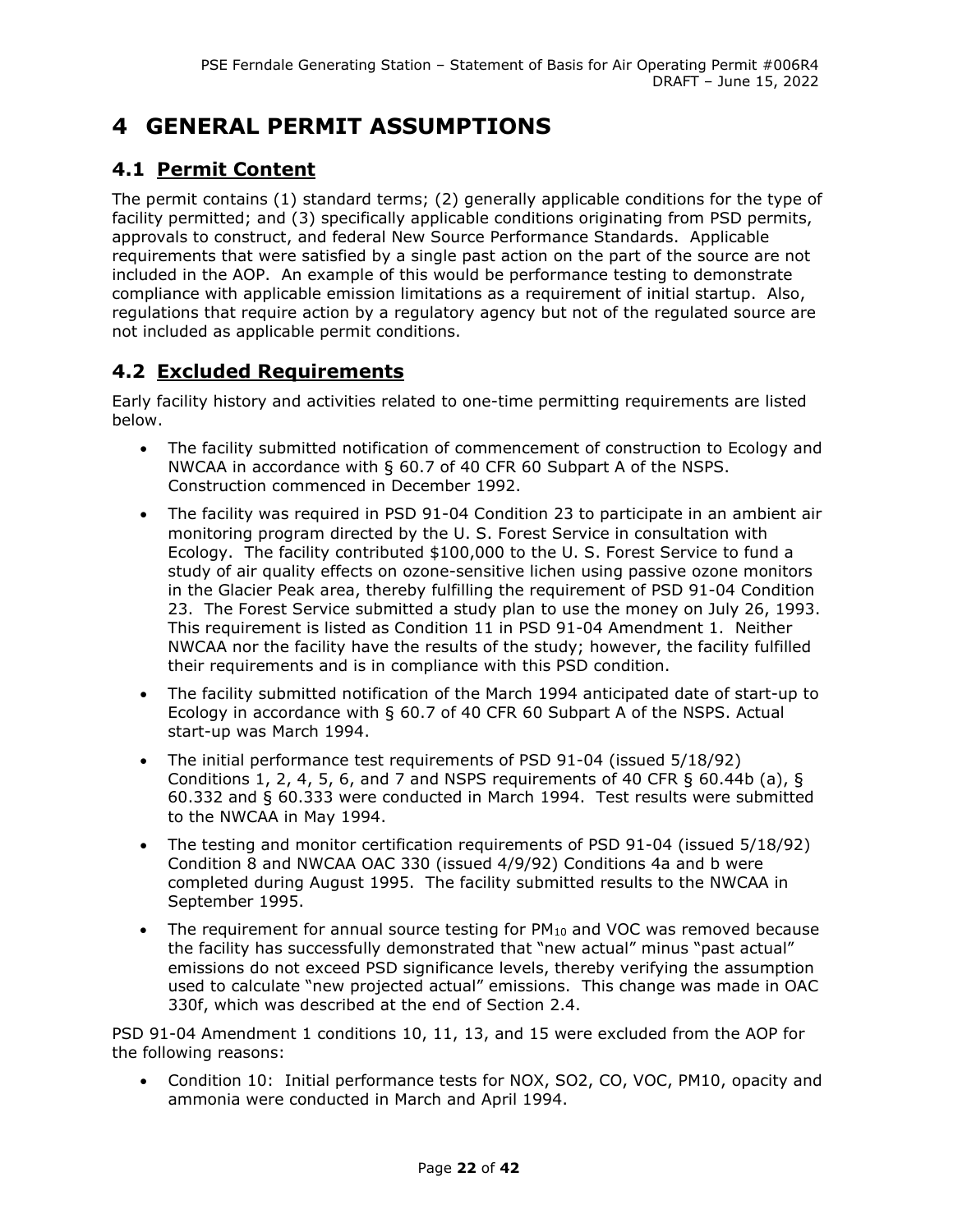# 4 GENERAL PERMIT ASSUMPTIONS

## 4.1 Permit Content

The permit contains (1) standard terms; (2) generally applicable conditions for the type of facility permitted; and (3) specifically applicable conditions originating from PSD permits, approvals to construct, and federal New Source Performance Standards. Applicable requirements that were satisfied by a single past action on the part of the source are not included in the AOP. An example of this would be performance testing to demonstrate compliance with applicable emission limitations as a requirement of initial startup. Also, regulations that require action by a regulatory agency but not of the regulated source are not included as applicable permit conditions.

## 4.2 Excluded Requirements

Early facility history and activities related to one-time permitting requirements are listed below.

- The facility submitted notification of commencement of construction to Ecology and NWCAA in accordance with § 60.7 of 40 CFR 60 Subpart A of the NSPS. Construction commenced in December 1992.
- The facility was required in PSD 91-04 Condition 23 to participate in an ambient air monitoring program directed by the U. S. Forest Service in consultation with Ecology. The facility contributed $100,000 to the U. S. Forest Service to fund a study of air quality effects on ozone-sensitive lichen using passive ozone monitors in the Glacier Peak area, thereby fulfilling the requirement of PSD 91-04 Condition 23. The Forest Service submitted a study plan to use the money on July 26, 1993. This requirement is listed as Condition 11 in PSD 91-04 Amendment 1. Neither NWCAA nor the facility have the results of the study; however, the facility fulfilled their requirements and is in compliance with this PSD condition.
- The facility submitted notification of the March 1994 anticipated date of start-up to Ecology in accordance with § 60.7 of 40 CFR 60 Subpart A of the NSPS. Actual start-up was March 1994.
- The initial performance test requirements of PSD 91-04 (issued 5/18/92) Conditions 1, 2, 4, 5, 6, and 7 and NSPS requirements of 40 CFR § 60.44b (a), § 60.332 and § 60.333 were conducted in March 1994. Test results were submitted to the NWCAA in May 1994.
- The testing and monitor certification requirements of PSD 91-04 (issued 5/18/92) Condition 8 and NWCAA OAC 330 (issued 4/9/92) Conditions 4a and b were completed during August 1995. The facility submitted results to the NWCAA in September 1995.
- The requirement for annual source testing for $PM_{10}$ and VOC was removed because the facility has successfully demonstrated that "new actual" minus "past actual" emissions do not exceed PSD significance levels, thereby verifying the assumption used to calculate "new projected actual" emissions. This change was made in OAC 330f, which was described at the end of Section 2.4.

PSD 91-04 Amendment 1 conditions 10, 11, 13, and 15 were excluded from the AOP for the following reasons:

- Condition 10: Initial performance tests for NOX, SO2, CO, VOC, PM10, opacity and ammonia were conducted in March and April 1994.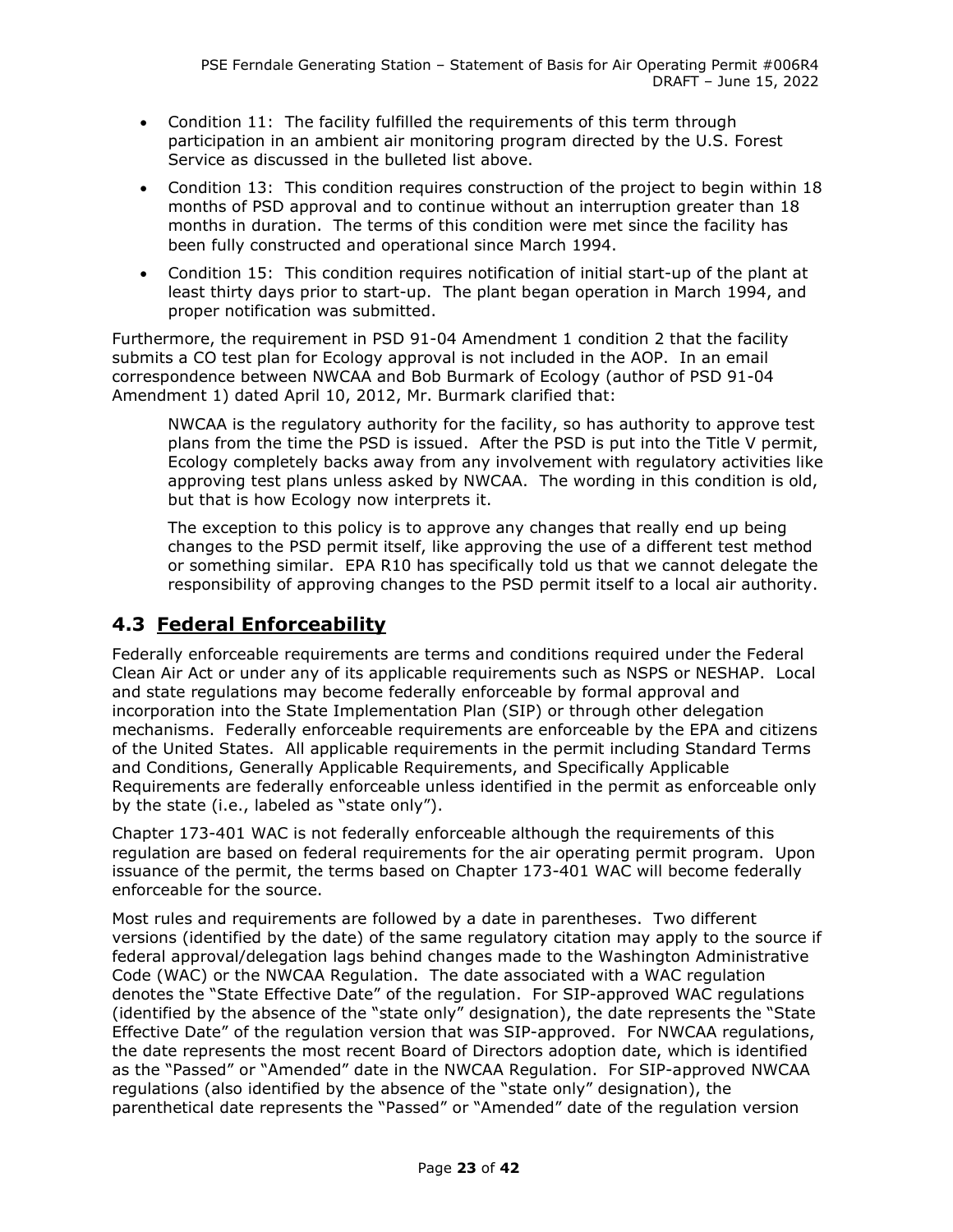- Condition 11: The facility fulfilled the requirements of this term through participation in an ambient air monitoring program directed by the U.S. Forest Service as discussed in the bulleted list above.
- Condition 13: This condition requires construction of the project to begin within 18 months of PSD approval and to continue without an interruption greater than 18 months in duration. The terms of this condition were met since the facility has been fully constructed and operational since March 1994.
- Condition 15: This condition requires notification of initial start-up of the plant at least thirty days prior to start-up. The plant began operation in March 1994, and proper notification was submitted.

Furthermore, the requirement in PSD 91-04 Amendment 1 condition 2 that the facility submits a CO test plan for Ecology approval is not included in the AOP. In an email correspondence between NWCAA and Bob Burmark of Ecology (author of PSD 91-04 Amendment 1) dated April 10, 2012, Mr. Burmark clarified that:

> NWCAA is the regulatory authority for the facility, so has authority to approve test plans from the time the PSD is issued. After the PSD is put into the Title V permit, Ecology completely backs away from any involvement with regulatory activities like approving test plans unless asked by NWCAA. The wording in this condition is old, but that is how Ecology now interprets it.
>
> The exception to this policy is to approve any changes that really end up being changes to the PSD permit itself, like approving the use of a different test method or something similar. EPA R10 has specifically told us that we cannot delegate the responsibility of approving changes to the PSD permit itself to a local air authority.

## 4.3 Federal Enforceability

Federally enforceable requirements are terms and conditions required under the Federal Clean Air Act or under any of its applicable requirements such as NSPS or NESHAP. Local and state regulations may become federally enforceable by formal approval and incorporation into the State Implementation Plan (SIP) or through other delegation mechanisms. Federally enforceable requirements are enforceable by the EPA and citizens of the United States. All applicable requirements in the permit including Standard Terms and Conditions, Generally Applicable Requirements, and Specifically Applicable Requirements are federally enforceable unless identified in the permit as enforceable only by the state (i.e., labeled as "state only").

Chapter 173-401 WAC is not federally enforceable although the requirements of this regulation are based on federal requirements for the air operating permit program. Upon issuance of the permit, the terms based on Chapter 173-401 WAC will become federally enforceable for the source.

Most rules and requirements are followed by a date in parentheses. Two different versions (identified by the date) of the same regulatory citation may apply to the source if federal approval/delegation lags behind changes made to the Washington Administrative Code (WAC) or the NWCAA Regulation. The date associated with a WAC regulation denotes the "State Effective Date" of the regulation. For SIP-approved WAC regulations (identified by the absence of the "state only" designation), the date represents the "State Effective Date" of the regulation version that was SIP-approved. For NWCAA regulations, the date represents the most recent Board of Directors adoption date, which is identified as the "Passed" or "Amended" date in the NWCAA Regulation. For SIP-approved NWCAA regulations (also identified by the absence of the "state only" designation), the parenthetical date represents the "Passed" or "Amended" date of the regulation version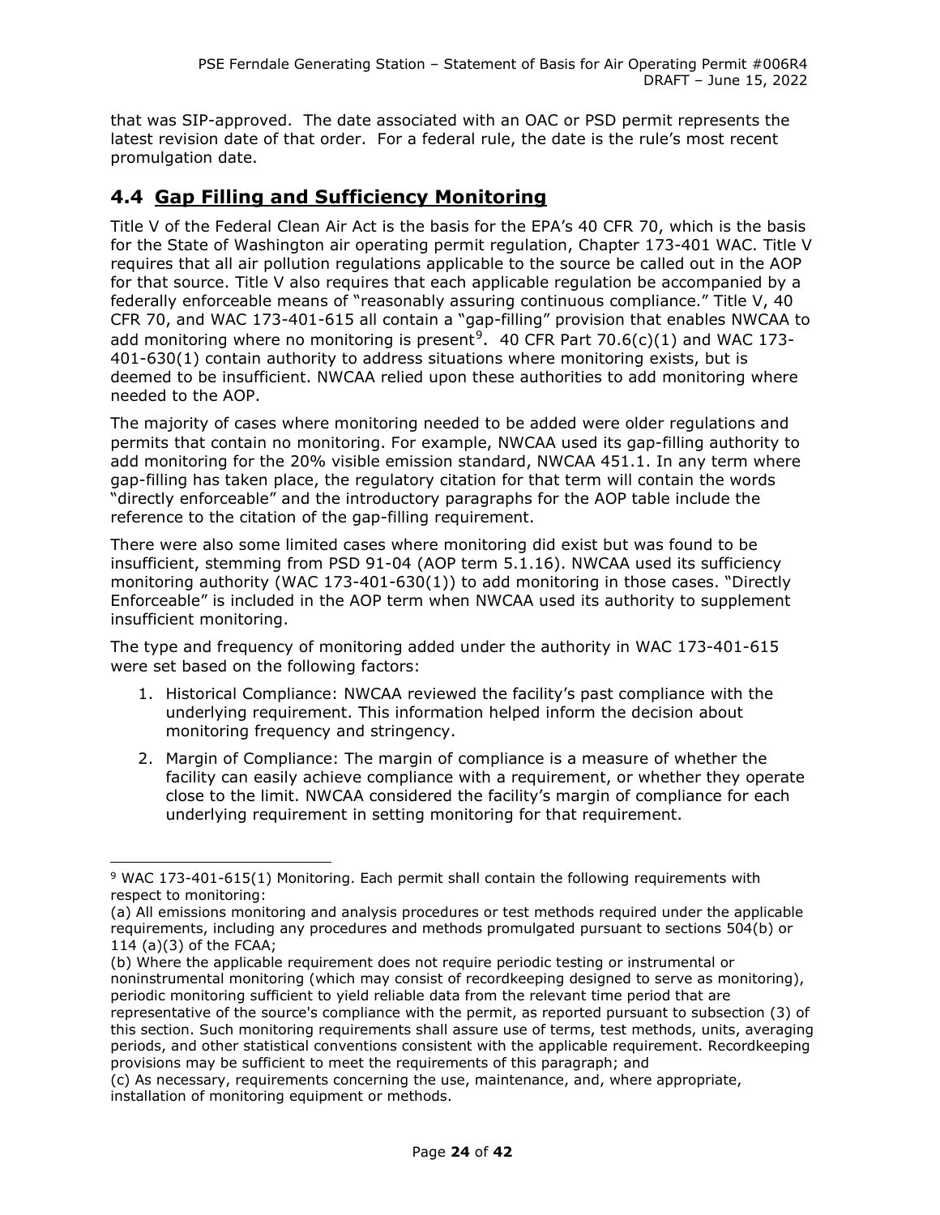that was SIP-approved. The date associated with an OAC or PSD permit represents the latest revision date of that order. For a federal rule, the date is the rule's most recent promulgation date.

## 4.4 Gap Filling and Sufficiency Monitoring

Title V of the Federal Clean Air Act is the basis for the EPA's 40 CFR 70, which is the basis for the State of Washington air operating permit regulation, Chapter 173-401 WAC. Title V requires that all air pollution regulations applicable to the source be called out in the AOP for that source. Title V also requires that each applicable regulation be accompanied by a federally enforceable means of "reasonably assuring continuous compliance." Title V, 40 CFR 70, and WAC 173-401-615 all contain a "gap-filling" provision that enables NWCAA to add monitoring where no monitoring is present[9]. 40 CFR Part 70.6(c)(1) and WAC 173-401-630(1) contain authority to address situations where monitoring exists, but is deemed to be insufficient. NWCAA relied upon these authorities to add monitoring where needed to the AOP.

The majority of cases where monitoring needed to be added were older regulations and permits that contain no monitoring. For example, NWCAA used its gap-filling authority to add monitoring for the 20% visible emission standard, NWCAA 451.1. In any term where gap-filling has taken place, the regulatory citation for that term will contain the words "directly enforceable" and the introductory paragraphs for the AOP table include the reference to the citation of the gap-filling requirement.

There were also some limited cases where monitoring did exist but was found to be insufficient, stemming from PSD 91-04 (AOP term 5.1.16). NWCAA used its sufficiency monitoring authority (WAC 173-401-630(1)) to add monitoring in those cases. "Directly Enforceable" is included in the AOP term when NWCAA used its authority to supplement insufficient monitoring.

The type and frequency of monitoring added under the authority in WAC 173-401-615 were set based on the following factors:

1. Historical Compliance: NWCAA reviewed the facility's past compliance with the underlying requirement. This information helped inform the decision about monitoring frequency and stringency.
2. Margin of Compliance: The margin of compliance is a measure of whether the facility can easily achieve compliance with a requirement, or whether they operate close to the limit. NWCAA considered the facility's margin of compliance for each underlying requirement in setting monitoring for that requirement.

---

[9] WAC 173-401-615(1) Monitoring. Each permit shall contain the following requirements with respect to monitoring:

(a) All emissions monitoring and analysis procedures or test methods required under the applicable requirements, including any procedures and methods promulgated pursuant to sections 504(b) or 114 (a)(3) of the FCAA;

(b) Where the applicable requirement does not require periodic testing or instrumental or noninstrumental monitoring (which may consist of recordkeeping designed to serve as monitoring), periodic monitoring sufficient to yield reliable data from the relevant time period that are representative of the source's compliance with the permit, as reported pursuant to subsection (3) of this section. Such monitoring requirements shall assure use of terms, test methods, units, averaging periods, and other statistical conventions consistent with the applicable requirement. Recordkeeping provisions may be sufficient to meet the requirements of this paragraph; and

(c) As necessary, requirements concerning the use, maintenance, and, where appropriate, installation of monitoring equipment or methods.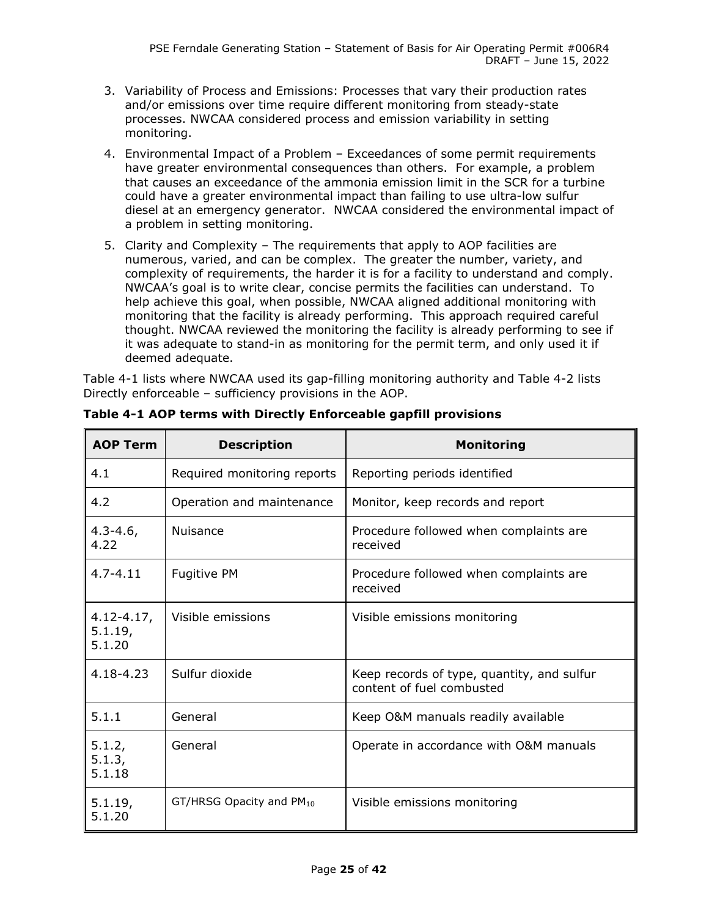3. Variability of Process and Emissions: Processes that vary their production rates and/or emissions over time require different monitoring from steady-state processes. NWCAA considered process and emission variability in setting monitoring.
4. Environmental Impact of a Problem – Exceedances of some permit requirements have greater environmental consequences than others. For example, a problem that causes an exceedance of the ammonia emission limit in the SCR for a turbine could have a greater environmental impact than failing to use ultra-low sulfur diesel at an emergency generator. NWCAA considered the environmental impact of a problem in setting monitoring.
5. Clarity and Complexity – The requirements that apply to AOP facilities are numerous, varied, and can be complex. The greater the number, variety, and complexity of requirements, the harder it is for a facility to understand and comply. NWCAA's goal is to write clear, concise permits the facilities can understand. To help achieve this goal, when possible, NWCAA aligned additional monitoring with monitoring that the facility is already performing. This approach required careful thought. NWCAA reviewed the monitoring the facility is already performing to see if it was adequate to stand-in as monitoring for the permit term, and only used it if deemed adequate.

Table 4-1 lists where NWCAA used its gap-filling monitoring authority and Table 4-2 lists Directly enforceable – sufficiency provisions in the AOP.

**Table 4-1 AOP terms with Directly Enforceable gapfill provisions**

| AOP Term | Description | Monitoring |
|---|---|---|
| 4.1 | Required monitoring reports | Reporting periods identified |
| 4.2 | Operation and maintenance | Monitor, keep records and report |
| 4.3-4.6, 4.22 | Nuisance | Procedure followed when complaints are received |
| 4.7-4.11 | Fugitive PM | Procedure followed when complaints are received |
| 4.12-4.17, 5.1.19, 5.1.20 | Visible emissions | Visible emissions monitoring |
| 4.18-4.23 | Sulfur dioxide | Keep records of type, quantity, and sulfur content of fuel combusted |
| 5.1.1 | General | Keep O&M manuals readily available |
| 5.1.2, 5.1.3, 5.1.18 | General | Operate in accordance with O&M manuals |
| 5.1.19, 5.1.20 | GT/HRSG Opacity and $PM_{10}$ | Visible emissions monitoring |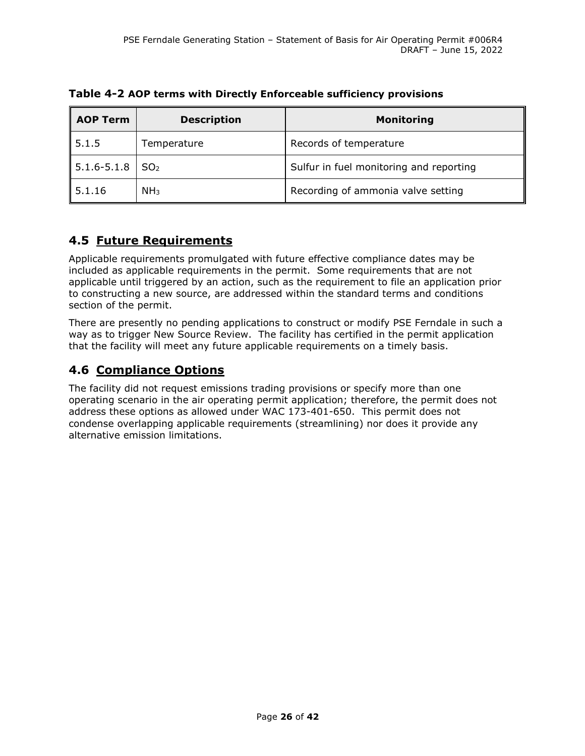**Table 4-2 AOP terms with Directly Enforceable sufficiency provisions**

| AOP Term | Description | Monitoring |
|---|---|---|
| 5.1.5 | Temperature | Records of temperature |
| 5.1.6-5.1.8 | $SO_2$ | Sulfur in fuel monitoring and reporting |
| 5.1.16 | $NH_3$ | Recording of ammonia valve setting |

## 4.5 Future Requirements

Applicable requirements promulgated with future effective compliance dates may be included as applicable requirements in the permit. Some requirements that are not applicable until triggered by an action, such as the requirement to file an application prior to constructing a new source, are addressed within the standard terms and conditions section of the permit.

There are presently no pending applications to construct or modify PSE Ferndale in such a way as to trigger New Source Review. The facility has certified in the permit application that the facility will meet any future applicable requirements on a timely basis.

## 4.6 Compliance Options

The facility did not request emissions trading provisions or specify more than one operating scenario in the air operating permit application; therefore, the permit does not address these options as allowed under WAC 173-401-650. This permit does not condense overlapping applicable requirements (streamlining) nor does it provide any alternative emission limitations.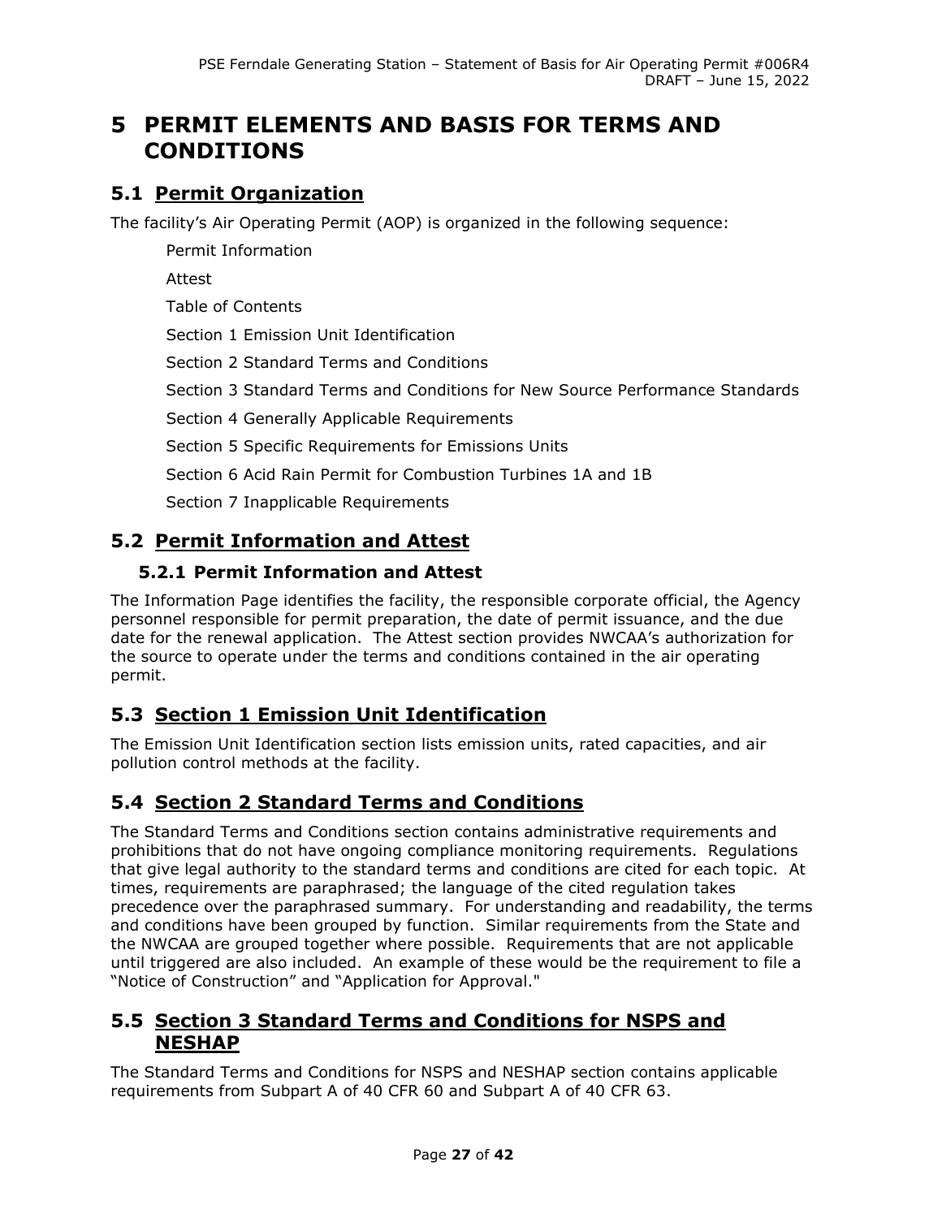# 5 PERMIT ELEMENTS AND BASIS FOR TERMS AND CONDITIONS

## 5.1 Permit Organization

The facility's Air Operating Permit (AOP) is organized in the following sequence:

Permit Information

Attest

Table of Contents

Section 1 Emission Unit Identification

Section 2 Standard Terms and Conditions

Section 3 Standard Terms and Conditions for New Source Performance Standards

Section 4 Generally Applicable Requirements

Section 5 Specific Requirements for Emissions Units

Section 6 Acid Rain Permit for Combustion Turbines 1A and 1B

Section 7 Inapplicable Requirements

## 5.2 Permit Information and Attest

### 5.2.1 Permit Information and Attest

The Information Page identifies the facility, the responsible corporate official, the Agency personnel responsible for permit preparation, the date of permit issuance, and the due date for the renewal application. The Attest section provides NWCAA's authorization for the source to operate under the terms and conditions contained in the air operating permit.

## 5.3 Section 1 Emission Unit Identification

The Emission Unit Identification section lists emission units, rated capacities, and air pollution control methods at the facility.

## 5.4 Section 2 Standard Terms and Conditions

The Standard Terms and Conditions section contains administrative requirements and prohibitions that do not have ongoing compliance monitoring requirements. Regulations that give legal authority to the standard terms and conditions are cited for each topic. At times, requirements are paraphrased; the language of the cited regulation takes precedence over the paraphrased summary. For understanding and readability, the terms and conditions have been grouped by function. Similar requirements from the State and the NWCAA are grouped together where possible. Requirements that are not applicable until triggered are also included. An example of these would be the requirement to file a "Notice of Construction" and "Application for Approval."

## 5.5 Section 3 Standard Terms and Conditions for NSPS and NESHAP

The Standard Terms and Conditions for NSPS and NESHAP section contains applicable requirements from Subpart A of 40 CFR 60 and Subpart A of 40 CFR 63.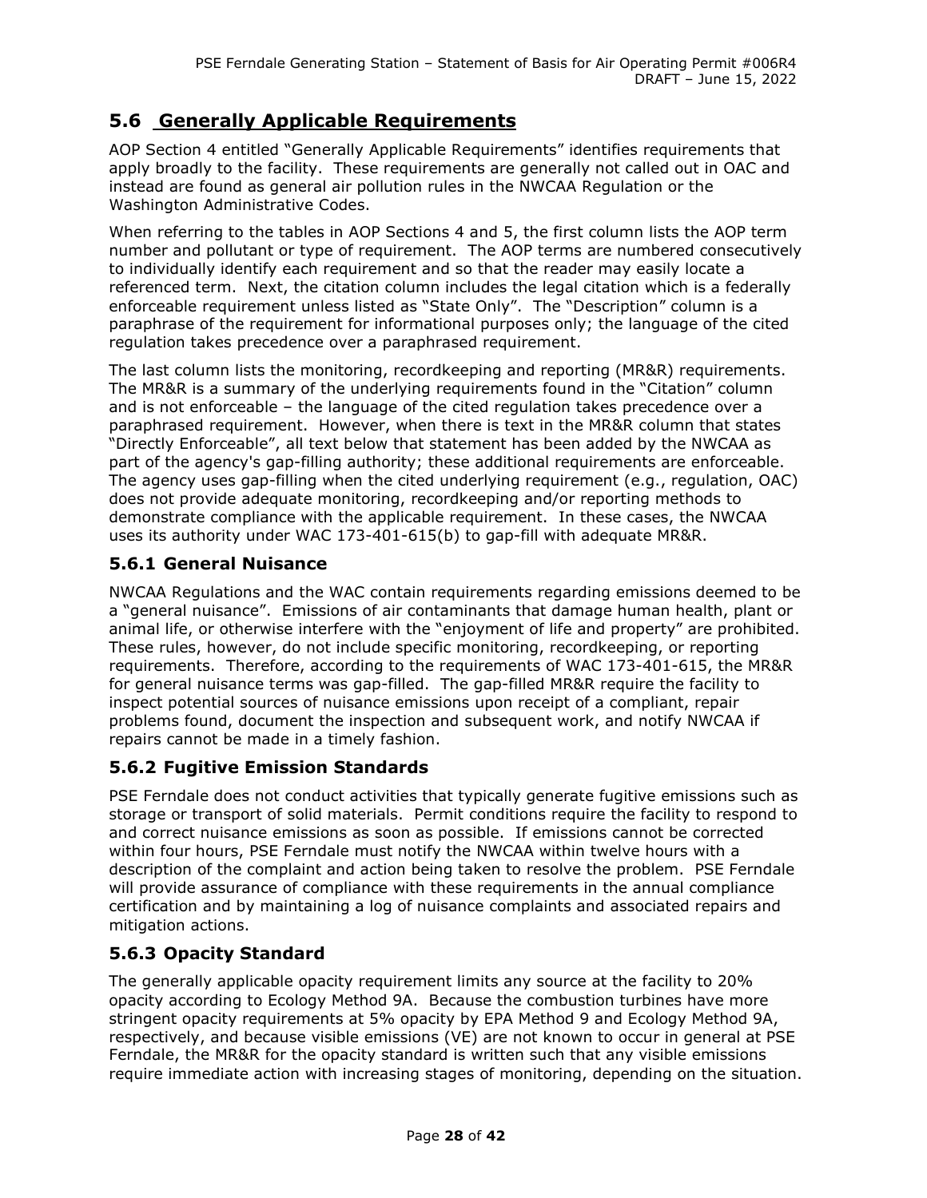## 5.6 Generally Applicable Requirements

AOP Section 4 entitled "Generally Applicable Requirements" identifies requirements that apply broadly to the facility. These requirements are generally not called out in OAC and instead are found as general air pollution rules in the NWCAA Regulation or the Washington Administrative Codes.

When referring to the tables in AOP Sections 4 and 5, the first column lists the AOP term number and pollutant or type of requirement. The AOP terms are numbered consecutively to individually identify each requirement and so that the reader may easily locate a referenced term. Next, the citation column includes the legal citation which is a federally enforceable requirement unless listed as "State Only". The "Description" column is a paraphrase of the requirement for informational purposes only; the language of the cited regulation takes precedence over a paraphrased requirement.

The last column lists the monitoring, recordkeeping and reporting (MR&R) requirements. The MR&R is a summary of the underlying requirements found in the "Citation" column and is not enforceable – the language of the cited regulation takes precedence over a paraphrased requirement. However, when there is text in the MR&R column that states "Directly Enforceable", all text below that statement has been added by the NWCAA as part of the agency's gap-filling authority; these additional requirements are enforceable. The agency uses gap-filling when the cited underlying requirement (e.g., regulation, OAC) does not provide adequate monitoring, recordkeeping and/or reporting methods to demonstrate compliance with the applicable requirement. In these cases, the NWCAA uses its authority under WAC 173-401-615(b) to gap-fill with adequate MR&R.

### 5.6.1 General Nuisance

NWCAA Regulations and the WAC contain requirements regarding emissions deemed to be a "general nuisance". Emissions of air contaminants that damage human health, plant or animal life, or otherwise interfere with the "enjoyment of life and property" are prohibited. These rules, however, do not include specific monitoring, recordkeeping, or reporting requirements. Therefore, according to the requirements of WAC 173-401-615, the MR&R for general nuisance terms was gap-filled. The gap-filled MR&R require the facility to inspect potential sources of nuisance emissions upon receipt of a compliant, repair problems found, document the inspection and subsequent work, and notify NWCAA if repairs cannot be made in a timely fashion.

### 5.6.2 Fugitive Emission Standards

PSE Ferndale does not conduct activities that typically generate fugitive emissions such as storage or transport of solid materials. Permit conditions require the facility to respond to and correct nuisance emissions as soon as possible. If emissions cannot be corrected within four hours, PSE Ferndale must notify the NWCAA within twelve hours with a description of the complaint and action being taken to resolve the problem. PSE Ferndale will provide assurance of compliance with these requirements in the annual compliance certification and by maintaining a log of nuisance complaints and associated repairs and mitigation actions.

### 5.6.3 Opacity Standard

The generally applicable opacity requirement limits any source at the facility to 20% opacity according to Ecology Method 9A. Because the combustion turbines have more stringent opacity requirements at 5% opacity by EPA Method 9 and Ecology Method 9A, respectively, and because visible emissions (VE) are not known to occur in general at PSE Ferndale, the MR&R for the opacity standard is written such that any visible emissions require immediate action with increasing stages of monitoring, depending on the situation.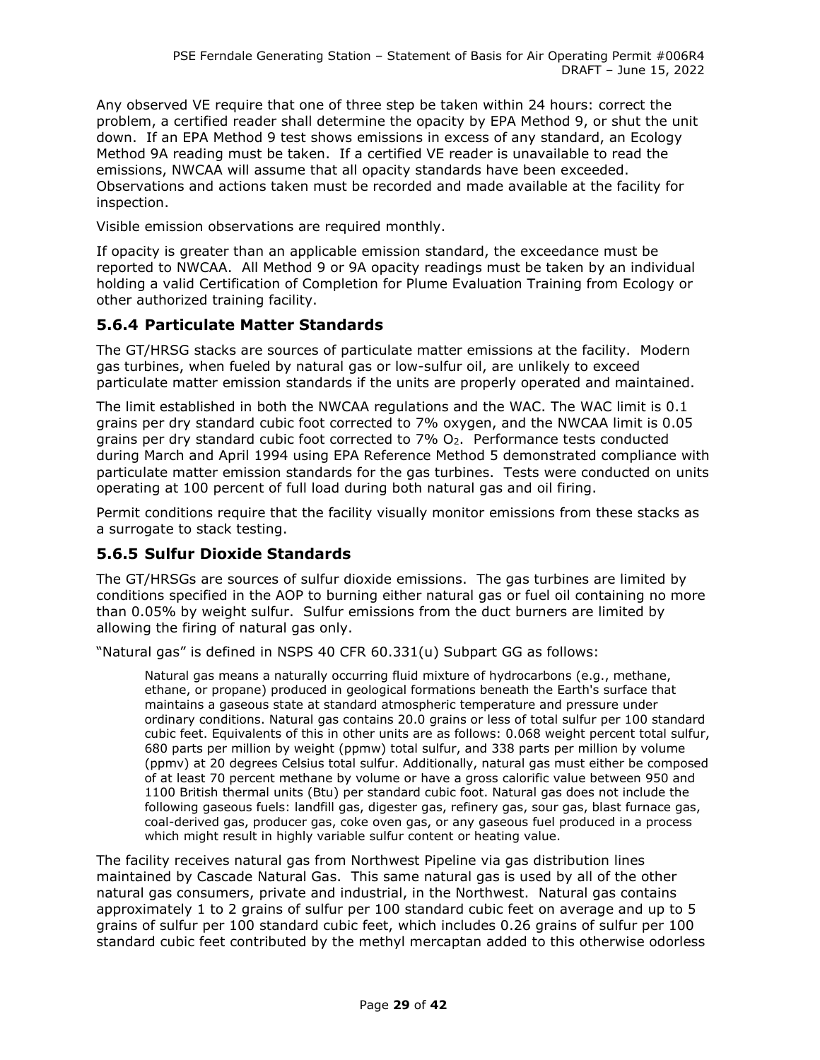Any observed VE require that one of three step be taken within 24 hours: correct the problem, a certified reader shall determine the opacity by EPA Method 9, or shut the unit down. If an EPA Method 9 test shows emissions in excess of any standard, an Ecology Method 9A reading must be taken. If a certified VE reader is unavailable to read the emissions, NWCAA will assume that all opacity standards have been exceeded. Observations and actions taken must be recorded and made available at the facility for inspection.

Visible emission observations are required monthly.

If opacity is greater than an applicable emission standard, the exceedance must be reported to NWCAA. All Method 9 or 9A opacity readings must be taken by an individual holding a valid Certification of Completion for Plume Evaluation Training from Ecology or other authorized training facility.

### 5.6.4 Particulate Matter Standards

The GT/HRSG stacks are sources of particulate matter emissions at the facility. Modern gas turbines, when fueled by natural gas or low-sulfur oil, are unlikely to exceed particulate matter emission standards if the units are properly operated and maintained.

The limit established in both the NWCAA regulations and the WAC. The WAC limit is 0.1 grains per dry standard cubic foot corrected to 7% oxygen, and the NWCAA limit is 0.05 grains per dry standard cubic foot corrected to 7% $O_2$. Performance tests conducted during March and April 1994 using EPA Reference Method 5 demonstrated compliance with particulate matter emission standards for the gas turbines. Tests were conducted on units operating at 100 percent of full load during both natural gas and oil firing.

Permit conditions require that the facility visually monitor emissions from these stacks as a surrogate to stack testing.

### 5.6.5 Sulfur Dioxide Standards

The GT/HRSGs are sources of sulfur dioxide emissions. The gas turbines are limited by conditions specified in the AOP to burning either natural gas or fuel oil containing no more than 0.05% by weight sulfur. Sulfur emissions from the duct burners are limited by allowing the firing of natural gas only.

"Natural gas" is defined in NSPS 40 CFR 60.331(u) Subpart GG as follows:

> Natural gas means a naturally occurring fluid mixture of hydrocarbons (e.g., methane, ethane, or propane) produced in geological formations beneath the Earth's surface that maintains a gaseous state at standard atmospheric temperature and pressure under ordinary conditions. Natural gas contains 20.0 grains or less of total sulfur per 100 standard cubic feet. Equivalents of this in other units are as follows: 0.068 weight percent total sulfur, 680 parts per million by weight (ppmw) total sulfur, and 338 parts per million by volume (ppmv) at 20 degrees Celsius total sulfur. Additionally, natural gas must either be composed of at least 70 percent methane by volume or have a gross calorific value between 950 and 1100 British thermal units (Btu) per standard cubic foot. Natural gas does not include the following gaseous fuels: landfill gas, digester gas, refinery gas, sour gas, blast furnace gas, coal-derived gas, producer gas, coke oven gas, or any gaseous fuel produced in a process which might result in highly variable sulfur content or heating value.

The facility receives natural gas from Northwest Pipeline via gas distribution lines maintained by Cascade Natural Gas. This same natural gas is used by all of the other natural gas consumers, private and industrial, in the Northwest. Natural gas contains approximately 1 to 2 grains of sulfur per 100 standard cubic feet on average and up to 5 grains of sulfur per 100 standard cubic feet, which includes 0.26 grains of sulfur per 100 standard cubic feet contributed by the methyl mercaptan added to this otherwise odorless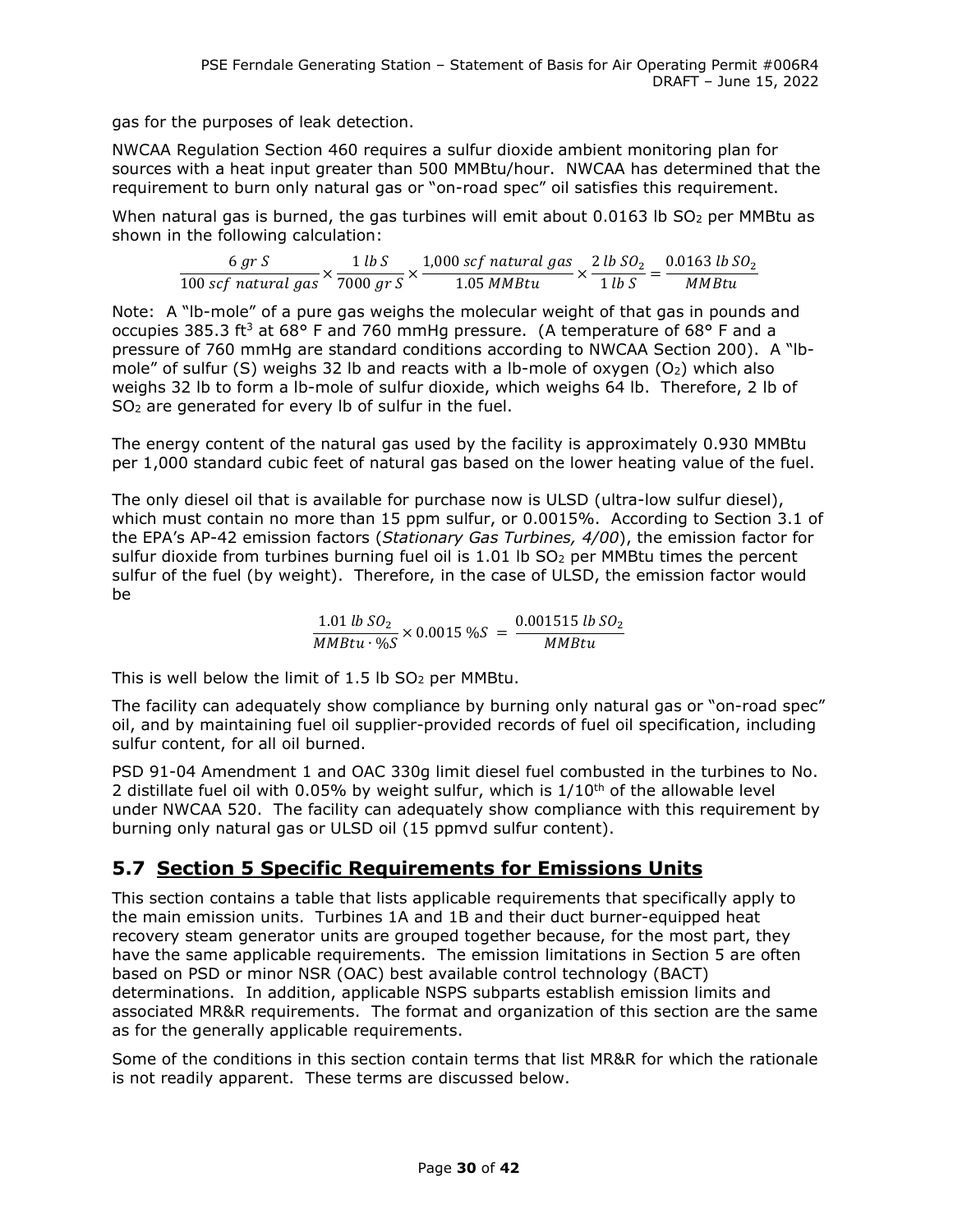gas for the purposes of leak detection.

NWCAA Regulation Section 460 requires a sulfur dioxide ambient monitoring plan for sources with a heat input greater than 500 MMBtu/hour. NWCAA has determined that the requirement to burn only natural gas or "on-road spec" oil satisfies this requirement.

When natural gas is burned, the gas turbines will emit about 0.0163 lb $SO_2$ per MMBtu as shown in the following calculation:

$$\frac{6\ gr\ S}{100\ scf\ natural\ gas} \times \frac{1\ lb\ S}{7000\ gr\ S} \times \frac{1{,}000\ scf\ natural\ gas}{1.05\ MMBtu} \times \frac{2\ lb\ SO_2}{1\ lb\ S} = \frac{0.0163\ lb\ SO_2}{MMBtu}$$

Note: A "lb-mole" of a pure gas weighs the molecular weight of that gas in pounds and occupies 385.3 $ft^3$ at 68° F and 760 mmHg pressure. (A temperature of 68° F and a pressure of 760 mmHg are standard conditions according to NWCAA Section 200). A "lb-mole" of sulfur (S) weighs 32 lb and reacts with a lb-mole of oxygen ($O_2$) which also weighs 32 lb to form a lb-mole of sulfur dioxide, which weighs 64 lb. Therefore, 2 lb of $SO_2$ are generated for every lb of sulfur in the fuel.

The energy content of the natural gas used by the facility is approximately 0.930 MMBtu per 1,000 standard cubic feet of natural gas based on the lower heating value of the fuel.

The only diesel oil that is available for purchase now is ULSD (ultra-low sulfur diesel), which must contain no more than 15 ppm sulfur, or 0.0015%. According to Section 3.1 of the EPA's AP-42 emission factors (*Stationary Gas Turbines, 4/00*), the emission factor for sulfur dioxide from turbines burning fuel oil is 1.01 lb $SO_2$ per MMBtu times the percent sulfur of the fuel (by weight). Therefore, in the case of ULSD, the emission factor would be

$$\frac{1.01\ lb\ SO_2}{MMBtu \cdot \%S} \times 0.0015\ \%S\ =\ \frac{0.001515\ lb\ SO_2}{MMBtu}$$

This is well below the limit of 1.5 lb $SO_2$ per MMBtu.

The facility can adequately show compliance by burning only natural gas or "on-road spec" oil, and by maintaining fuel oil supplier-provided records of fuel oil specification, including sulfur content, for all oil burned.

PSD 91-04 Amendment 1 and OAC 330g limit diesel fuel combusted in the turbines to No. 2 distillate fuel oil with 0.05% by weight sulfur, which is 1/10th of the allowable level under NWCAA 520. The facility can adequately show compliance with this requirement by burning only natural gas or ULSD oil (15 ppmvd sulfur content).

## 5.7 Section 5 Specific Requirements for Emissions Units

This section contains a table that lists applicable requirements that specifically apply to the main emission units. Turbines 1A and 1B and their duct burner-equipped heat recovery steam generator units are grouped together because, for the most part, they have the same applicable requirements. The emission limitations in Section 5 are often based on PSD or minor NSR (OAC) best available control technology (BACT) determinations. In addition, applicable NSPS subparts establish emission limits and associated MR&R requirements. The format and organization of this section are the same as for the generally applicable requirements.

Some of the conditions in this section contain terms that list MR&R for which the rationale is not readily apparent. These terms are discussed below.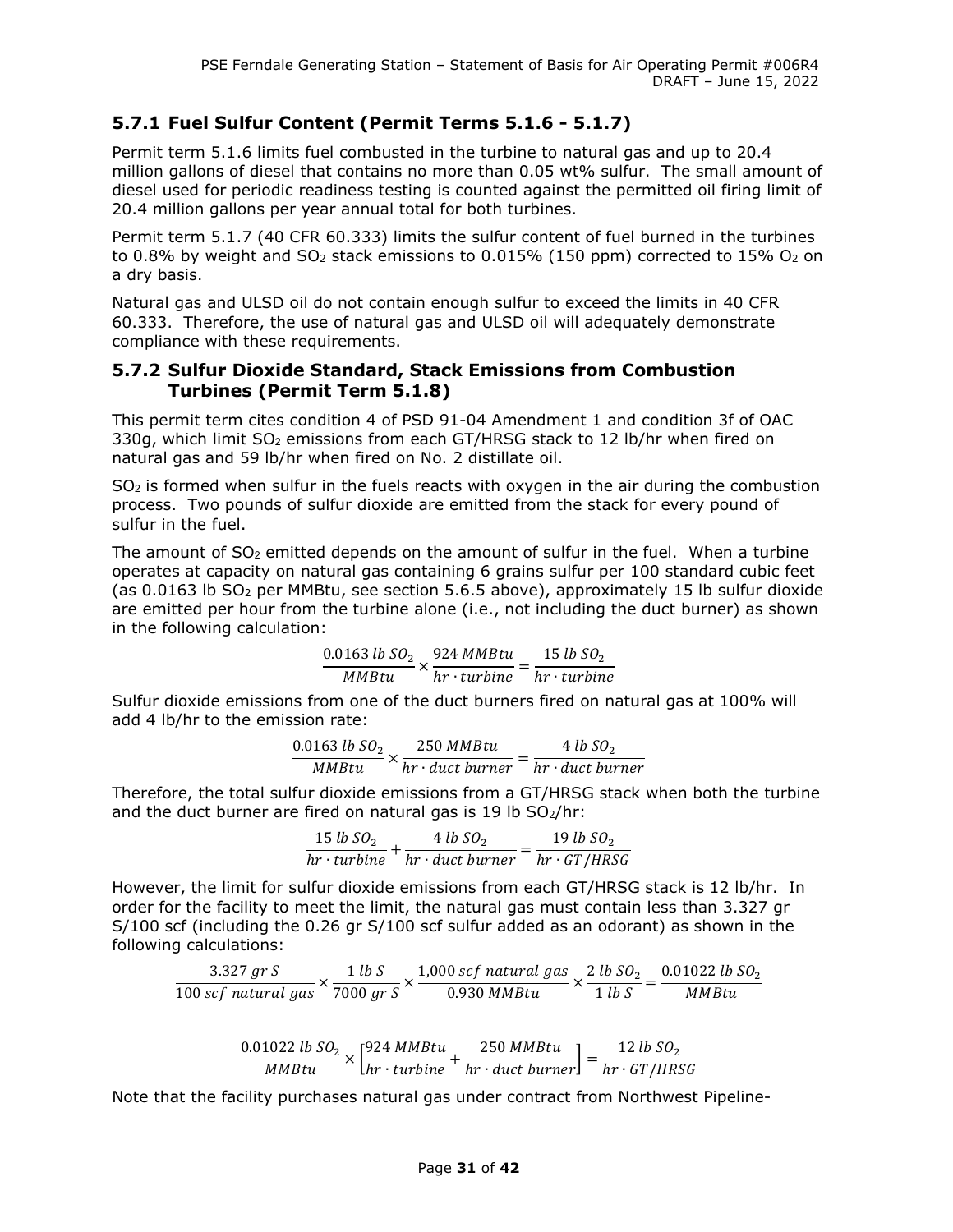## 5.7.1 Fuel Sulfur Content (Permit Terms 5.1.6 - 5.1.7)

Permit term 5.1.6 limits fuel combusted in the turbine to natural gas and up to 20.4 million gallons of diesel that contains no more than 0.05 wt% sulfur. The small amount of diesel used for periodic readiness testing is counted against the permitted oil firing limit of 20.4 million gallons per year annual total for both turbines.

Permit term 5.1.7 (40 CFR 60.333) limits the sulfur content of fuel burned in the turbines to 0.8% by weight and $SO_2$ stack emissions to 0.015% (150 ppm) corrected to 15% $O_2$ on a dry basis.

Natural gas and ULSD oil do not contain enough sulfur to exceed the limits in 40 CFR 60.333. Therefore, the use of natural gas and ULSD oil will adequately demonstrate compliance with these requirements.

## 5.7.2 Sulfur Dioxide Standard, Stack Emissions from Combustion Turbines (Permit Term 5.1.8)

This permit term cites condition 4 of PSD 91-04 Amendment 1 and condition 3f of OAC 330g, which limit $SO_2$ emissions from each GT/HRSG stack to 12 lb/hr when fired on natural gas and 59 lb/hr when fired on No. 2 distillate oil.

$SO_2$ is formed when sulfur in the fuels reacts with oxygen in the air during the combustion process. Two pounds of sulfur dioxide are emitted from the stack for every pound of sulfur in the fuel.

The amount of $SO_2$ emitted depends on the amount of sulfur in the fuel. When a turbine operates at capacity on natural gas containing 6 grains sulfur per 100 standard cubic feet (as 0.0163 lb $SO_2$ per MMBtu, see section 5.6.5 above), approximately 15 lb sulfur dioxide are emitted per hour from the turbine alone (i.e., not including the duct burner) as shown in the following calculation:

$$\frac{0.0163\ lb\ SO_2}{MMBtu} \times \frac{924\ MMBtu}{hr \cdot turbine} = \frac{15\ lb\ SO_2}{hr \cdot turbine}$$

Sulfur dioxide emissions from one of the duct burners fired on natural gas at 100% will add 4 lb/hr to the emission rate:

$$\frac{0.0163\ lb\ SO_2}{MMBtu} \times \frac{250\ MMBtu}{hr \cdot duct\ burner} = \frac{4\ lb\ SO_2}{hr \cdot duct\ burner}$$

Therefore, the total sulfur dioxide emissions from a GT/HRSG stack when both the turbine and the duct burner are fired on natural gas is 19 lb $SO_2$/hr:

$$\frac{15\ lb\ SO_2}{hr \cdot turbine} + \frac{4\ lb\ SO_2}{hr \cdot duct\ burner} = \frac{19\ lb\ SO_2}{hr \cdot GT/HRSG}$$

However, the limit for sulfur dioxide emissions from each GT/HRSG stack is 12 lb/hr. In order for the facility to meet the limit, the natural gas must contain less than 3.327 gr S/100 scf (including the 0.26 gr S/100 scf sulfur added as an odorant) as shown in the following calculations:

$$\frac{3.327\ gr\ S}{100\ scf\ natural\ gas} \times \frac{1\ lb\ S}{7000\ gr\ S} \times \frac{1{,}000\ scf\ natural\ gas}{0.930\ MMBtu} \times \frac{2\ lb\ SO_2}{1\ lb\ S} = \frac{0.01022\ lb\ SO_2}{MMBtu}$$

$$\frac{0.01022\ lb\ SO_2}{MMBtu} \times \left[\frac{924\ MMBtu}{hr \cdot turbine} + \frac{250\ MMBtu}{hr \cdot duct\ burner}\right] = \frac{12\ lb\ SO_2}{hr \cdot GT/HRSG}$$

Note that the facility purchases natural gas under contract from Northwest Pipeline-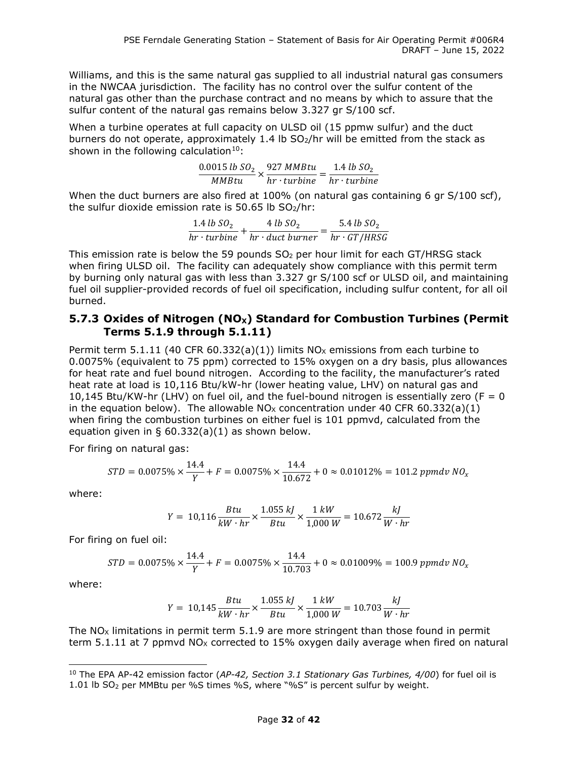Williams, and this is the same natural gas supplied to all industrial natural gas consumers in the NWCAA jurisdiction. The facility has no control over the sulfur content of the natural gas other than the purchase contract and no means by which to assure that the sulfur content of the natural gas remains below 3.327 gr S/100 scf.

When a turbine operates at full capacity on ULSD oil (15 ppmw sulfur) and the duct burners do not operate, approximately 1.4 lb $SO_2$/hr will be emitted from the stack as shown in the following calculation[10]:

$$\frac{0.0015\ lb\ SO_2}{MMBtu} \times \frac{927\ MMBtu}{hr \cdot turbine} = \frac{1.4\ lb\ SO_2}{hr \cdot turbine}$$

When the duct burners are also fired at 100% (on natural gas containing 6 gr S/100 scf), the sulfur dioxide emission rate is 50.65 lb $SO_2$/hr:

$$\frac{1.4\ lb\ SO_2}{hr \cdot turbine} + \frac{4\ lb\ SO_2}{hr \cdot duct\ burner} = \frac{5.4\ lb\ SO_2}{hr \cdot GT/HRSG}$$

This emission rate is below the 59 pounds $SO_2$ per hour limit for each GT/HRSG stack when firing ULSD oil. The facility can adequately show compliance with this permit term by burning only natural gas with less than 3.327 gr S/100 scf or ULSD oil, and maintaining fuel oil supplier-provided records of fuel oil specification, including sulfur content, for all oil burned.

### 5.7.3 Oxides of Nitrogen ($NO_X$) Standard for Combustion Turbines (Permit Terms 5.1.9 through 5.1.11)

Permit term 5.1.11 (40 CFR 60.332(a)(1)) limits $NO_X$ emissions from each turbine to 0.0075% (equivalent to 75 ppm) corrected to 15% oxygen on a dry basis, plus allowances for heat rate and fuel bound nitrogen. According to the facility, the manufacturer's rated heat rate at load is 10,116 Btu/kW-hr (lower heating value, LHV) on natural gas and 10,145 Btu/KW-hr (LHV) on fuel oil, and the fuel-bound nitrogen is essentially zero (F = 0 in the equation below). The allowable $NO_X$ concentration under 40 CFR 60.332(a)(1) when firing the combustion turbines on either fuel is 101 ppmvd, calculated from the equation given in § 60.332(a)(1) as shown below.

For firing on natural gas:

$$STD = 0.0075\% \times \frac{14.4}{Y} + F = 0.0075\% \times \frac{14.4}{10.672} + 0 \approx 0.01012\% = 101.2\ ppmdv\ NO_x$$

where:

$$Y = 10{,}116 \frac{Btu}{kW \cdot hr} \times \frac{1.055\ kJ}{Btu} \times \frac{1\ kW}{1{,}000\ W} = 10.672 \frac{kJ}{W \cdot hr}$$

For firing on fuel oil:

$$STD = 0.0075\% \times \frac{14.4}{Y} + F = 0.0075\% \times \frac{14.4}{10.703} + 0 \approx 0.01009\% = 100.9\ ppmdv\ NO_x$$

where:

$$Y = 10{,}145 \frac{Btu}{kW \cdot hr} \times \frac{1.055\ kJ}{Btu} \times \frac{1\ kW}{1{,}000\ W} = 10.703 \frac{kJ}{W \cdot hr}$$

The $NO_X$ limitations in permit term 5.1.9 are more stringent than those found in permit term 5.1.11 at 7 ppmvd $NO_X$ corrected to 15% oxygen daily average when fired on natural

---

[10] The EPA AP-42 emission factor (*AP-42, Section 3.1 Stationary Gas Turbines, 4/00*) for fuel oil is 1.01 lb $SO_2$ per MMBtu per %S times %S, where "%S" is percent sulfur by weight.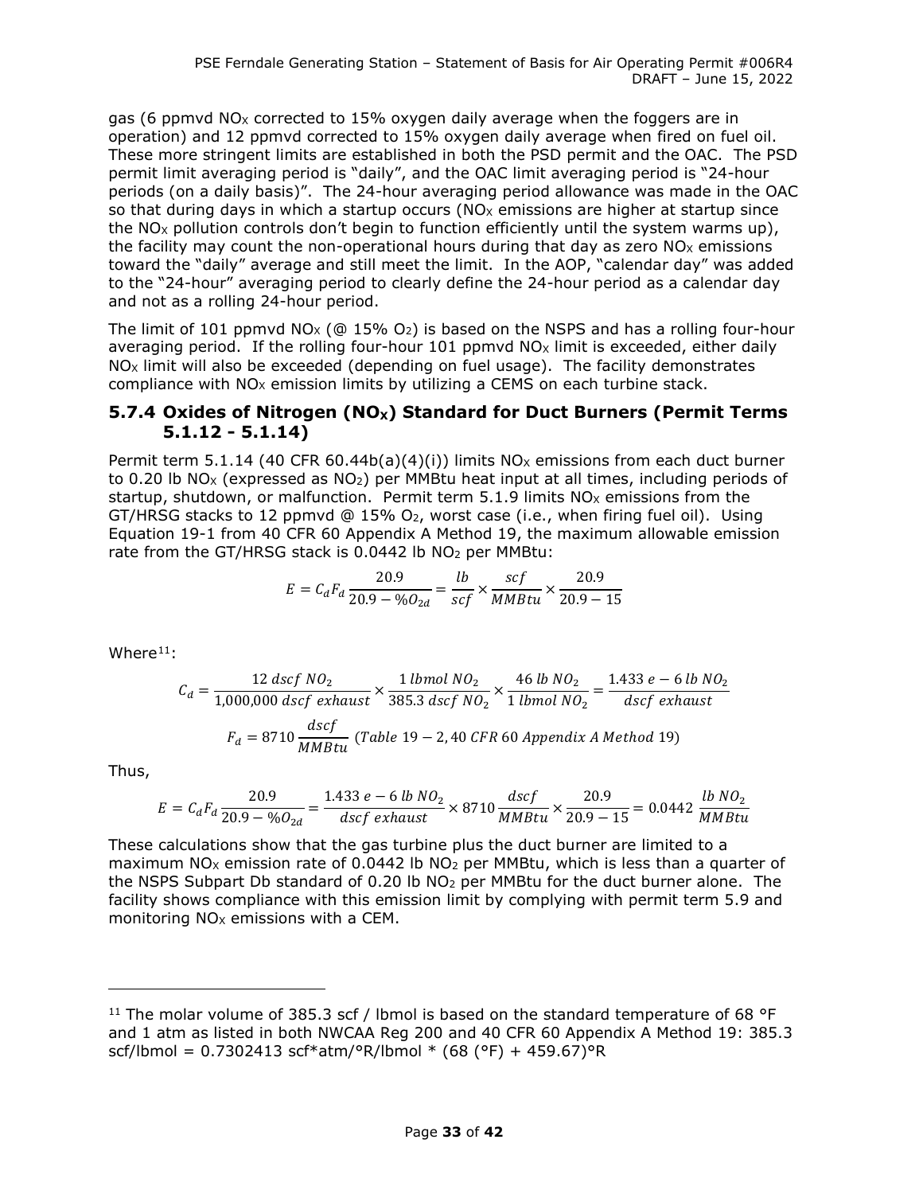gas (6 ppmvd $NO_X$ corrected to 15% oxygen daily average when the foggers are in operation) and 12 ppmvd corrected to 15% oxygen daily average when fired on fuel oil. These more stringent limits are established in both the PSD permit and the OAC. The PSD permit limit averaging period is "daily", and the OAC limit averaging period is "24-hour periods (on a daily basis)". The 24-hour averaging period allowance was made in the OAC so that during days in which a startup occurs ($NO_X$ emissions are higher at startup since the $NO_X$ pollution controls don't begin to function efficiently until the system warms up), the facility may count the non-operational hours during that day as zero $NO_X$ emissions toward the "daily" average and still meet the limit. In the AOP, "calendar day" was added to the "24-hour" averaging period to clearly define the 24-hour period as a calendar day and not as a rolling 24-hour period.

The limit of 101 ppmvd $NO_X$ (@ 15% $O_2$) is based on the NSPS and has a rolling four-hour averaging period. If the rolling four-hour 101 ppmvd $NO_X$ limit is exceeded, either daily $NO_X$ limit will also be exceeded (depending on fuel usage). The facility demonstrates compliance with $NO_X$ emission limits by utilizing a CEMS on each turbine stack.

### 5.7.4 Oxides of Nitrogen ($NO_X$) Standard for Duct Burners (Permit Terms 5.1.12 - 5.1.14)

Permit term 5.1.14 (40 CFR 60.44b(a)(4)(i)) limits $NO_X$ emissions from each duct burner to 0.20 lb $NO_X$ (expressed as $NO_2$) per MMBtu heat input at all times, including periods of startup, shutdown, or malfunction. Permit term 5.1.9 limits $NO_X$ emissions from the GT/HRSG stacks to 12 ppmvd @ 15% $O_2$, worst case (i.e., when firing fuel oil). Using Equation 19-1 from 40 CFR 60 Appendix A Method 19, the maximum allowable emission rate from the GT/HRSG stack is 0.0442 lb $NO_2$ per MMBtu:

$$E = C_d F_d \frac{20.9}{20.9 - \%O_{2d}} = \frac{lb}{scf} \times \frac{scf}{MMBtu} \times \frac{20.9}{20.9 - 15}$$

Where[11]:

$$C_d = \frac{12\ dscf\ NO_2}{1{,}000{,}000\ dscf\ exhaust} \times \frac{1\ lbmol\ NO_2}{385.3\ dscf\ NO_2} \times \frac{46\ lb\ NO_2}{1\ lbmol\ NO_2} = \frac{1.433\ e-6\ lb\ NO_2}{dscf\ exhaust}$$

$$F_d = 8710 \frac{dscf}{MMBtu}\ (Table\ 19-2, 40\ CFR\ 60\ Appendix\ A\ Method\ 19)$$

Thus,

$$E = C_d F_d \frac{20.9}{20.9 - \%O_{2d}} = \frac{1.433\ e-6\ lb\ NO_2}{dscf\ exhaust} \times 8710 \frac{dscf}{MMBtu} \times \frac{20.9}{20.9 - 15} = 0.0442\ \frac{lb\ NO_2}{MMBtu}$$

These calculations show that the gas turbine plus the duct burner are limited to a maximum $NO_X$ emission rate of 0.0442 lb $NO_2$ per MMBtu, which is less than a quarter of the NSPS Subpart Db standard of 0.20 lb $NO_2$ per MMBtu for the duct burner alone. The facility shows compliance with this emission limit by complying with permit term 5.9 and monitoring $NO_X$ emissions with a CEM.

---

[11] The molar volume of 385.3 scf / lbmol is based on the standard temperature of 68 °F and 1 atm as listed in both NWCAA Reg 200 and 40 CFR 60 Appendix A Method 19: 385.3 scf/lbmol = 0.7302413 scf*atm/°R/lbmol * (68 (°F) + 459.67)°R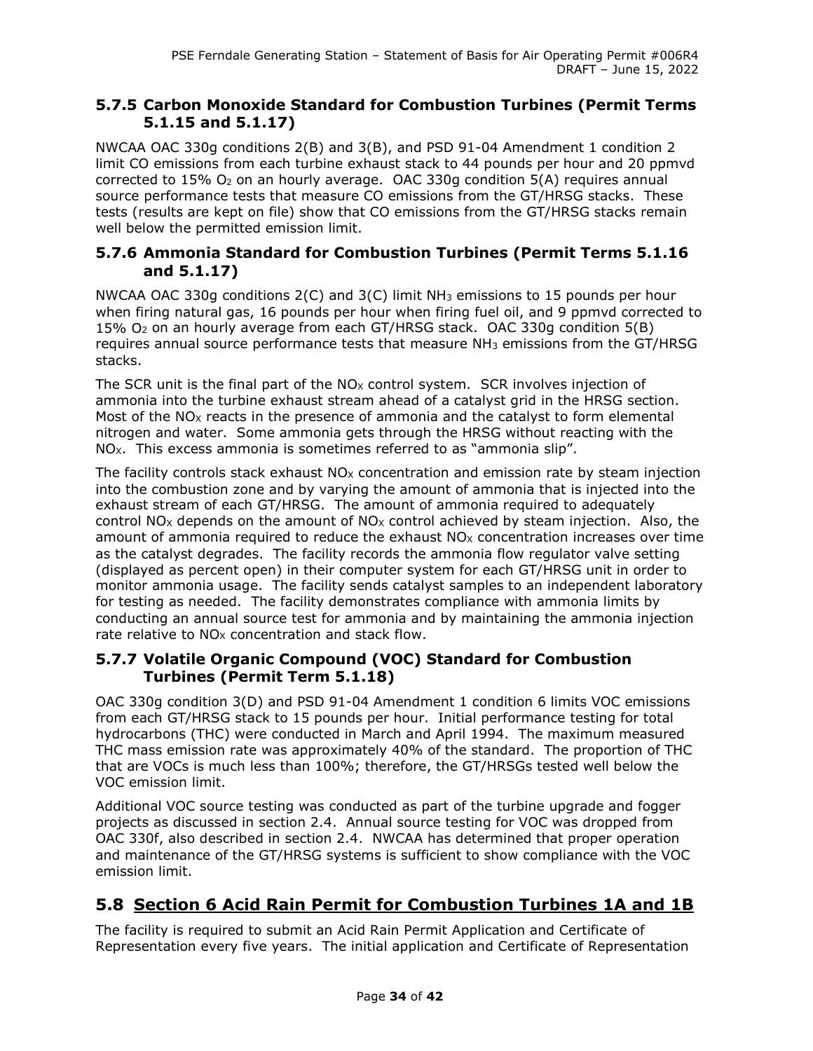### 5.7.5 Carbon Monoxide Standard for Combustion Turbines (Permit Terms 5.1.15 and 5.1.17)

NWCAA OAC 330g conditions 2(B) and 3(B), and PSD 91-04 Amendment 1 condition 2 limit CO emissions from each turbine exhaust stack to 44 pounds per hour and 20 ppmvd corrected to 15% $O_2$ on an hourly average. OAC 330g condition 5(A) requires annual source performance tests that measure CO emissions from the GT/HRSG stacks. These tests (results are kept on file) show that CO emissions from the GT/HRSG stacks remain well below the permitted emission limit.

### 5.7.6 Ammonia Standard for Combustion Turbines (Permit Terms 5.1.16 and 5.1.17)

NWCAA OAC 330g conditions 2(C) and 3(C) limit $NH_3$ emissions to 15 pounds per hour when firing natural gas, 16 pounds per hour when firing fuel oil, and 9 ppmvd corrected to 15% $O_2$ on an hourly average from each GT/HRSG stack. OAC 330g condition 5(B) requires annual source performance tests that measure $NH_3$ emissions from the GT/HRSG stacks.

The SCR unit is the final part of the $NO_X$ control system. SCR involves injection of ammonia into the turbine exhaust stream ahead of a catalyst grid in the HRSG section. Most of the $NO_X$ reacts in the presence of ammonia and the catalyst to form elemental nitrogen and water. Some ammonia gets through the HRSG without reacting with the $NO_X$. This excess ammonia is sometimes referred to as "ammonia slip".

The facility controls stack exhaust $NO_X$ concentration and emission rate by steam injection into the combustion zone and by varying the amount of ammonia that is injected into the exhaust stream of each GT/HRSG. The amount of ammonia required to adequately control $NO_X$ depends on the amount of $NO_X$ control achieved by steam injection. Also, the amount of ammonia required to reduce the exhaust $NO_X$ concentration increases over time as the catalyst degrades. The facility records the ammonia flow regulator valve setting (displayed as percent open) in their computer system for each GT/HRSG unit in order to monitor ammonia usage. The facility sends catalyst samples to an independent laboratory for testing as needed. The facility demonstrates compliance with ammonia limits by conducting an annual source test for ammonia and by maintaining the ammonia injection rate relative to $NO_X$ concentration and stack flow.

### 5.7.7 Volatile Organic Compound (VOC) Standard for Combustion Turbines (Permit Term 5.1.18)

OAC 330g condition 3(D) and PSD 91-04 Amendment 1 condition 6 limits VOC emissions from each GT/HRSG stack to 15 pounds per hour. Initial performance testing for total hydrocarbons (THC) were conducted in March and April 1994. The maximum measured THC mass emission rate was approximately 40% of the standard. The proportion of THC that are VOCs is much less than 100%; therefore, the GT/HRSGs tested well below the VOC emission limit.

Additional VOC source testing was conducted as part of the turbine upgrade and fogger projects as discussed in section 2.4. Annual source testing for VOC was dropped from OAC 330f, also described in section 2.4. NWCAA has determined that proper operation and maintenance of the GT/HRSG systems is sufficient to show compliance with the VOC emission limit.

## 5.8 Section 6 Acid Rain Permit for Combustion Turbines 1A and 1B

The facility is required to submit an Acid Rain Permit Application and Certificate of Representation every five years. The initial application and Certificate of Representation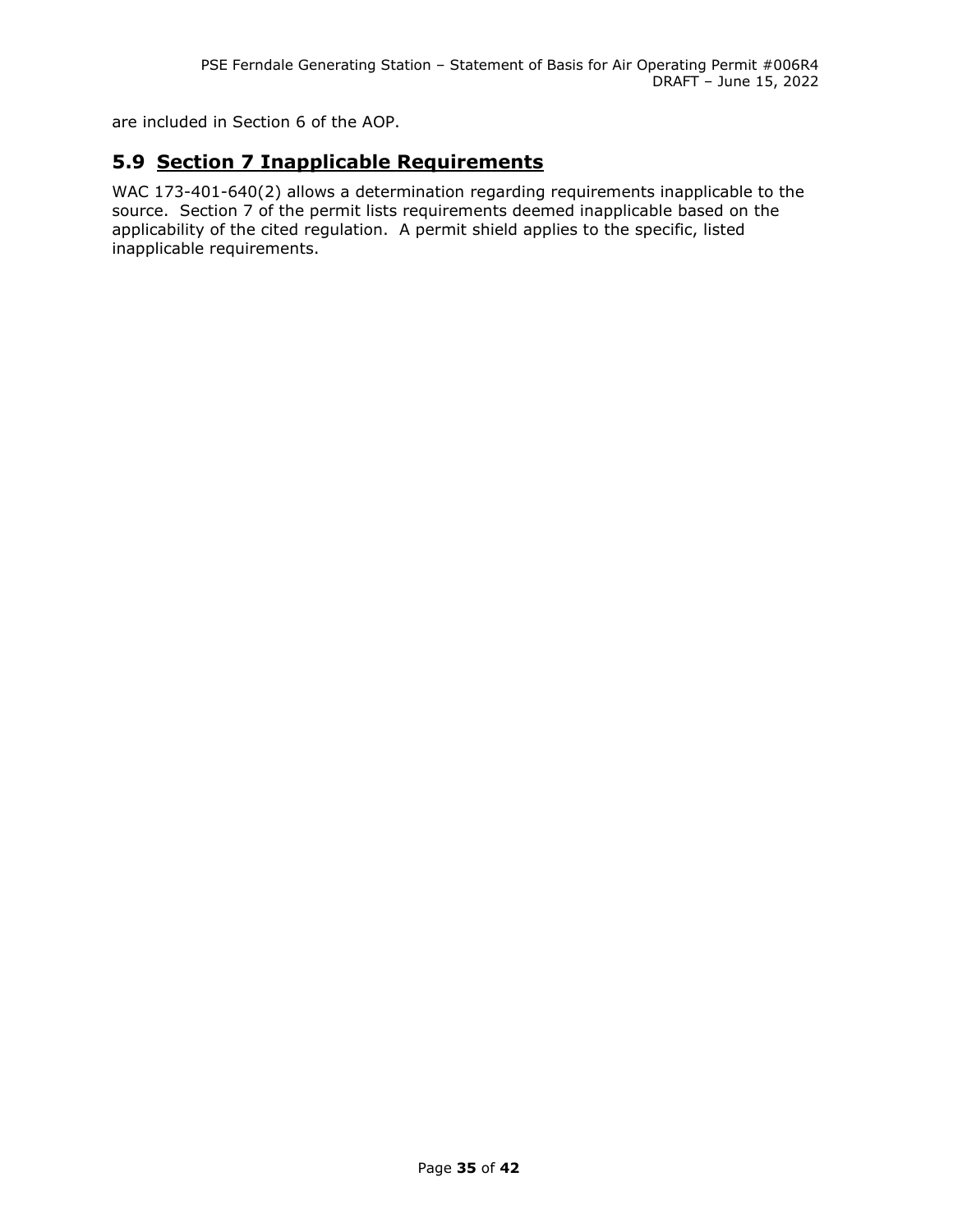are included in Section 6 of the AOP.

## 5.9 Section 7 Inapplicable Requirements

WAC 173-401-640(2) allows a determination regarding requirements inapplicable to the source. Section 7 of the permit lists requirements deemed inapplicable based on the applicability of the cited regulation. A permit shield applies to the specific, listed inapplicable requirements.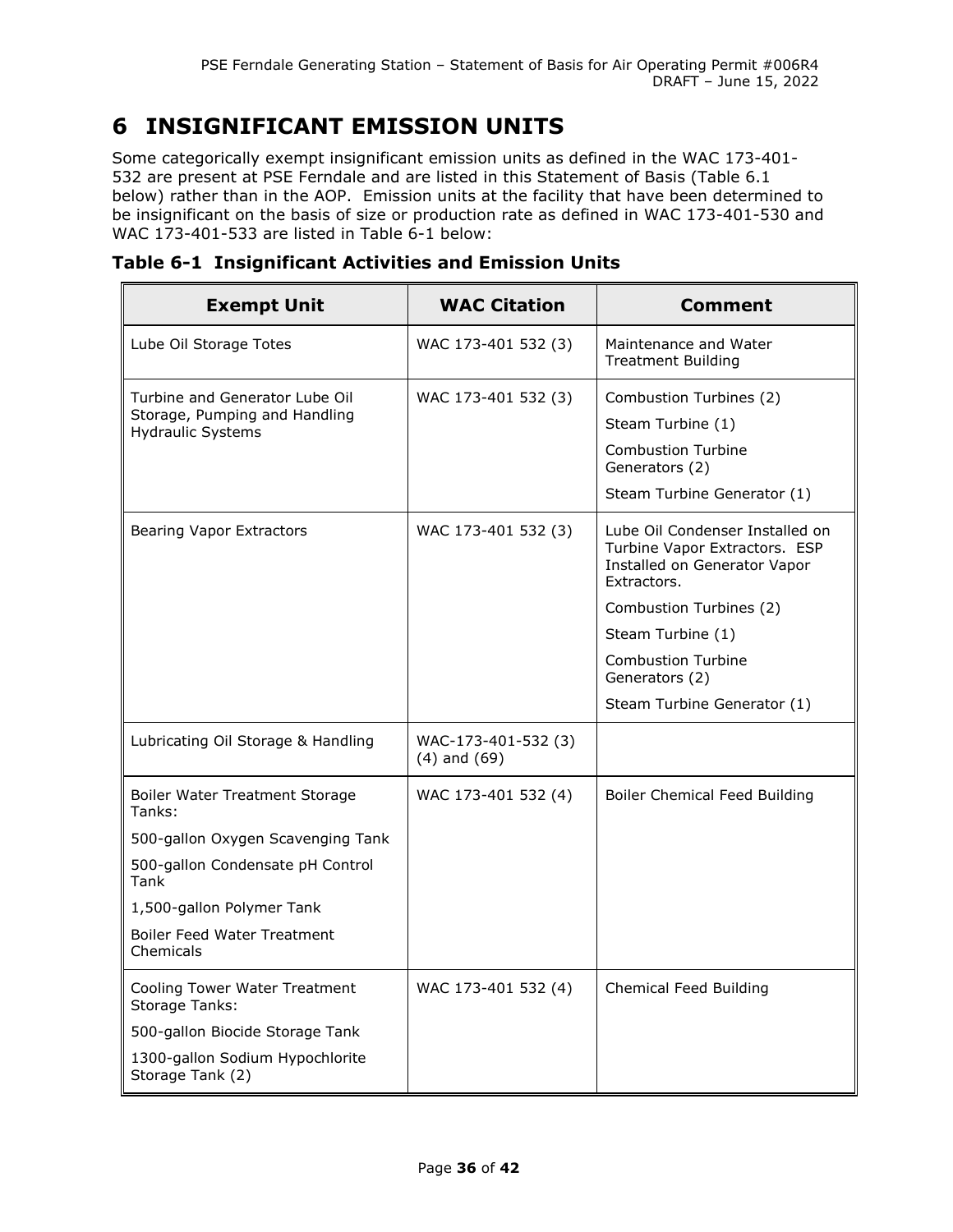# 6 INSIGNIFICANT EMISSION UNITS

Some categorically exempt insignificant emission units as defined in the WAC 173-401-532 are present at PSE Ferndale and are listed in this Statement of Basis (Table 6.1 below) rather than in the AOP. Emission units at the facility that have been determined to be insignificant on the basis of size or production rate as defined in WAC 173-401-530 and WAC 173-401-533 are listed in Table 6-1 below:

**Table 6-1 Insignificant Activities and Emission Units**

| Exempt Unit | WAC Citation | Comment |
|---|---|---|
| Lube Oil Storage Totes | WAC 173-401 532 (3) | Maintenance and Water Treatment Building |
| Turbine and Generator Lube Oil Storage, Pumping and Handling Hydraulic Systems | WAC 173-401 532 (3) | Combustion Turbines (2)<br>Steam Turbine (1)<br>Combustion Turbine Generators (2)<br>Steam Turbine Generator (1) |
| Bearing Vapor Extractors | WAC 173-401 532 (3) | Lube Oil Condenser Installed on Turbine Vapor Extractors. ESP Installed on Generator Vapor Extractors.<br>Combustion Turbines (2)<br>Steam Turbine (1)<br>Combustion Turbine Generators (2)<br>Steam Turbine Generator (1) |
| Lubricating Oil Storage & Handling | WAC-173-401-532 (3) (4) and (69) | |
| Boiler Water Treatment Storage Tanks:<br>500-gallon Oxygen Scavenging Tank<br>500-gallon Condensate pH Control Tank<br>1,500-gallon Polymer Tank<br>Boiler Feed Water Treatment Chemicals | WAC 173-401 532 (4) | Boiler Chemical Feed Building |
| Cooling Tower Water Treatment Storage Tanks:<br>500-gallon Biocide Storage Tank<br>1300-gallon Sodium Hypochlorite Storage Tank (2) | WAC 173-401 532 (4) | Chemical Feed Building |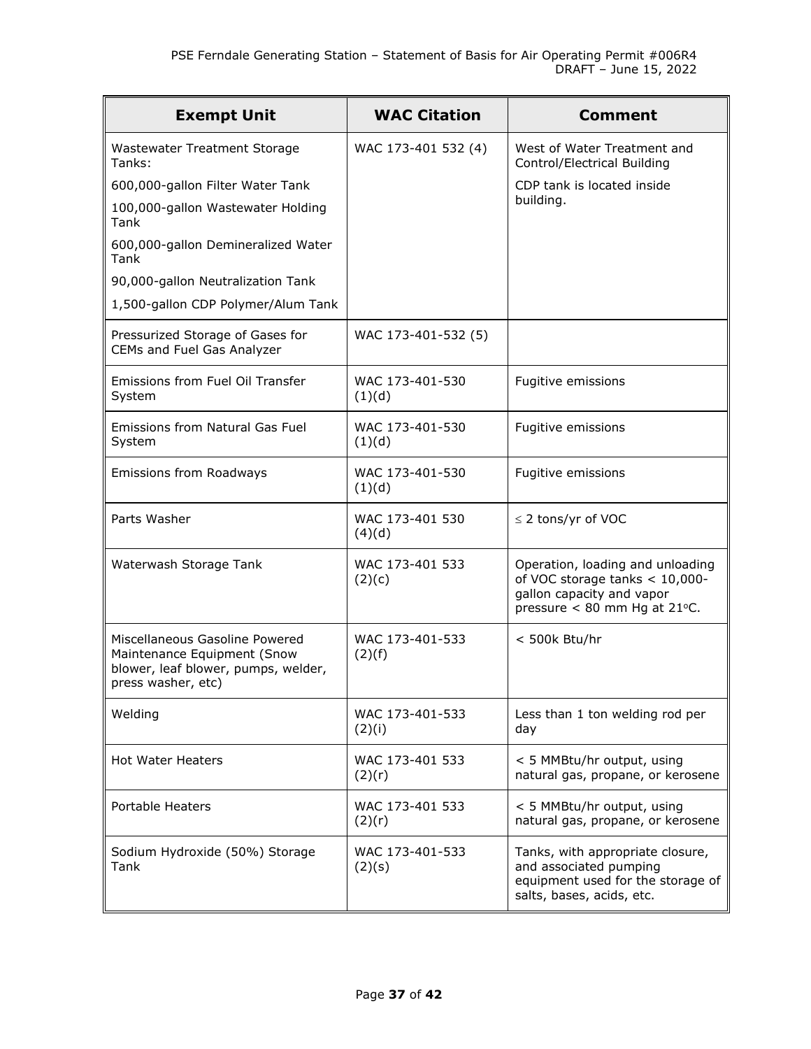| Exempt Unit | WAC Citation | Comment |
|---|---|---|
| Wastewater Treatment Storage Tanks:<br>600,000-gallon Filter Water Tank<br>100,000-gallon Wastewater Holding Tank<br>600,000-gallon Demineralized Water Tank<br>90,000-gallon Neutralization Tank<br>1,500-gallon CDP Polymer/Alum Tank | WAC 173-401 532 (4) | West of Water Treatment and Control/Electrical Building<br>CDP tank is located inside building. |
| Pressurized Storage of Gases for CEMs and Fuel Gas Analyzer | WAC 173-401-532 (5) | |
| Emissions from Fuel Oil Transfer System | WAC 173-401-530 (1)(d) | Fugitive emissions |
| Emissions from Natural Gas Fuel System | WAC 173-401-530 (1)(d) | Fugitive emissions |
| Emissions from Roadways | WAC 173-401-530 (1)(d) | Fugitive emissions |
| Parts Washer | WAC 173-401 530 (4)(d) | ≤ 2 tons/yr of VOC |
| Waterwash Storage Tank | WAC 173-401 533 (2)(c) | Operation, loading and unloading of VOC storage tanks < 10,000-gallon capacity and vapor pressure < 80 mm Hg at 21°C. |
| Miscellaneous Gasoline Powered Maintenance Equipment (Snow blower, leaf blower, pumps, welder, press washer, etc) | WAC 173-401-533 (2)(f) | < 500k Btu/hr |
| Welding | WAC 173-401-533 (2)(i) | Less than 1 ton welding rod per day |
| Hot Water Heaters | WAC 173-401 533 (2)(r) | < 5 MMBtu/hr output, using natural gas, propane, or kerosene |
| Portable Heaters | WAC 173-401 533 (2)(r) | < 5 MMBtu/hr output, using natural gas, propane, or kerosene |
| Sodium Hydroxide (50%) Storage Tank | WAC 173-401-533 (2)(s) | Tanks, with appropriate closure, and associated pumping equipment used for the storage of salts, bases, acids, etc. |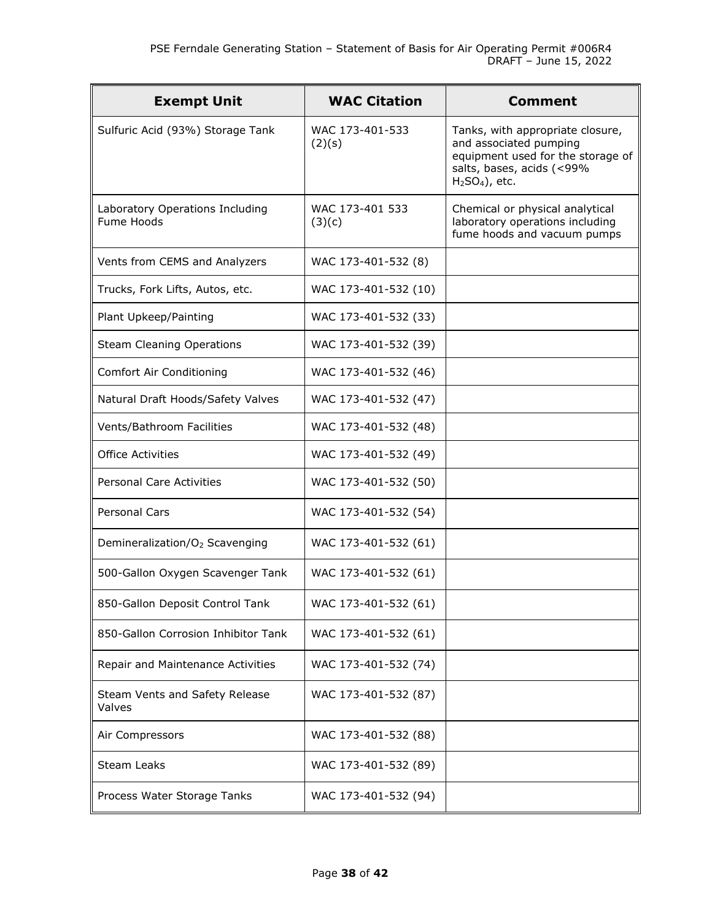| Exempt Unit | WAC Citation | Comment |
|---|---|---|
| Sulfuric Acid (93%) Storage Tank | WAC 173-401-533 (2)(s) | Tanks, with appropriate closure, and associated pumping equipment used for the storage of salts, bases, acids (<99% $H_2SO_4$), etc. |
| Laboratory Operations Including Fume Hoods | WAC 173-401 533 (3)(c) | Chemical or physical analytical laboratory operations including fume hoods and vacuum pumps |
| Vents from CEMS and Analyzers | WAC 173-401-532 (8) | |
| Trucks, Fork Lifts, Autos, etc. | WAC 173-401-532 (10) | |
| Plant Upkeep/Painting | WAC 173-401-532 (33) | |
| Steam Cleaning Operations | WAC 173-401-532 (39) | |
| Comfort Air Conditioning | WAC 173-401-532 (46) | |
| Natural Draft Hoods/Safety Valves | WAC 173-401-532 (47) | |
| Vents/Bathroom Facilities | WAC 173-401-532 (48) | |
| Office Activities | WAC 173-401-532 (49) | |
| Personal Care Activities | WAC 173-401-532 (50) | |
| Personal Cars | WAC 173-401-532 (54) | |
| Demineralization/$O_2$ Scavenging | WAC 173-401-532 (61) | |
| 500-Gallon Oxygen Scavenger Tank | WAC 173-401-532 (61) | |
| 850-Gallon Deposit Control Tank | WAC 173-401-532 (61) | |
| 850-Gallon Corrosion Inhibitor Tank | WAC 173-401-532 (61) | |
| Repair and Maintenance Activities | WAC 173-401-532 (74) | |
| Steam Vents and Safety Release Valves | WAC 173-401-532 (87) | |
| Air Compressors | WAC 173-401-532 (88) | |
| Steam Leaks | WAC 173-401-532 (89) | |
| Process Water Storage Tanks | WAC 173-401-532 (94) | |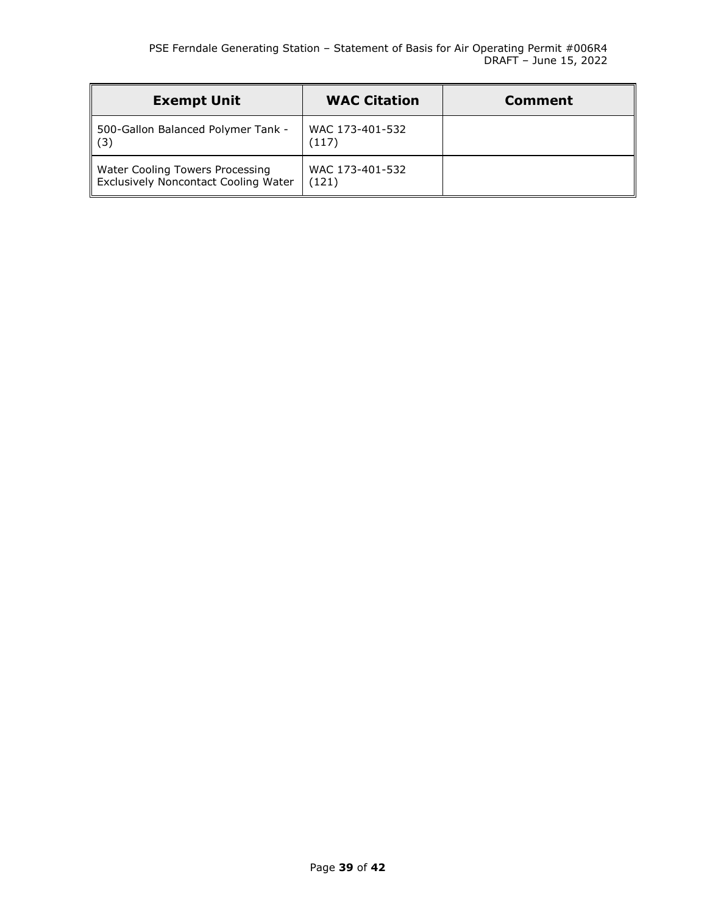| Exempt Unit | WAC Citation | Comment |
| --- | --- | --- |
| 500-Gallon Balanced Polymer Tank - (3) | WAC 173-401-532 (117) | |
| Water Cooling Towers Processing Exclusively Noncontact Cooling Water | WAC 173-401-532 (121) | |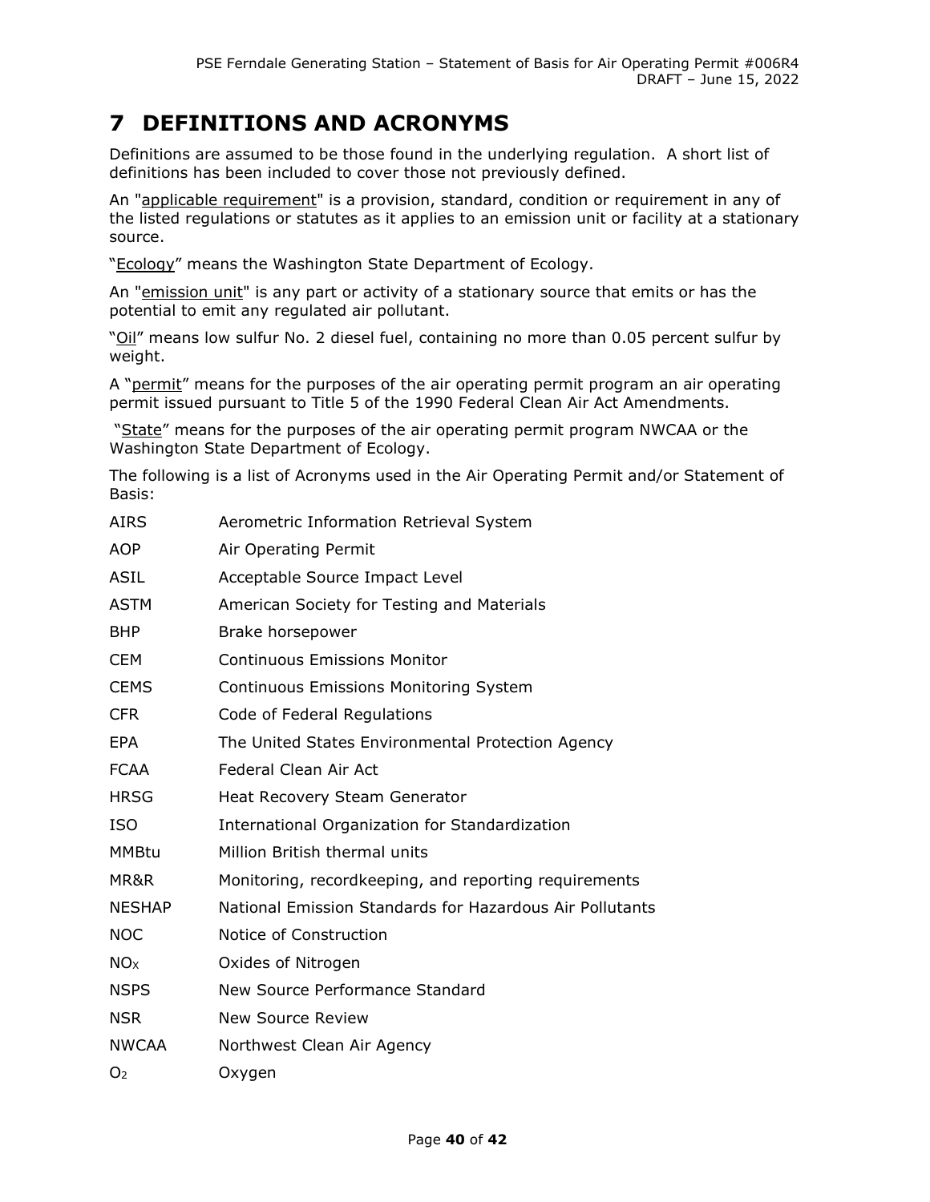# 7 DEFINITIONS AND ACRONYMS

Definitions are assumed to be those found in the underlying regulation. A short list of definitions has been included to cover those not previously defined.

An "applicable requirement" is a provision, standard, condition or requirement in any of the listed regulations or statutes as it applies to an emission unit or facility at a stationary source.

"Ecology" means the Washington State Department of Ecology.

An "emission unit" is any part or activity of a stationary source that emits or has the potential to emit any regulated air pollutant.

"Oil" means low sulfur No. 2 diesel fuel, containing no more than 0.05 percent sulfur by weight.

A "permit" means for the purposes of the air operating permit program an air operating permit issued pursuant to Title 5 of the 1990 Federal Clean Air Act Amendments.

"State" means for the purposes of the air operating permit program NWCAA or the Washington State Department of Ecology.

The following is a list of Acronyms used in the Air Operating Permit and/or Statement of Basis:

| | |
|---|---|
| AIRS | Aerometric Information Retrieval System |
| AOP | Air Operating Permit |
| ASIL | Acceptable Source Impact Level |
| ASTM | American Society for Testing and Materials |
| BHP | Brake horsepower |
| CEM | Continuous Emissions Monitor |
| CEMS | Continuous Emissions Monitoring System |
| CFR | Code of Federal Regulations |
| EPA | The United States Environmental Protection Agency |
| FCAA | Federal Clean Air Act |
| HRSG | Heat Recovery Steam Generator |
| ISO | International Organization for Standardization |
| MMBtu | Million British thermal units |
| MR&R | Monitoring, recordkeeping, and reporting requirements |
| NESHAP | National Emission Standards for Hazardous Air Pollutants |
| NOC | Notice of Construction |
| $NO_X$ | Oxides of Nitrogen |
| NSPS | New Source Performance Standard |
| NSR | New Source Review |
| NWCAA | Northwest Clean Air Agency |
| $O_2$ | Oxygen |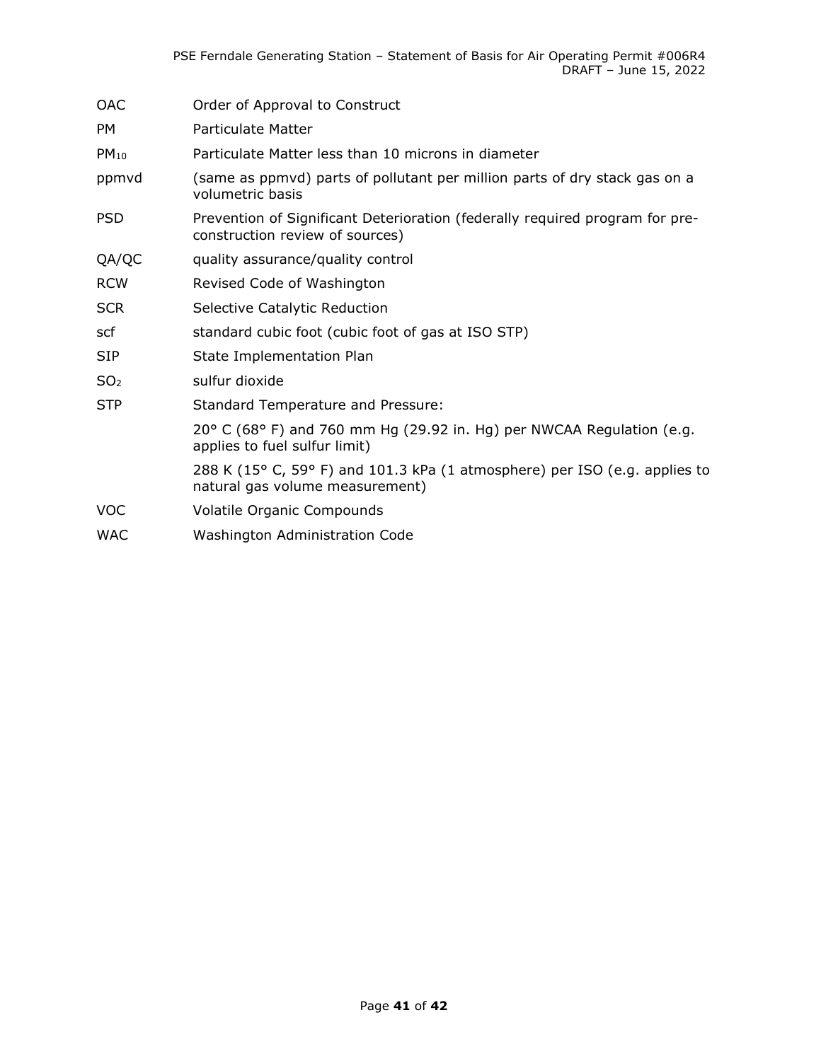| | |
|---|---|
| OAC | Order of Approval to Construct |
| PM | Particulate Matter |
| $PM_{10}$ | Particulate Matter less than 10 microns in diameter |
| ppmvd | (same as ppmvd) parts of pollutant per million parts of dry stack gas on a volumetric basis |
| PSD | Prevention of Significant Deterioration (federally required program for pre-construction review of sources) |
| QA/QC | quality assurance/quality control |
| RCW | Revised Code of Washington |
| SCR | Selective Catalytic Reduction |
| scf | standard cubic foot (cubic foot of gas at ISO STP) |
| SIP | State Implementation Plan |
| $SO_2$ | sulfur dioxide |
| STP | Standard Temperature and Pressure: |
| | 20° C (68° F) and 760 mm Hg (29.92 in. Hg) per NWCAA Regulation (e.g. applies to fuel sulfur limit) |
| | 288 K (15° C, 59° F) and 101.3 kPa (1 atmosphere) per ISO (e.g. applies to natural gas volume measurement) |
| VOC | Volatile Organic Compounds |
| WAC | Washington Administration Code |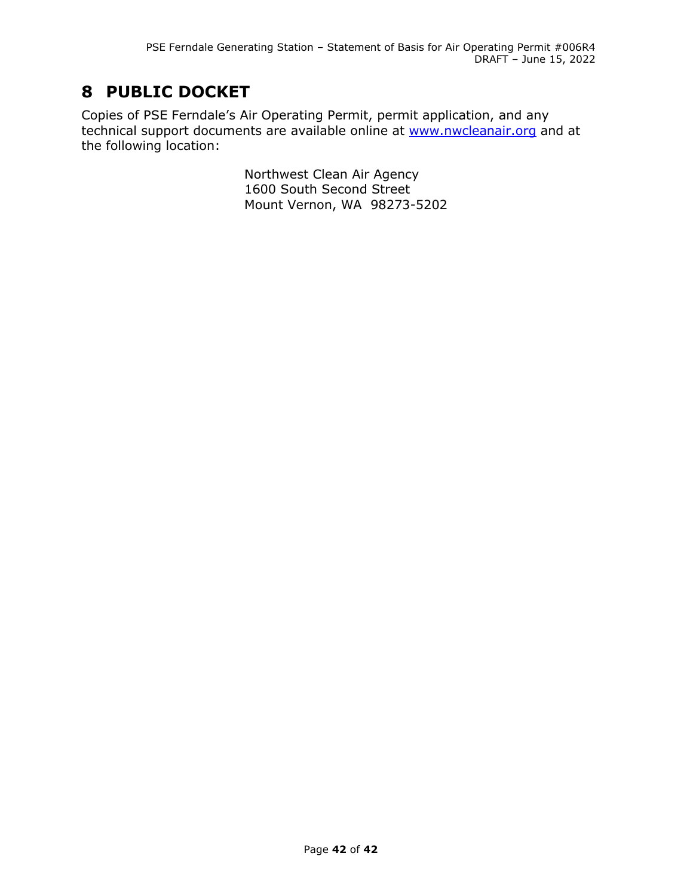# 8 PUBLIC DOCKET

Copies of PSE Ferndale's Air Operating Permit, permit application, and any technical support documents are available online at [www.nwcleanair.org](http://www.nwcleanair.org) and at the following location:

Northwest Clean Air Agency
1600 South Second Street
Mount Vernon, WA 98273-5202